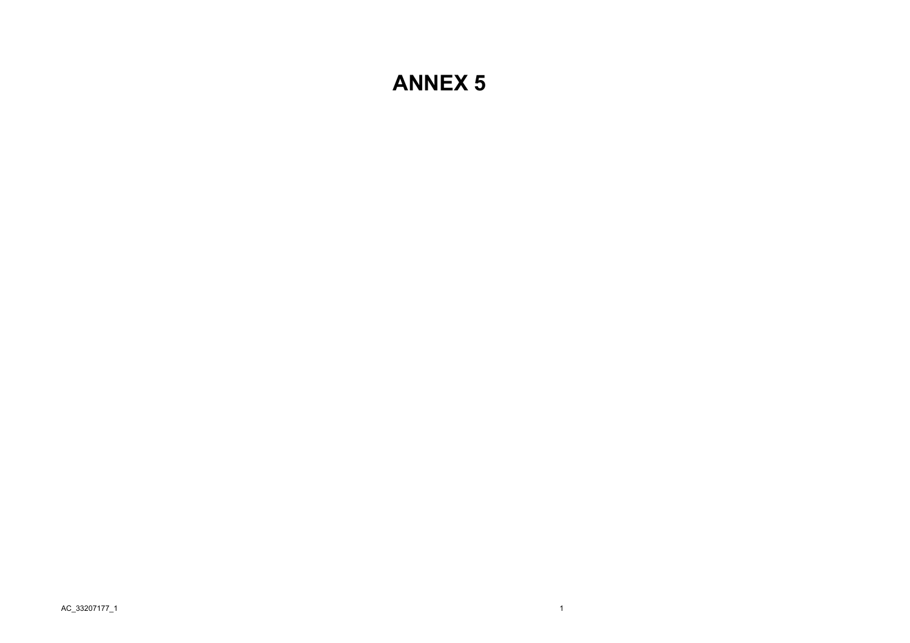# ANNEX 5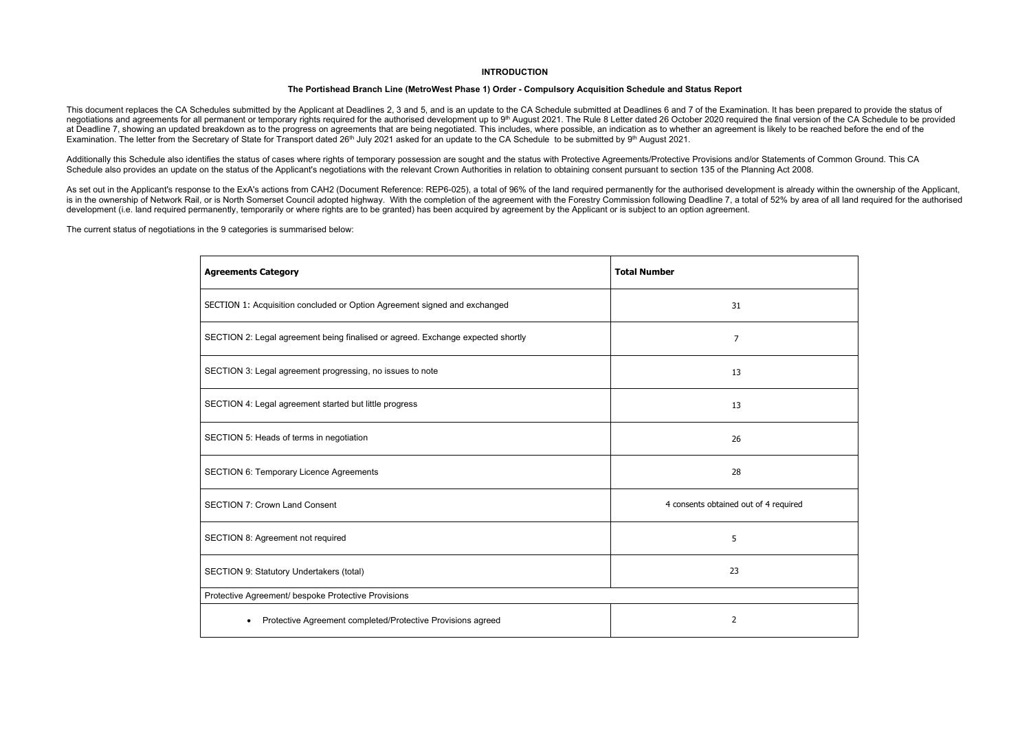# INTRODUCTION

## The Portishead Branch Line (MetroWest Phase 1) Order - Compulsory Acquisition Schedule and Status Report

This document replaces the CA Schedules submitted by the Applicant at Deadlines 2, 3 and 5, and is an update to the CA Schedule submitted at Deadlines 6 and 7 of the Examination. It has been prepared to provide the status of negotiations and agreements for all permanent or temporary rights required for the authorised development up to 9th August 2021. The Rule 8 Letter dated 26 October 2020 required the final version of the CA Schedule to be provided at Deadline 7, showing an updated breakdown as to the progress on agreements that are being negotiated. This includes, where possible, an indication as to whether an agreement is likely to be reached before the end of the Examination. The letter from the Secretary of State for Transport dated 26th July 2021 asked for an update to the CA Schedule to be submitted by 9th August 2021.

Additionally this Schedule also identifies the status of cases where rights of temporary possession are sought and the status with Protective Agreements/Protective Provisions and/or Statements of Common Ground. This CA Schedule also provides an update on the status of the Applicant's negotiations with the relevant Crown Authorities in relation to obtaining consent pursuant to section 135 of the Planning Act 2008.

As set out in the Applicant's response to the ExA's actions from CAH2 (Document Reference: REP6-025), a total of 96% of the land required permanently for the authorised development is already within the ownership of the Applicant, is in the ownership of Network Rail, or is North Somerset Council adopted highway. With the completion of the agreement with the Forestry Commission following Deadline 7, a total of 52% by area of all land required for the authorised development (i.e. land required permanently, temporarily or where rights are to be granted) has been acquired by agreement by the Applicant or is subject to an option agreement.

The current status of negotiations in the 9 categories is summarised below:

| Agreements Category | Total Number |
|---|---|
| SECTION 1: Acquisition concluded or Option Agreement signed and exchanged | 31 |
| SECTION 2: Legal agreement being finalised or agreed. Exchange expected shortly | 7 |
| SECTION 3: Legal agreement progressing, no issues to note | 13 |
| SECTION 4: Legal agreement started but little progress | 13 |
| SECTION 5: Heads of terms in negotiation | 26 |
| SECTION 6: Temporary Licence Agreements | 28 |
| SECTION 7: Crown Land Consent | 4 consents obtained out of 4 required |
| SECTION 8: Agreement not required | 5 |
| SECTION 9: Statutory Undertakers (total) | 23 |
| Protective Agreement/ bespoke Protective Provisions | |
| • Protective Agreement completed/Protective Provisions agreed | 2 |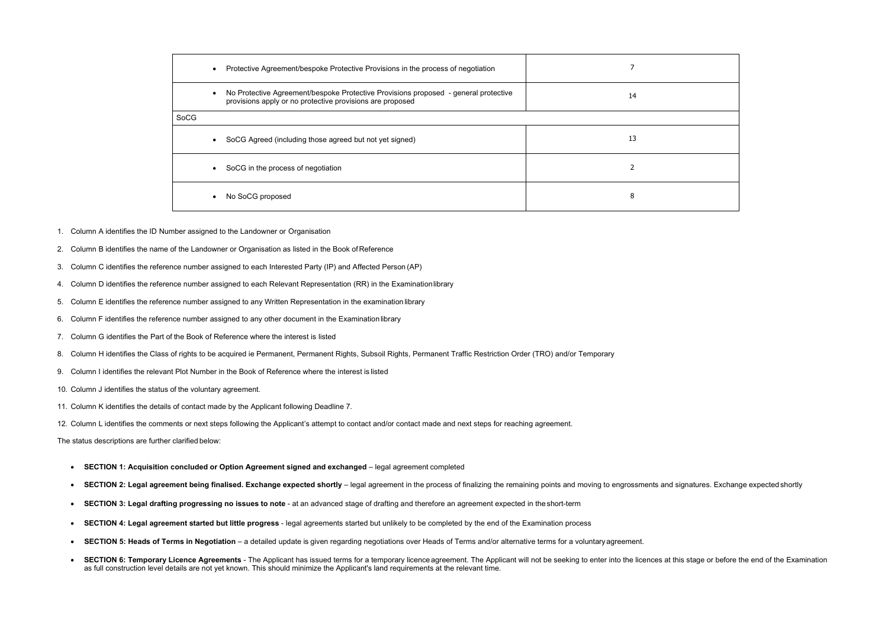| | |
|---|---|
| • Protective Agreement/bespoke Protective Provisions in the process of negotiation | 7 |
| • No Protective Agreement/bespoke Protective Provisions proposed - general protective provisions apply or no protective provisions are proposed | 14 |
| SoCG | |
| • SoCG Agreed (including those agreed but not yet signed) | 13 |
| • SoCG in the process of negotiation | 2 |
| • No SoCG proposed | 8 |

1. Column A identifies the ID Number assigned to the Landowner or Organisation
2. Column B identifies the name of the Landowner or Organisation as listed in the Book of Reference
3. Column C identifies the reference number assigned to each Interested Party (IP) and Affected Person (AP)
4. Column D identifies the reference number assigned to each Relevant Representation (RR) in the Examination library
5. Column E identifies the reference number assigned to any Written Representation in the examination library
6. Column F identifies the reference number assigned to any other document in the Examination library
7. Column G identifies the Part of the Book of Reference where the interest is listed
8. Column H identifies the Class of rights to be acquired ie Permanent, Permanent Rights, Subsoil Rights, Permanent Traffic Restriction Order (TRO) and/or Temporary
9. Column I identifies the relevant Plot Number in the Book of Reference where the interest is listed
10. Column J identifies the status of the voluntary agreement.
11. Column K identifies the details of contact made by the Applicant following Deadline 7.
12. Column L identifies the comments or next steps following the Applicant's attempt to contact and/or contact made and next steps for reaching agreement.

The status descriptions are further clarified below:

- **SECTION 1: Acquisition concluded or Option Agreement signed and exchanged** – legal agreement completed
- **SECTION 2: Legal agreement being finalised. Exchange expected shortly** – legal agreement in the process of finalizing the remaining points and moving to engrossments and signatures. Exchange expected shortly
- **SECTION 3: Legal drafting progressing no issues to note** - at an advanced stage of drafting and therefore an agreement expected in the short-term
- **SECTION 4: Legal agreement started but little progress** - legal agreements started but unlikely to be completed by the end of the Examination process
- **SECTION 5: Heads of Terms in Negotiation** – a detailed update is given regarding negotiations over Heads of Terms and/or alternative terms for a voluntary agreement.
- **SECTION 6: Temporary Licence Agreements** - The Applicant has issued terms for a temporary licence agreement. The Applicant will not be seeking to enter into the licences at this stage or before the end of the Examination as full construction level details are not yet known. This should minimize the Applicant's land requirements at the relevant time.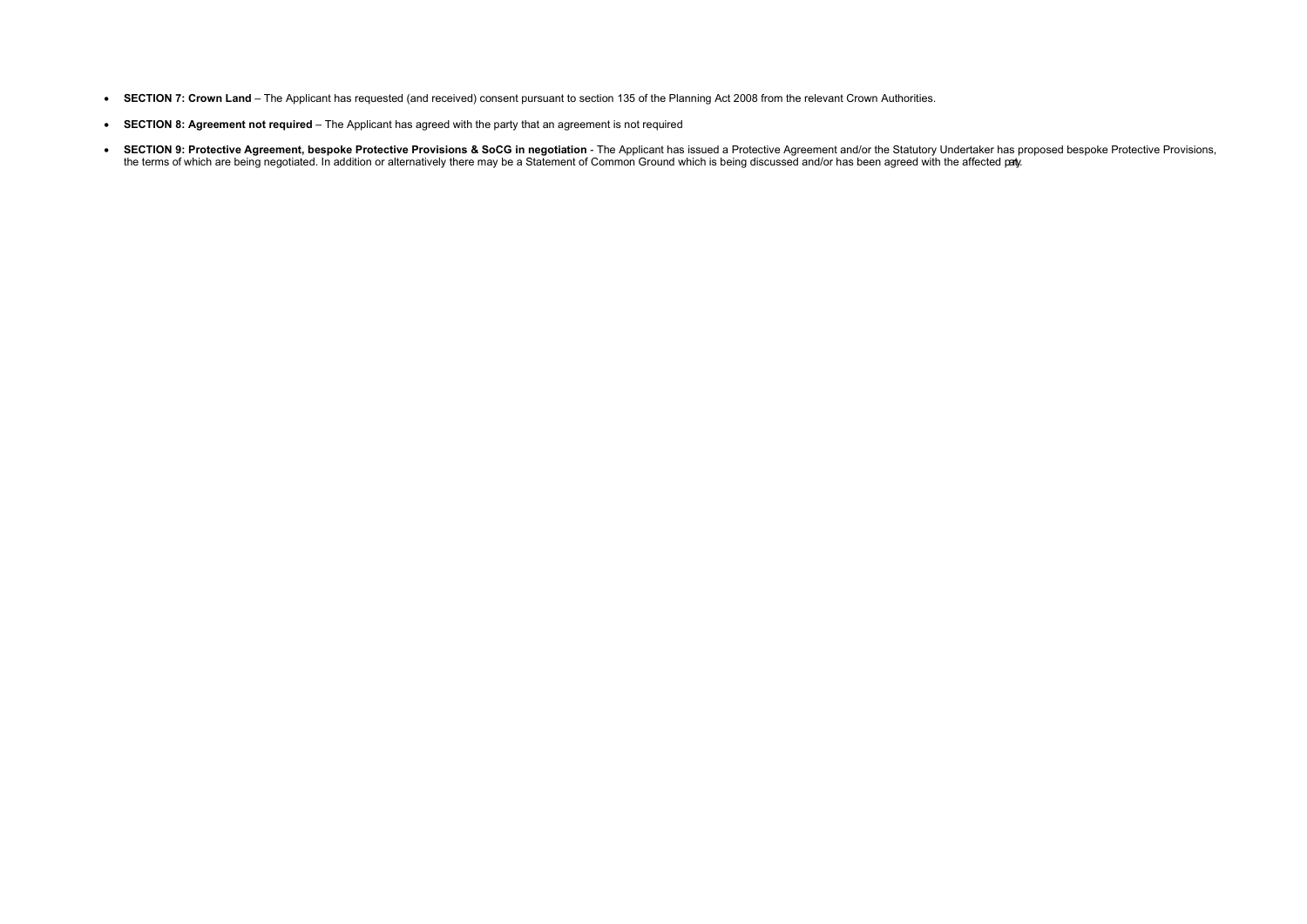- **SECTION 7: Crown Land** – The Applicant has requested (and received) consent pursuant to section 135 of the Planning Act 2008 from the relevant Crown Authorities.
- **SECTION 8: Agreement not required** – The Applicant has agreed with the party that an agreement is not required
- **SECTION 9: Protective Agreement, bespoke Protective Provisions & SoCG in negotiation** - The Applicant has issued a Protective Agreement and/or the Statutory Undertaker has proposed bespoke Protective Provisions, the terms of which are being negotiated. In addition or alternatively there may be a Statement of Common Ground which is being discussed and/or has been agreed with the affected party.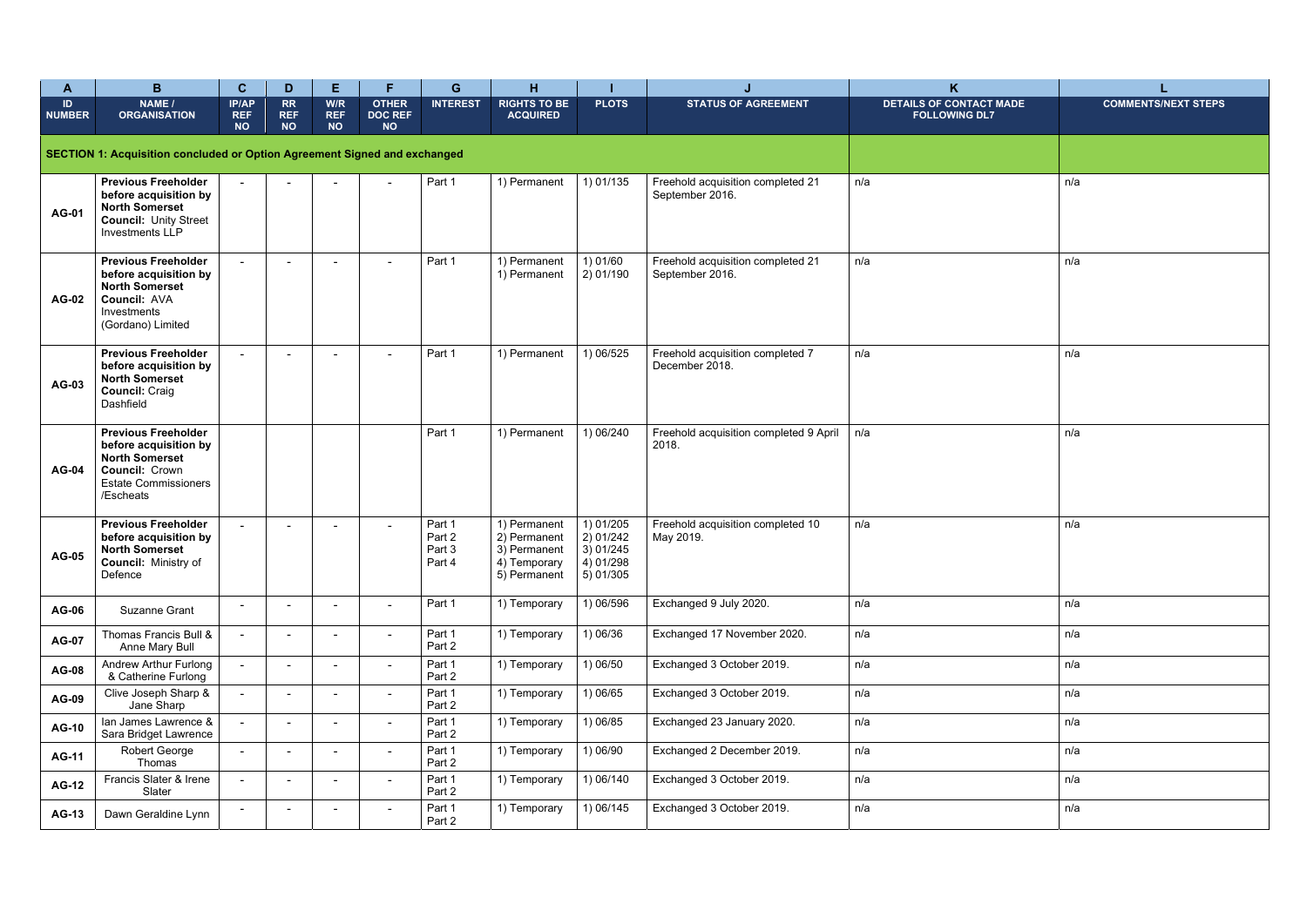| A | B | C | D | E | F | G | H | I | J | K | L |
|---|---|---|---|---|---|---|---|---|---|---|---|
| ID NUMBER | NAME / ORGANISATION | IP/AP REF NO | RR REF NO | W/R REF NO | OTHER DOC REF NO | INTEREST | RIGHTS TO BE ACQUIRED | PLOTS | STATUS OF AGREEMENT | DETAILS OF CONTACT MADE FOLLOWING DL7 | COMMENTS/NEXT STEPS |
| **SECTION 1: Acquisition concluded or Option Agreement Signed and exchanged** | | | | | | | | | | | |
| **AG-01** | **Previous Freeholder before acquisition by North Somerset Council:** Unity Street Investments LLP | - | - | - | - | Part 1 | 1) Permanent | 1) 01/135 | Freehold acquisition completed 21 September 2016. | n/a | n/a |
| **AG-02** | **Previous Freeholder before acquisition by North Somerset Council:** AVA Investments (Gordano) Limited | - | - | - | - | Part 1 | 1) Permanent 1) Permanent | 1) 01/60 2) 01/190 | Freehold acquisition completed 21 September 2016. | n/a | n/a |
| **AG-03** | **Previous Freeholder before acquisition by North Somerset Council:** Craig Dashfield | - | - | - | - | Part 1 | 1) Permanent | 1) 06/525 | Freehold acquisition completed 7 December 2018. | n/a | n/a |
| **AG-04** | **Previous Freeholder before acquisition by North Somerset Council:** Crown Estate Commissioners /Escheats | | | | | Part 1 | 1) Permanent | 1) 06/240 | Freehold acquisition completed 9 April 2018. | n/a | n/a |
| **AG-05** | **Previous Freeholder before acquisition by North Somerset Council:** Ministry of Defence | - | - | - | - | Part 1 Part 2 Part 3 Part 4 | 1) Permanent 2) Permanent 3) Permanent 4) Temporary 5) Permanent | 1) 01/205 2) 01/242 3) 01/245 4) 01/298 5) 01/305 | Freehold acquisition completed 10 May 2019. | n/a | n/a |
| **AG-06** | Suzanne Grant | - | - | - | - | Part 1 | 1) Temporary | 1) 06/596 | Exchanged 9 July 2020. | n/a | n/a |
| **AG-07** | Thomas Francis Bull & Anne Mary Bull | - | - | - | - | Part 1 Part 2 | 1) Temporary | 1) 06/36 | Exchanged 17 November 2020. | n/a | n/a |
| **AG-08** | Andrew Arthur Furlong & Catherine Furlong | - | - | - | - | Part 1 Part 2 | 1) Temporary | 1) 06/50 | Exchanged 3 October 2019. | n/a | n/a |
| **AG-09** | Clive Joseph Sharp & Jane Sharp | - | - | - | - | Part 1 Part 2 | 1) Temporary | 1) 06/65 | Exchanged 3 October 2019. | n/a | n/a |
| **AG-10** | Ian James Lawrence & Sara Bridget Lawrence | - | - | - | - | Part 1 Part 2 | 1) Temporary | 1) 06/85 | Exchanged 23 January 2020. | n/a | n/a |
| **AG-11** | Robert George Thomas | - | - | - | - | Part 1 Part 2 | 1) Temporary | 1) 06/90 | Exchanged 2 December 2019. | n/a | n/a |
| **AG-12** | Francis Slater & Irene Slater | - | - | - | - | Part 1 Part 2 | 1) Temporary | 1) 06/140 | Exchanged 3 October 2019. | n/a | n/a |
| **AG-13** | Dawn Geraldine Lynn | - | - | - | - | Part 1 Part 2 | 1) Temporary | 1) 06/145 | Exchanged 3 October 2019. | n/a | n/a |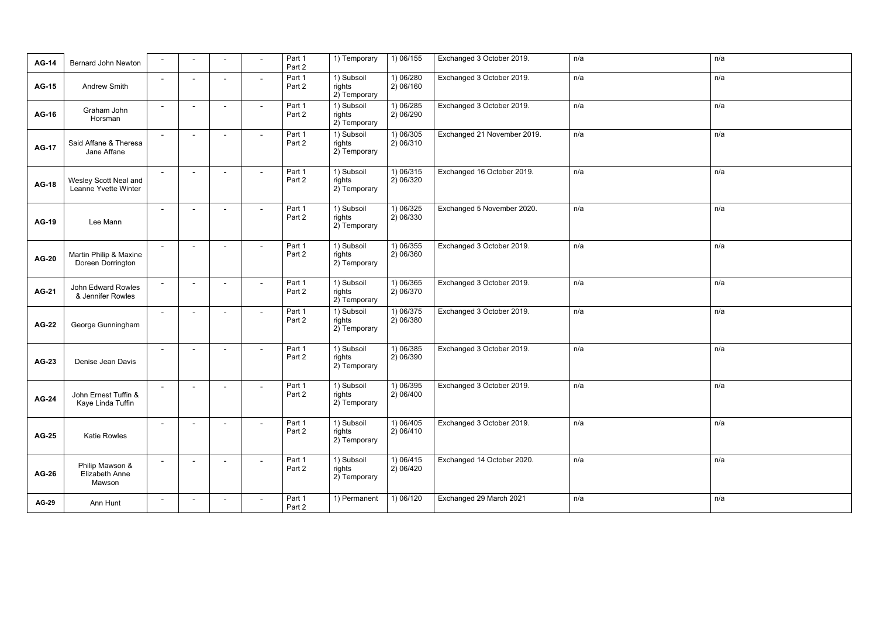| | | | | | | | | | | | |
|---|---|---|---|---|---|---|---|---|---|---|---|
| **AG-14** | Bernard John Newton | - | - | - | - | Part 1<br>Part 2 | 1) Temporary | 1) 06/155 | Exchanged 3 October 2019. | n/a | n/a |
| **AG-15** | Andrew Smith | - | - | - | - | Part 1<br>Part 2 | 1) Subsoil rights<br>2) Temporary | 1) 06/280<br>2) 06/160 | Exchanged 3 October 2019. | n/a | n/a |
| **AG-16** | Graham John Horsman | - | - | - | - | Part 1<br>Part 2 | 1) Subsoil rights<br>2) Temporary | 1) 06/285<br>2) 06/290 | Exchanged 3 October 2019. | n/a | n/a |
| **AG-17** | Said Affane & Theresa Jane Affane | - | - | - | - | Part 1<br>Part 2 | 1) Subsoil rights<br>2) Temporary | 1) 06/305<br>2) 06/310 | Exchanged 21 November 2019. | n/a | n/a |
| **AG-18** | Wesley Scott Neal and Leanne Yvette Winter | - | - | - | - | Part 1<br>Part 2 | 1) Subsoil rights<br>2) Temporary | 1) 06/315<br>2) 06/320 | Exchanged 16 October 2019. | n/a | n/a |
| **AG-19** | Lee Mann | - | - | - | - | Part 1<br>Part 2 | 1) Subsoil rights<br>2) Temporary | 1) 06/325<br>2) 06/330 | Exchanged 5 November 2020. | n/a | n/a |
| **AG-20** | Martin Philip & Maxine Doreen Dorrington | - | - | - | - | Part 1<br>Part 2 | 1) Subsoil rights<br>2) Temporary | 1) 06/355<br>2) 06/360 | Exchanged 3 October 2019. | n/a | n/a |
| **AG-21** | John Edward Rowles & Jennifer Rowles | - | - | - | - | Part 1<br>Part 2 | 1) Subsoil rights<br>2) Temporary | 1) 06/365<br>2) 06/370 | Exchanged 3 October 2019. | n/a | n/a |
| **AG-22** | George Gunningham | - | - | - | - | Part 1<br>Part 2 | 1) Subsoil rights<br>2) Temporary | 1) 06/375<br>2) 06/380 | Exchanged 3 October 2019. | n/a | n/a |
| **AG-23** | Denise Jean Davis | - | - | - | - | Part 1<br>Part 2 | 1) Subsoil rights<br>2) Temporary | 1) 06/385<br>2) 06/390 | Exchanged 3 October 2019. | n/a | n/a |
| **AG-24** | John Ernest Tuffin & Kaye Linda Tuffin | - | - | - | - | Part 1<br>Part 2 | 1) Subsoil rights<br>2) Temporary | 1) 06/395<br>2) 06/400 | Exchanged 3 October 2019. | n/a | n/a |
| **AG-25** | Katie Rowles | - | - | - | - | Part 1<br>Part 2 | 1) Subsoil rights<br>2) Temporary | 1) 06/405<br>2) 06/410 | Exchanged 3 October 2019. | n/a | n/a |
| **AG-26** | Philip Mawson & Elizabeth Anne Mawson | - | - | - | - | Part 1<br>Part 2 | 1) Subsoil rights<br>2) Temporary | 1) 06/415<br>2) 06/420 | Exchanged 14 October 2020. | n/a | n/a |
| **AG-29** | Ann Hunt | - | - | - | - | Part 1<br>Part 2 | 1) Permanent | 1) 06/120 | Exchanged 29 March 2021 | n/a | n/a |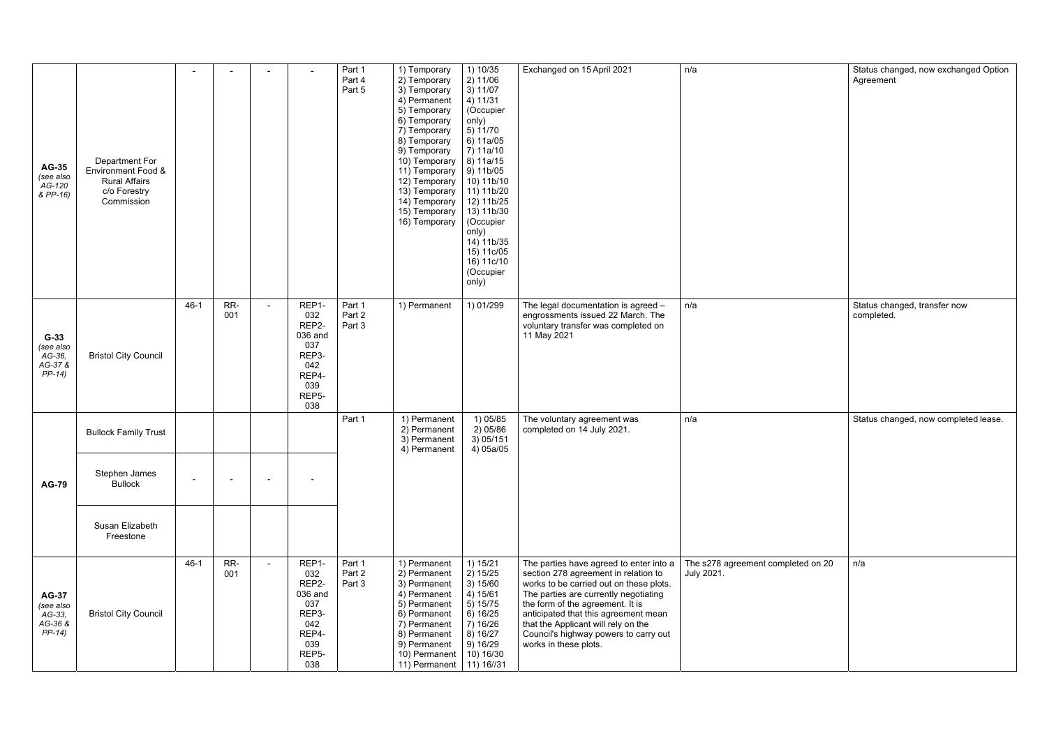| | | | | | | | | | | | |
|---|---|---|---|---|---|---|---|---|---|---|---|
| **AG-35** *(see also AG-120 & PP-16)* | Department For Environment Food & Rural Affairs c/o Forestry Commission | - | - | - | - | Part 1 Part 4 Part 5 | 1) Temporary 2) Temporary 3) Temporary 4) Permanent 5) Temporary 6) Temporary 7) Temporary 8) Temporary 9) Temporary 10) Temporary 11) Temporary 12) Temporary 13) Temporary 14) Temporary 15) Temporary 16) Temporary | 1) 10/35 2) 11/06 3) 11/07 4) 11/31 (Occupier only) 5) 11/70 6) 11a/05 7) 11a/10 8) 11a/15 9) 11b/05 10) 11b/10 11) 11b/20 12) 11b/25 13) 11b/30 (Occupier only) 14) 11b/35 15) 11c/05 16) 11c/10 (Occupier only) | Exchanged on 15 April 2021 | n/a | Status changed, now exchanged Option Agreement |
| **G-33** *(see also AG-36, AG-37 & PP-14)* | Bristol City Council | 46-1 | RR-001 | - | REP1-032 REP2-036 and 037 REP3-042 REP4-039 REP5-038 | Part 1 Part 2 Part 3 | 1) Permanent | 1) 01/299 | The legal documentation is agreed – engrossments issued 22 March. The voluntary transfer was completed on 11 May 2021 | n/a | Status changed, transfer now completed. |
| **AG-79** | Bullock Family Trust | | | | | Part 1 | 1) Permanent 2) Permanent 3) Permanent 4) Permanent | 1) 05/85 2) 05/86 3) 05/151 4) 05a/05 | The voluntary agreement was completed on 14 July 2021. | n/a | Status changed, now completed lease. |
| | Stephen James Bullock | - | - | - | - | | | | | | |
| | Susan Elizabeth Freestone | | | | | | | | | | |
| **AG-37** *(see also AG-33, AG-36 & PP-14)* | Bristol City Council | 46-1 | RR-001 | - | REP1-032 REP2-036 and 037 REP3-042 REP4-039 REP5-038 | Part 1 Part 2 Part 3 | 1) Permanent 2) Permanent 3) Permanent 4) Permanent 5) Permanent 6) Permanent 7) Permanent 8) Permanent 9) Permanent 10) Permanent 11) Permanent | 1) 15/21 2) 15/25 3) 15/60 4) 15/61 5) 15/75 6) 16/25 7) 16/26 8) 16/27 9) 16/29 10) 16/30 11) 16//31 | The parties have agreed to enter into a section 278 agreement in relation to works to be carried out on these plots. The parties are currently negotiating the form of the agreement. It is anticipated that this agreement mean that the Applicant will rely on the Council's highway powers to carry out works in these plots. | The s278 agreement completed on 20 July 2021. | n/a |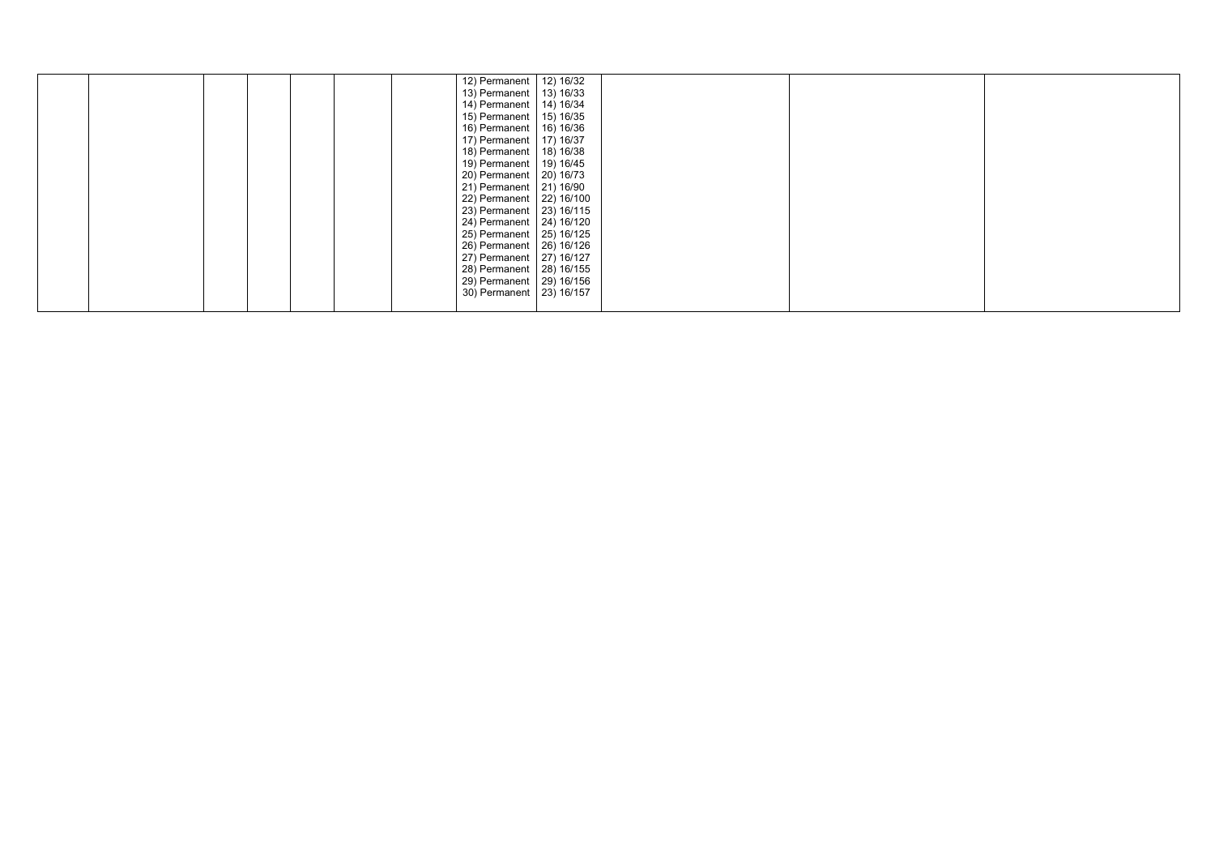| | | | | | | | | | | |
|---|---|---|---|---|---|---|---|---|---|---|
| | | | | | | 12) Permanent | 12) 16/32 | | | |
| | | | | | | 13) Permanent | 13) 16/33 | | | |
| | | | | | | 14) Permanent | 14) 16/34 | | | |
| | | | | | | 15) Permanent | 15) 16/35 | | | |
| | | | | | | 16) Permanent | 16) 16/36 | | | |
| | | | | | | 17) Permanent | 17) 16/37 | | | |
| | | | | | | 18) Permanent | 18) 16/38 | | | |
| | | | | | | 19) Permanent | 19) 16/45 | | | |
| | | | | | | 20) Permanent | 20) 16/73 | | | |
| | | | | | | 21) Permanent | 21) 16/90 | | | |
| | | | | | | 22) Permanent | 22) 16/100 | | | |
| | | | | | | 23) Permanent | 23) 16/115 | | | |
| | | | | | | 24) Permanent | 24) 16/120 | | | |
| | | | | | | 25) Permanent | 25) 16/125 | | | |
| | | | | | | 26) Permanent | 26) 16/126 | | | |
| | | | | | | 27) Permanent | 27) 16/127 | | | |
| | | | | | | 28) Permanent | 28) 16/155 | | | |
| | | | | | | 29) Permanent | 29) 16/156 | | | |
| | | | | | | 30) Permanent | 23) 16/157 | | | |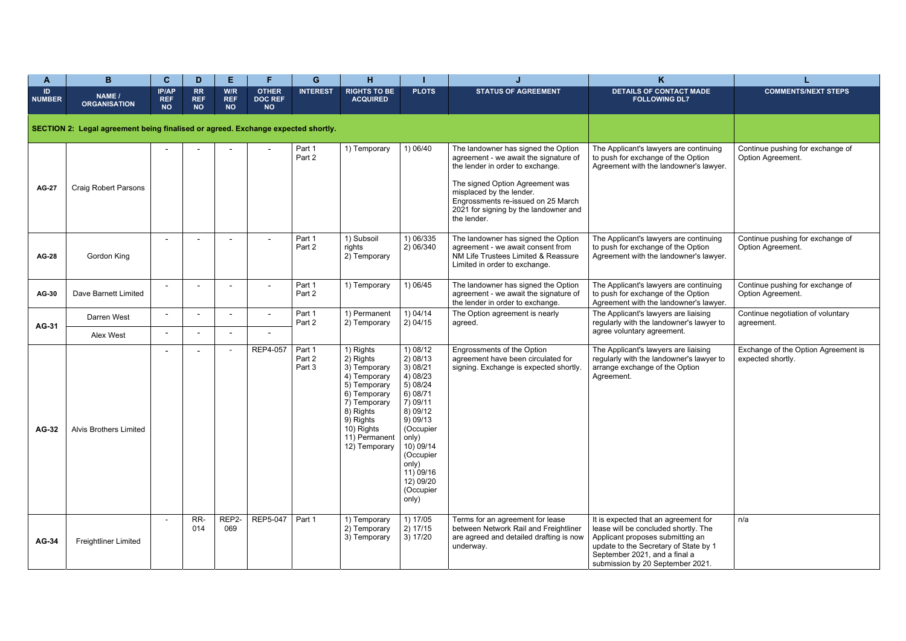| A | B | C | D | E | F | G | H | I | J | K | L |
|---|---|---|---|---|---|---|---|---|---|---|---|
| ID NUMBER | NAME / ORGANISATION | IP/AP REF NO | RR REF NO | W/R REF NO | OTHER DOC REF NO | INTEREST | RIGHTS TO BE ACQUIRED | PLOTS | STATUS OF AGREEMENT | DETAILS OF CONTACT MADE FOLLOWING DL7 | COMMENTS/NEXT STEPS |
| **SECTION 2: Legal agreement being finalised or agreed. Exchange expected shortly.** | | | | | | | | | | | |
| AG-27 | Craig Robert Parsons | - | - | - | - | Part 1<br>Part 2 | 1) Temporary | 1) 06/40 | The landowner has signed the Option agreement - we await the signature of the lender in order to exchange.<br><br>The signed Option Agreement was misplaced by the lender. Engrossments re-issued on 25 March 2021 for signing by the landowner and the lender. | The Applicant's lawyers are continuing to push for exchange of the Option Agreement with the landowner's lawyer. | Continue pushing for exchange of Option Agreement. |
| AG-28 | Gordon King | - | - | - | - | Part 1<br>Part 2 | 1) Subsoil rights<br>2) Temporary | 1) 06/335<br>2) 06/340 | The landowner has signed the Option agreement - we await consent from NM Life Trustees Limited & Reassure Limited in order to exchange. | The Applicant's lawyers are continuing to push for exchange of the Option Agreement with the landowner's lawyer. | Continue pushing for exchange of Option Agreement. |
| AG-30 | Dave Barnett Limited | - | - | - | - | Part 1<br>Part 2 | 1) Temporary | 1) 06/45 | The landowner has signed the Option agreement - we await the signature of the lender in order to exchange. | The Applicant's lawyers are continuing to push for exchange of the Option Agreement with the landowner's lawyer. | Continue pushing for exchange of Option Agreement. |
| AG-31 | Darren West | - | - | - | - | Part 1<br>Part 2 | 1) Permanent<br>2) Temporary | 1) 04/14<br>2) 04/15 | The Option agreement is nearly agreed. | The Applicant's lawyers are liaising regularly with the landowner's lawyer to agree voluntary agreement. | Continue negotiation of voluntary agreement. |
| | Alex West | - | - | - | - | | | | | | |
| AG-32 | Alvis Brothers Limited | - | - | - | REP4-057 | Part 1<br>Part 2<br>Part 3 | 1) Rights<br>2) Rights<br>3) Temporary<br>4) Temporary<br>5) Temporary<br>6) Temporary<br>7) Temporary<br>8) Rights<br>9) Rights<br>10) Rights<br>11) Permanent<br>12) Temporary | 1) 08/12<br>2) 08/13<br>3) 08/21<br>4) 08/23<br>5) 08/24<br>6) 08/71<br>7) 09/11<br>8) 09/12<br>9) 09/13 (Occupier only)<br>10) 09/14 (Occupier only)<br>11) 09/16<br>12) 09/20 (Occupier only) | Engrossments of the Option agreement have been circulated for signing. Exchange is expected shortly. | The Applicant's lawyers are liaising regularly with the landowner's lawyer to arrange exchange of the Option Agreement. | Exchange of the Option Agreement is expected shortly. |
| AG-34 | Freightliner Limited | - | RR-014 | REP2-069 | REP5-047 | Part 1 | 1) Temporary<br>2) Temporary<br>3) Temporary | 1) 17/05<br>2) 17/15<br>3) 17/20 | Terms for an agreement for lease between Network Rail and Freightliner are agreed and detailed drafting is now underway. | It is expected that an agreement for lease will be concluded shortly. The Applicant proposes submitting an update to the Secretary of State by 1 September 2021, and a final a submission by 20 September 2021. | n/a |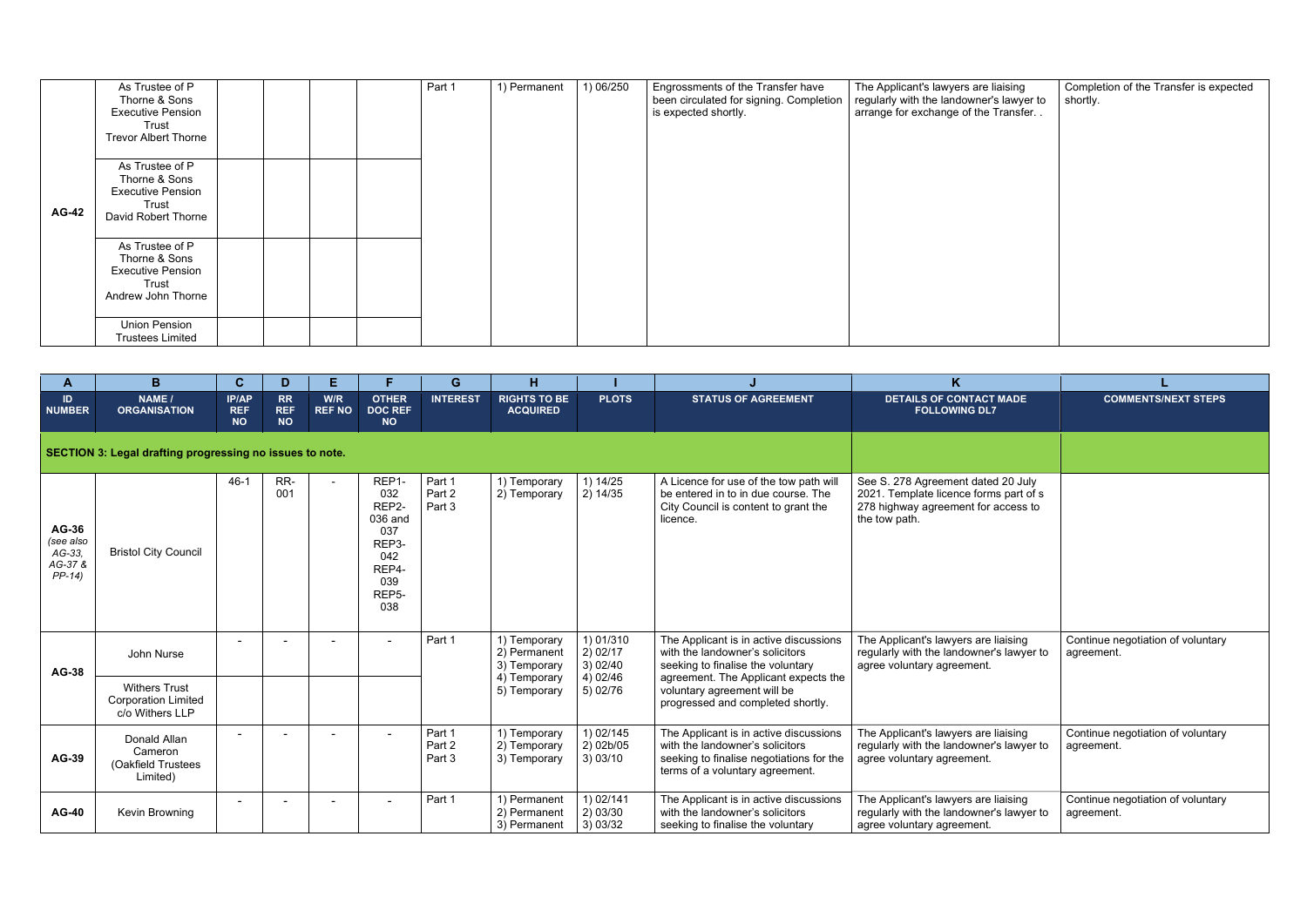| A | B | C | D | E | F | G | H | I | J | K | L |
|---|---|---|---|---|---|---|---|---|---|---|---|
| **AG-42** | As Trustee of P Thorne & Sons Executive Pension Trust Trevor Albert Thorne | | | | | Part 1 | 1) Permanent | 1) 06/250 | Engrossments of the Transfer have been circulated for signing. Completion is expected shortly. | The Applicant's lawyers are liaising regularly with the landowner's lawyer to arrange for exchange of the Transfer. . | Completion of the Transfer is expected shortly. |
| | As Trustee of P Thorne & Sons Executive Pension Trust David Robert Thorne | | | | | | | | | | |
| | As Trustee of P Thorne & Sons Executive Pension Trust Andrew John Thorne | | | | | | | | | | |
| | Union Pension Trustees Limited | | | | | | | | | | |
| **ID NUMBER** | **NAME / ORGANISATION** | **IP/AP REF NO** | **RR REF NO** | **W/R REF NO** | **OTHER DOC REF NO** | **INTEREST** | **RIGHTS TO BE ACQUIRED** | **PLOTS** | **STATUS OF AGREEMENT** | **DETAILS OF CONTACT MADE FOLLOWING DL7** | **COMMENTS/NEXT STEPS** |
| **SECTION 3: Legal drafting progressing no issues to note.** | | | | | | | | | | | |
| **AG-36** *(see also AG-33, AG-37 & PP-14)* | Bristol City Council | 46-1 | RR-001 | - | REP1-032 REP2-036 and 037 REP3-042 REP4-039 REP5-038 | Part 1 Part 2 Part 3 | 1) Temporary 2) Temporary | 1) 14/25 2) 14/35 | A Licence for use of the tow path will be entered in to in due course. The City Council is content to grant the licence. | See S. 278 Agreement dated 20 July 2021. Template licence forms part of s 278 highway agreement for access to the tow path. | |
| **AG-38** | John Nurse | - | - | - | - | Part 1 | 1) Temporary 2) Permanent 3) Temporary 4) Temporary 5) Temporary | 1) 01/310 2) 02/17 3) 02/40 4) 02/46 5) 02/76 | The Applicant is in active discussions with the landowner's solicitors seeking to finalise the voluntary agreement. The Applicant expects the voluntary agreement will be progressed and completed shortly. | The Applicant's lawyers are liaising regularly with the landowner's lawyer to agree voluntary agreement. | Continue negotiation of voluntary agreement. |
| | Withers Trust Corporation Limited c/o Withers LLP | | | | | | | | | | |
| **AG-39** | Donald Allan Cameron (Oakfield Trustees Limited) | - | - | - | - | Part 1 Part 2 Part 3 | 1) Temporary 2) Temporary 3) Temporary | 1) 02/145 2) 02b/05 3) 03/10 | The Applicant is in active discussions with the landowner's solicitors seeking to finalise negotiations for the terms of a voluntary agreement. | The Applicant's lawyers are liaising regularly with the landowner's lawyer to agree voluntary agreement. | Continue negotiation of voluntary agreement. |
| **AG-40** | Kevin Browning | - | - | - | - | Part 1 | 1) Permanent 2) Permanent 3) Permanent | 1) 02/141 2) 03/30 3) 03/32 | The Applicant is in active discussions with the landowner's solicitors seeking to finalise the voluntary | The Applicant's lawyers are liaising regularly with the landowner's lawyer to agree voluntary agreement. | Continue negotiation of voluntary agreement. |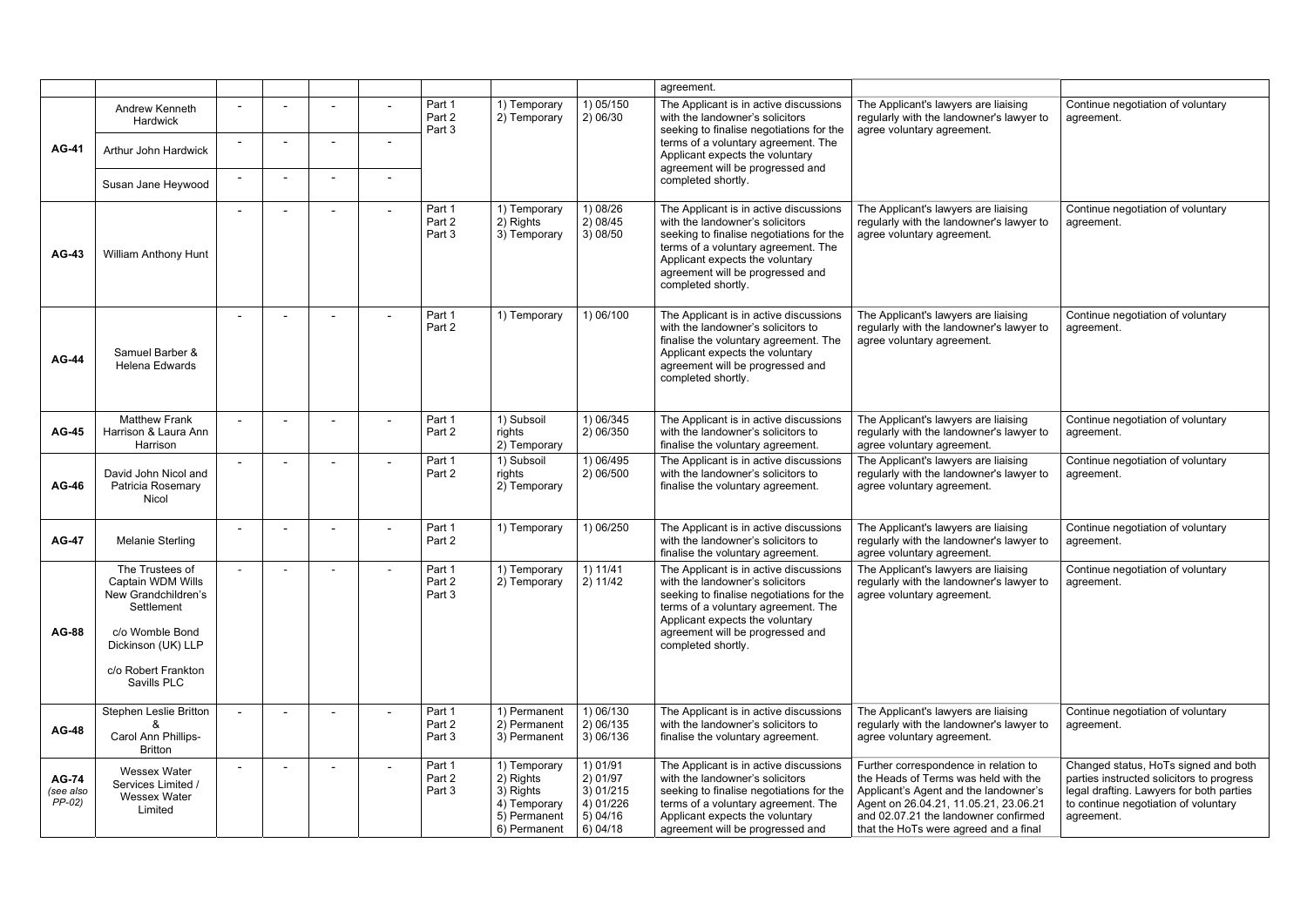| | | | | | | | | | agreement. | | |
|---|---|---|---|---|---|---|---|---|---|---|---|
| **AG-41** | Andrew Kenneth Hardwick | - | - | - | - | Part 1<br>Part 2<br>Part 3 | 1) Temporary<br>2) Temporary | 1) 05/150<br>2) 06/30 | The Applicant is in active discussions with the landowner's solicitors seeking to finalise negotiations for the terms of a voluntary agreement. The Applicant expects the voluntary agreement will be progressed and completed shortly. | The Applicant's lawyers are liaising regularly with the landowner's lawyer to agree voluntary agreement. | Continue negotiation of voluntary agreement. |
| | Arthur John Hardwick | - | - | - | - | | | | | | |
| | Susan Jane Heywood | - | - | - | - | | | | | | |
| **AG-43** | William Anthony Hunt | - | - | - | - | Part 1<br>Part 2<br>Part 3 | 1) Temporary<br>2) Rights<br>3) Temporary | 1) 08/26<br>2) 08/45<br>3) 08/50 | The Applicant is in active discussions with the landowner's solicitors seeking to finalise negotiations for the terms of a voluntary agreement. The Applicant expects the voluntary agreement will be progressed and completed shortly. | The Applicant's lawyers are liaising regularly with the landowner's lawyer to agree voluntary agreement. | Continue negotiation of voluntary agreement. |
| **AG-44** | Samuel Barber & Helena Edwards | - | - | - | - | Part 1<br>Part 2 | 1) Temporary | 1) 06/100 | The Applicant is in active discussions with the landowner's solicitors to finalise the voluntary agreement. The Applicant expects the voluntary agreement will be progressed and completed shortly. | The Applicant's lawyers are liaising regularly with the landowner's lawyer to agree voluntary agreement. | Continue negotiation of voluntary agreement. |
| **AG-45** | Matthew Frank Harrison & Laura Ann Harrison | - | - | - | - | Part 1<br>Part 2 | 1) Subsoil rights<br>2) Temporary | 1) 06/345<br>2) 06/350 | The Applicant is in active discussions with the landowner's solicitors to finalise the voluntary agreement. | The Applicant's lawyers are liaising regularly with the landowner's lawyer to agree voluntary agreement. | Continue negotiation of voluntary agreement. |
| **AG-46** | David John Nicol and Patricia Rosemary Nicol | - | - | - | - | Part 1<br>Part 2 | 1) Subsoil rights<br>2) Temporary | 1) 06/495<br>2) 06/500 | The Applicant is in active discussions with the landowner's solicitors to finalise the voluntary agreement. | The Applicant's lawyers are liaising regularly with the landowner's lawyer to agree voluntary agreement. | Continue negotiation of voluntary agreement. |
| **AG-47** | Melanie Sterling | - | - | - | - | Part 1<br>Part 2 | 1) Temporary | 1) 06/250 | The Applicant is in active discussions with the landowner's solicitors to finalise the voluntary agreement. | The Applicant's lawyers are liaising regularly with the landowner's lawyer to agree voluntary agreement. | Continue negotiation of voluntary agreement. |
| **AG-88** | The Trustees of Captain WDM Wills New Grandchildren's Settlement<br><br>c/o Womble Bond Dickinson (UK) LLP<br><br>c/o Robert Frankton Savills PLC | - | - | - | - | Part 1<br>Part 2<br>Part 3 | 1) Temporary<br>2) Temporary | 1) 11/41<br>2) 11/42 | The Applicant is in active discussions with the landowner's solicitors seeking to finalise negotiations for the terms of a voluntary agreement. The Applicant expects the voluntary agreement will be progressed and completed shortly. | The Applicant's lawyers are liaising regularly with the landowner's lawyer to agree voluntary agreement. | Continue negotiation of voluntary agreement. |
| **AG-48** | Stephen Leslie Britton & Carol Ann Phillips-Britton | - | - | - | - | Part 1<br>Part 2<br>Part 3 | 1) Permanent<br>2) Permanent<br>3) Permanent | 1) 06/130<br>2) 06/135<br>3) 06/136 | The Applicant is in active discussions with the landowner's solicitors to finalise the voluntary agreement. | The Applicant's lawyers are liaising regularly with the landowner's lawyer to agree voluntary agreement. | Continue negotiation of voluntary agreement. |
| **AG-74** *(see also PP-02)* | Wessex Water Services Limited / Wessex Water Limited | - | - | - | - | Part 1<br>Part 2<br>Part 3 | 1) Temporary<br>2) Rights<br>3) Rights<br>4) Temporary<br>5) Permanent<br>6) Permanent | 1) 01/91<br>2) 01/97<br>3) 01/215<br>4) 01/226<br>5) 04/16<br>6) 04/18 | The Applicant is in active discussions with the landowner's solicitors seeking to finalise negotiations for the terms of a voluntary agreement. The Applicant expects the voluntary agreement will be progressed and | Further correspondence in relation to the Heads of Terms was held with the Applicant's Agent and the landowner's Agent on 26.04.21, 11.05.21, 23.06.21 and 02.07.21 the landowner confirmed that the HoTs were agreed and a final | Changed status, HoTs signed and both parties instructed solicitors to progress legal drafting. Lawyers for both parties to continue negotiation of voluntary agreement. |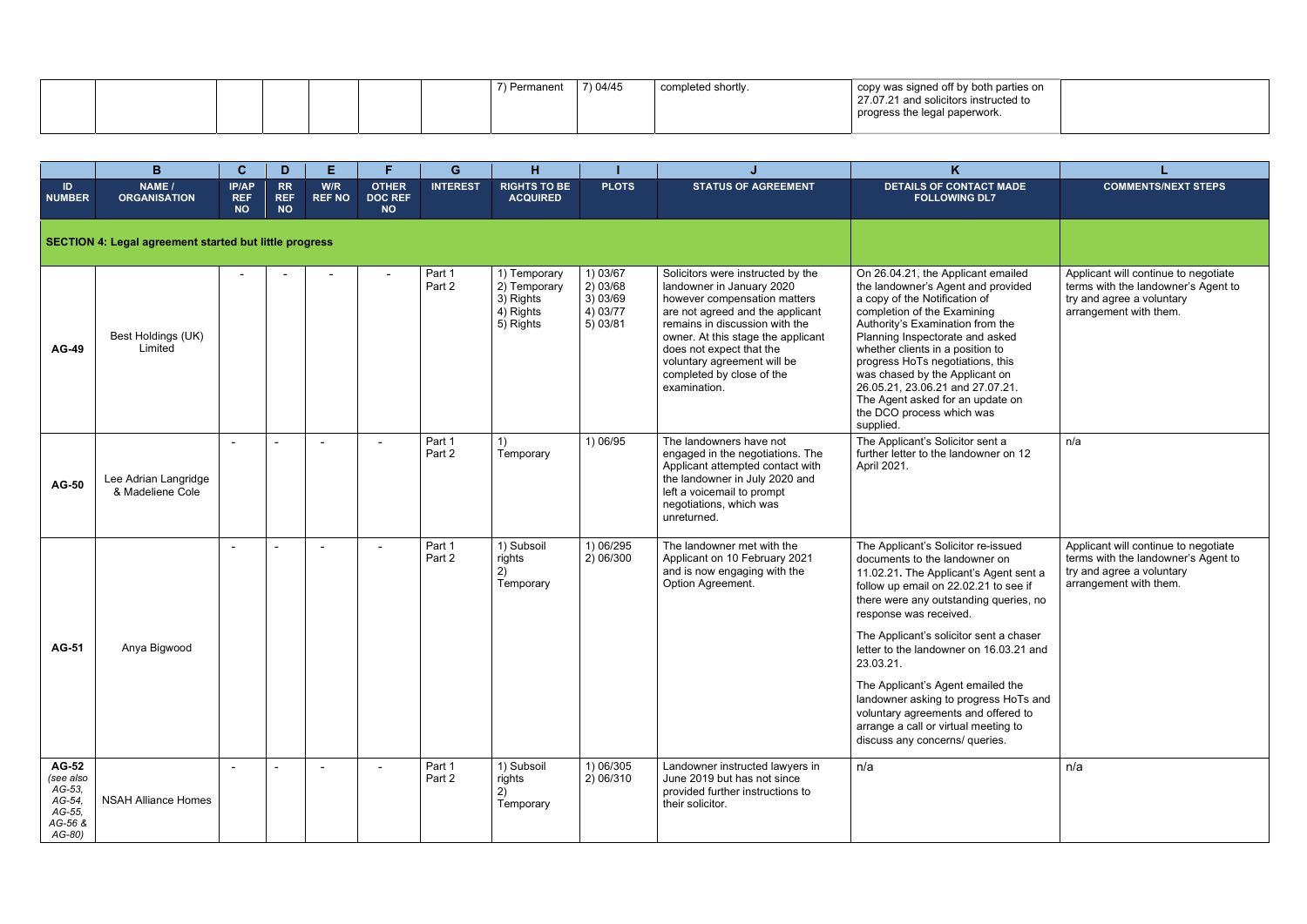| | | | | | | | 7) Permanent | 7) 04/45 | completed shortly. | copy was signed off by both parties on 27.07.21 and solicitors instructed to progress the legal paperwork. | |
|---|---|---|---|---|---|---|---|---|---|---|---|

| | B | C | D | E | F | G | H | I | J | K | L |
|---|---|---|---|---|---|---|---|---|---|---|---|
| **ID NUMBER** | **NAME / ORGANISATION** | **IP/AP REF NO** | **RR REF NO** | **W/R REF NO** | **OTHER DOC REF NO** | **INTEREST** | **RIGHTS TO BE ACQUIRED** | **PLOTS** | **STATUS OF AGREEMENT** | **DETAILS OF CONTACT MADE FOLLOWING DL7** | **COMMENTS/NEXT STEPS** |
| **SECTION 4: Legal agreement started but little progress** | | | | | | | | | | | |
| **AG-49** | Best Holdings (UK) Limited | - | - | - | - | Part 1<br>Part 2 | 1) Temporary<br>2) Temporary<br>3) Rights<br>4) Rights<br>5) Rights | 1) 03/67<br>2) 03/68<br>3) 03/69<br>4) 03/77<br>5) 03/81 | Solicitors were instructed by the landowner in January 2020 however compensation matters are not agreed and the applicant remains in discussion with the owner. At this stage the applicant does not expect that the voluntary agreement will be completed by close of the examination. | On 26.04.21, the Applicant emailed the landowner's Agent and provided a copy of the Notification of completion of the Examining Authority's Examination from the Planning Inspectorate and asked whether clients in a position to progress HoTs negotiations, this was chased by the Applicant on 26.05.21, 23.06.21 and 27.07.21. The Agent asked for an update on the DCO process which was supplied. | Applicant will continue to negotiate terms with the landowner's Agent to try and agree a voluntary arrangement with them. |
| **AG-50** | Lee Adrian Langridge & Madeliene Cole | - | - | - | - | Part 1<br>Part 2 | 1) Temporary | 1) 06/95 | The landowners have not engaged in the negotiations. The Applicant attempted contact with the landowner in July 2020 and left a voicemail to prompt negotiations, which was unreturned. | The Applicant's Solicitor sent a further letter to the landowner on 12 April 2021. | n/a |
| **AG-51** | Anya Bigwood | - | - | - | - | Part 1<br>Part 2 | 1) Subsoil rights<br>2) Temporary | 1) 06/295<br>2) 06/300 | The landowner met with the Applicant on 10 February 2021 and is now engaging with the Option Agreement. | The Applicant's Solicitor re-issued documents to the landowner on 11.02.21**.** The Applicant's Agent sent a follow up email on 22.02.21 to see if there were any outstanding queries, no response was received.<br><br>The Applicant's solicitor sent a chaser letter to the landowner on 16.03.21 and 23.03.21.<br><br>The Applicant's Agent emailed the landowner asking to progress HoTs and voluntary agreements and offered to arrange a call or virtual meeting to discuss any concerns/ queries. | Applicant will continue to negotiate terms with the landowner's Agent to try and agree a voluntary arrangement with them. |
| **AG-52** *(see also AG-53, AG-54, AG-55, AG-56 & AG-80)* | NSAH Alliance Homes | - | - | - | - | Part 1<br>Part 2 | 1) Subsoil rights<br>2) Temporary | 1) 06/305<br>2) 06/310 | Landowner instructed lawyers in June 2019 but has not since provided further instructions to their solicitor. | n/a | n/a |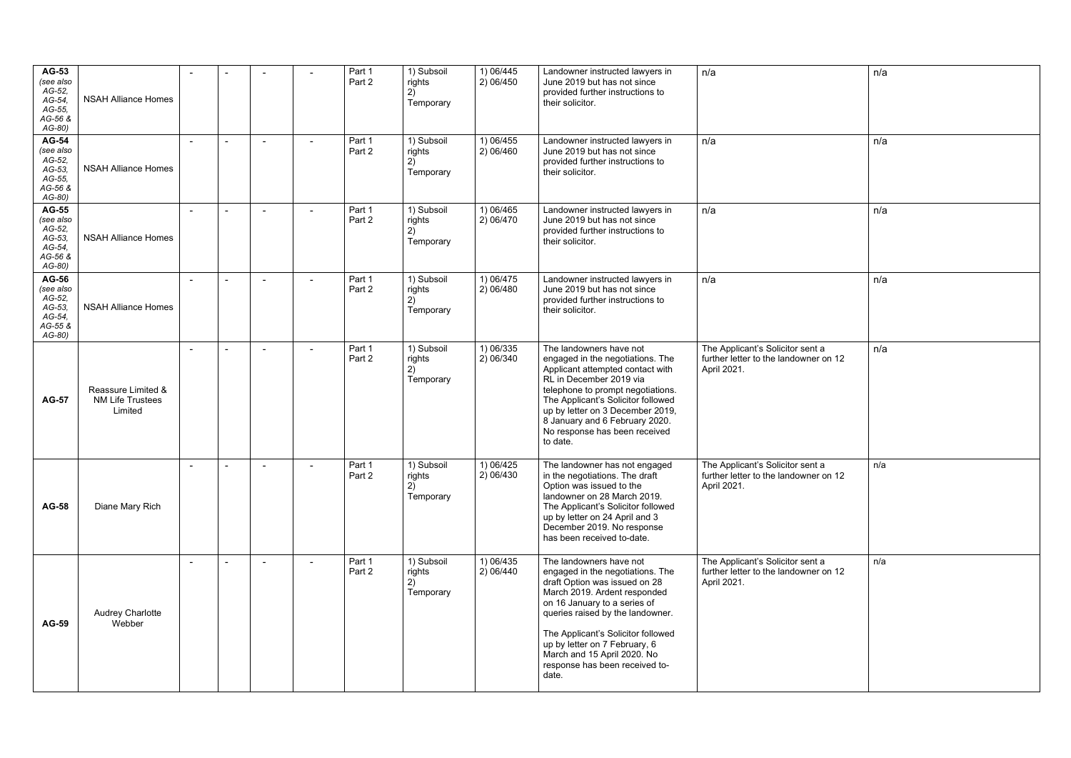| | | | | | | | | | | | |
|---|---|---|---|---|---|---|---|---|---|---|---|
| **AG-53** *(see also AG-52, AG-54, AG-55, AG-56 & AG-80)* | NSAH Alliance Homes | - | - | - | - | Part 1 Part 2 | 1) Subsoil rights 2) Temporary | 1) 06/445 2) 06/450 | Landowner instructed lawyers in June 2019 but has not since provided further instructions to their solicitor. | n/a | n/a |
| **AG-54** *(see also AG-52, AG-53, AG-55, AG-56 & AG-80)* | NSAH Alliance Homes | - | - | - | - | Part 1 Part 2 | 1) Subsoil rights 2) Temporary | 1) 06/455 2) 06/460 | Landowner instructed lawyers in June 2019 but has not since provided further instructions to their solicitor. | n/a | n/a |
| **AG-55** *(see also AG-52, AG-53, AG-54, AG-56 & AG-80)* | NSAH Alliance Homes | - | - | - | - | Part 1 Part 2 | 1) Subsoil rights 2) Temporary | 1) 06/465 2) 06/470 | Landowner instructed lawyers in June 2019 but has not since provided further instructions to their solicitor. | n/a | n/a |
| **AG-56** *(see also AG-52, AG-53, AG-54, AG-55 & AG-80)* | NSAH Alliance Homes | - | - | - | - | Part 1 Part 2 | 1) Subsoil rights 2) Temporary | 1) 06/475 2) 06/480 | Landowner instructed lawyers in June 2019 but has not since provided further instructions to their solicitor. | n/a | n/a |
| **AG-57** | Reassure Limited & NM Life Trustees Limited | - | - | - | - | Part 1 Part 2 | 1) Subsoil rights 2) Temporary | 1) 06/335 2) 06/340 | The landowners have not engaged in the negotiations. The Applicant attempted contact with RL in December 2019 via telephone to prompt negotiations. The Applicant's Solicitor followed up by letter on 3 December 2019, 8 January and 6 February 2020. No response has been received to date. | The Applicant's Solicitor sent a further letter to the landowner on 12 April 2021. | n/a |
| **AG-58** | Diane Mary Rich | - | - | - | - | Part 1 Part 2 | 1) Subsoil rights 2) Temporary | 1) 06/425 2) 06/430 | The landowner has not engaged in the negotiations. The draft Option was issued to the landowner on 28 March 2019. The Applicant's Solicitor followed up by letter on 24 April and 3 December 2019. No response has been received to-date. | The Applicant's Solicitor sent a further letter to the landowner on 12 April 2021. | n/a |
| **AG-59** | Audrey Charlotte Webber | - | - | - | - | Part 1 Part 2 | 1) Subsoil rights 2) Temporary | 1) 06/435 2) 06/440 | The landowners have not engaged in the negotiations. The draft Option was issued on 28 March 2019. Ardent responded on 16 January to a series of queries raised by the landowner. The Applicant's Solicitor followed up by letter on 7 February, 6 March and 15 April 2020. No response has been received to-date. | The Applicant's Solicitor sent a further letter to the landowner on 12 April 2021. | n/a |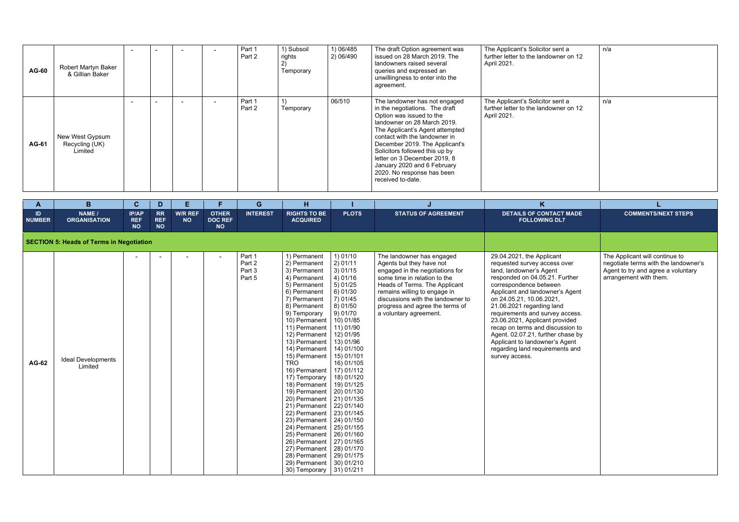| A | B | C | D | E | F | G | H | I | J | K | L |
|---|---|---|---|---|---|---|---|---|---|---|---|
| **ID NUMBER** | **NAME / ORGANISATION** | **IP/AP REF NO** | **RR REF NO** | **W/R REF NO** | **OTHER DOC REF NO** | **INTEREST** | **RIGHTS TO BE ACQUIRED** | **PLOTS** | **STATUS OF AGREEMENT** | **DETAILS OF CONTACT MADE FOLLOWING DL7** | **COMMENTS/NEXT STEPS** |
| AG-60 | Robert Martyn Baker & Gillian Baker | - | - | - | - | Part 1<br>Part 2 | 1) Subsoil rights<br>2) Temporary | 1) 06/485<br>2) 06/490 | The draft Option agreement was issued on 28 March 2019. The landowners raised several queries and expressed an unwillingness to enter into the agreement. | The Applicant's Solicitor sent a further letter to the landowner on 12 April 2021. | n/a |
| AG-61 | New West Gypsum Recycling (UK) Limited | - | - | - | - | Part 1<br>Part 2 | 1) Temporary | 06/510 | The landowner has not engaged in the negotiations. The draft Option was issued to the landowner on 28 March 2019. The Applicant's Agent attempted contact with the landowner in December 2019. The Applicant's Solicitors followed this up by letter on 3 December 2019, 8 January 2020 and 6 February 2020. No response has been received to-date. | The Applicant's Solicitor sent a further letter to the landowner on 12 April 2021. | n/a |
| **SECTION 5: Heads of Terms in Negotiation** | | | | | | | | | | | |
| AG-62 | Ideal Developments Limited | - | - | - | - | Part 1<br>Part 2<br>Part 3<br>Part 5 | 1) Permanent<br>2) Permanent<br>3) Permanent<br>4) Permanent<br>5) Permanent<br>6) Permanent<br>7) Permanent<br>8) Permanent<br>9) Temporary<br>10) Permanent<br>11) Permanent<br>12) Permanent<br>13) Permanent<br>14) Permanent<br>15) Permanent TRO<br>16) Permanent<br>17) Temporary<br>18) Permanent<br>19) Permanent<br>20) Permanent<br>21) Permanent<br>22) Permanent<br>23) Permanent<br>24) Permanent<br>25) Permanent<br>26) Permanent<br>27) Permanent<br>28) Permanent<br>29) Permanent<br>30) Temporary | 1) 01/10<br>2) 01/11<br>3) 01/15<br>4) 01/16<br>5) 01/25<br>6) 01/30<br>7) 01/45<br>8) 01/50<br>9) 01/70<br>10) 01/85<br>11) 01/90<br>12) 01/95<br>13) 01/96<br>14) 01/100<br>15) 01/101<br>16) 01/105<br>17) 01/112<br>18) 01/120<br>19) 01/125<br>20) 01/130<br>21) 01/135<br>22) 01/140<br>23) 01/145<br>24) 01/150<br>25) 01/155<br>26) 01/160<br>27) 01/165<br>28) 01/170<br>29) 01/175<br>30) 01/210<br>31) 01/211 | The landowner has engaged Agents but they have not engaged in the negotiations for some time in relation to the Heads of Terms. The Applicant remains willing to engage in discussions with the landowner to progress and agree the terms of a voluntary agreement. | 29.04.2021, the Applicant requested survey access over land, landowner's Agent responded on 04.05.21. Further correspondence between Applicant and landowner's Agent on 24.05.21, 10.06.2021, 21.06.2021 regarding land requirements and survey access. 23.06.2021, Applicant provided recap on terms and discussion to Agent. 02.07.21, further chase by Applicant to landowner's Agent regarding land requirements and survey access. | The Applicant will continue to negotiate terms with the landowner's Agent to try and agree a voluntary arrangement with them. |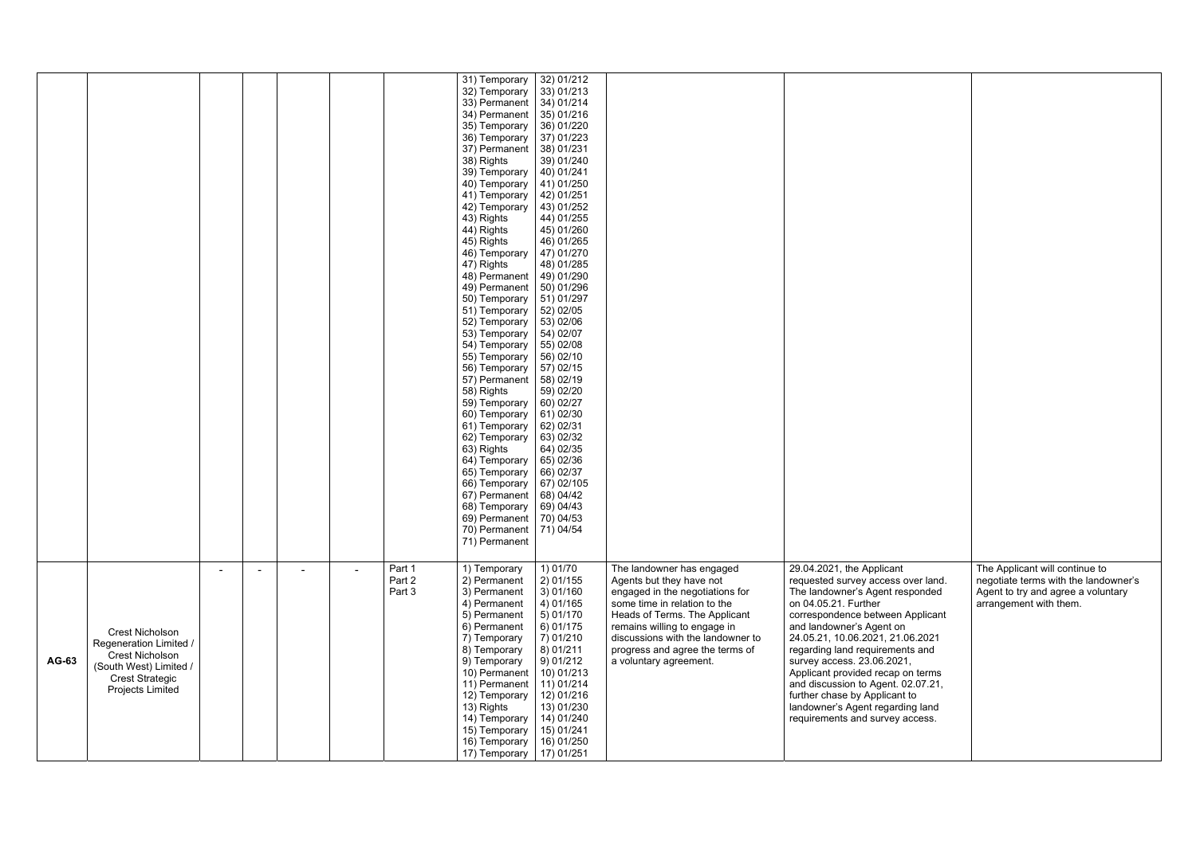| | | | | | | | | | | | |
|---|---|---|---|---|---|---|---|---|---|---|---|
| | | | | | | | 31) Temporary<br>32) Temporary<br>33) Permanent<br>34) Permanent<br>35) Temporary<br>36) Temporary<br>37) Permanent<br>38) Rights<br>39) Temporary<br>40) Temporary<br>41) Temporary<br>42) Temporary<br>43) Rights<br>44) Rights<br>45) Rights<br>46) Temporary<br>47) Rights<br>48) Permanent<br>49) Permanent<br>50) Temporary<br>51) Temporary<br>52) Temporary<br>53) Temporary<br>54) Temporary<br>55) Temporary<br>56) Temporary<br>57) Permanent<br>58) Rights<br>59) Temporary<br>60) Temporary<br>61) Temporary<br>62) Temporary<br>63) Rights<br>64) Temporary<br>65) Temporary<br>66) Temporary<br>67) Permanent<br>68) Temporary<br>69) Permanent<br>70) Permanent<br>71) Permanent | 32) 01/212<br>33) 01/213<br>34) 01/214<br>35) 01/216<br>36) 01/220<br>37) 01/223<br>38) 01/231<br>39) 01/240<br>40) 01/241<br>41) 01/250<br>42) 01/251<br>43) 01/252<br>44) 01/255<br>45) 01/260<br>46) 01/265<br>47) 01/270<br>48) 01/285<br>49) 01/290<br>50) 01/296<br>51) 01/297<br>52) 02/05<br>53) 02/06<br>54) 02/07<br>55) 02/08<br>56) 02/10<br>57) 02/15<br>58) 02/19<br>59) 02/20<br>60) 02/27<br>61) 02/30<br>62) 02/31<br>63) 02/32<br>64) 02/35<br>65) 02/36<br>66) 02/37<br>67) 02/105<br>68) 04/42<br>69) 04/43<br>70) 04/53<br>71) 04/54 | | | |
| **AG-63** | Crest Nicholson Regeneration Limited / Crest Nicholson (South West) Limited / Crest Strategic Projects Limited | - | - | - | - | Part 1<br>Part 2<br>Part 3 | 1) Temporary<br>2) Permanent<br>3) Permanent<br>4) Permanent<br>5) Permanent<br>6) Permanent<br>7) Temporary<br>8) Temporary<br>9) Temporary<br>10) Permanent<br>11) Permanent<br>12) Temporary<br>13) Rights<br>14) Temporary<br>15) Temporary<br>16) Temporary<br>17) Temporary | 1) 01/70<br>2) 01/155<br>3) 01/160<br>4) 01/165<br>5) 01/170<br>6) 01/175<br>7) 01/210<br>8) 01/211<br>9) 01/212<br>10) 01/213<br>11) 01/214<br>12) 01/216<br>13) 01/230<br>14) 01/240<br>15) 01/241<br>16) 01/250<br>17) 01/251 | The landowner has engaged Agents but they have not engaged in the negotiations for some time in relation to the Heads of Terms. The Applicant remains willing to engage in discussions with the landowner to progress and agree the terms of a voluntary agreement. | 29.04.2021, the Applicant requested survey access over land. The landowner's Agent responded on 04.05.21. Further correspondence between Applicant and landowner's Agent on 24.05.21, 10.06.2021, 21.06.2021 regarding land requirements and survey access. 23.06.2021, Applicant provided recap on terms and discussion to Agent. 02.07.21, further chase by Applicant to landowner's Agent regarding land requirements and survey access. | The Applicant will continue to negotiate terms with the landowner's Agent to try and agree a voluntary arrangement with them. |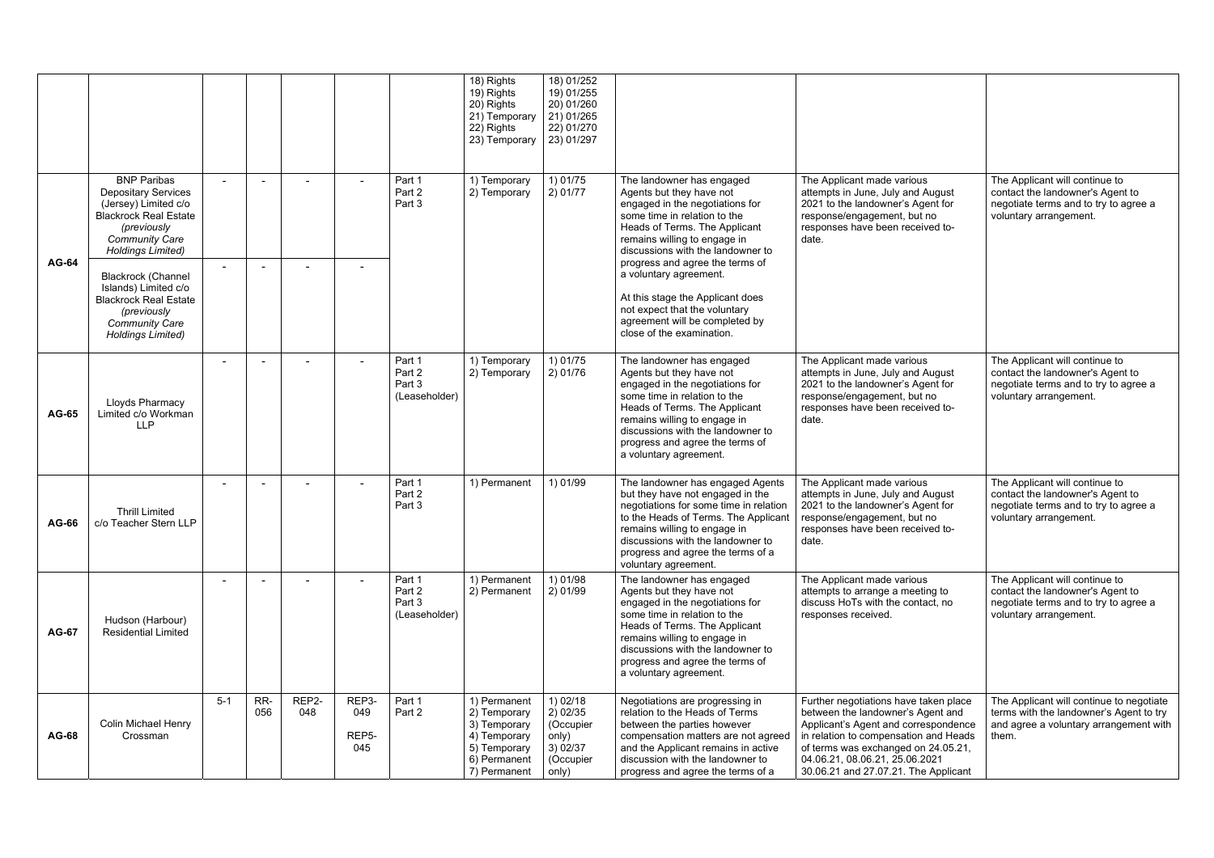| | | | | | | | 18) Rights<br>19) Rights<br>20) Rights<br>21) Temporary<br>22) Rights<br>23) Temporary | 18) 01/252<br>19) 01/255<br>20) 01/260<br>21) 01/265<br>22) 01/270<br>23) 01/297 | | | |
|---|---|---|---|---|---|---|---|---|---|---|---|
| **AG-64** | BNP Paribas Depositary Services (Jersey) Limited c/o Blackrock Real Estate *(previously Community Care Holdings Limited)*<br><br>Blackrock (Channel Islands) Limited c/o Blackrock Real Estate *(previously Community Care Holdings Limited)* | -<br><br>- | -<br><br>- | -<br><br>- | -<br><br>- | Part 1<br>Part 2<br>Part 3 | 1) Temporary<br>2) Temporary | 1) 01/75<br>2) 01/77 | The landowner has engaged Agents but they have not engaged in the negotiations for some time in relation to the Heads of Terms. The Applicant remains willing to engage in discussions with the landowner to progress and agree the terms of a voluntary agreement.<br><br>At this stage the Applicant does not expect that the voluntary agreement will be completed by close of the examination. | The Applicant made various attempts in June, July and August 2021 to the landowner's Agent for response/engagement, but no responses have been received to-date. | The Applicant will continue to contact the landowner's Agent to negotiate terms and to try to agree a voluntary arrangement. |
| **AG-65** | Lloyds Pharmacy Limited c/o Workman LLP | - | - | - | - | Part 1<br>Part 2<br>Part 3<br>(Leaseholder) | 1) Temporary<br>2) Temporary | 1) 01/75<br>2) 01/76 | The landowner has engaged Agents but they have not engaged in the negotiations for some time in relation to the Heads of Terms. The Applicant remains willing to engage in discussions with the landowner to progress and agree the terms of a voluntary agreement. | The Applicant made various attempts in June, July and August 2021 to the landowner's Agent for response/engagement, but no responses have been received to-date. | The Applicant will continue to contact the landowner's Agent to negotiate terms and to try to agree a voluntary arrangement. |
| **AG-66** | Thrill Limited c/o Teacher Stern LLP | - | - | - | - | Part 1<br>Part 2<br>Part 3 | 1) Permanent | 1) 01/99 | The landowner has engaged Agents but they have not engaged in the negotiations for some time in relation to the Heads of Terms. The Applicant remains willing to engage in discussions with the landowner to progress and agree the terms of a voluntary agreement. | The Applicant made various attempts in June, July and August 2021 to the landowner's Agent for response/engagement, but no responses have been received to-date. | The Applicant will continue to contact the landowner's Agent to negotiate terms and to try to agree a voluntary arrangement. |
| **AG-67** | Hudson (Harbour) Residential Limited | - | - | - | - | Part 1<br>Part 2<br>Part 3<br>(Leaseholder) | 1) Permanent<br>2) Permanent | 1) 01/98<br>2) 01/99 | The landowner has engaged Agents but they have not engaged in the negotiations for some time in relation to the Heads of Terms. The Applicant remains willing to engage in discussions with the landowner to progress and agree the terms of a voluntary agreement. | The Applicant made various attempts to arrange a meeting to discuss HoTs with the contact, no responses received. | The Applicant will continue to contact the landowner's Agent to negotiate terms and to try to agree a voluntary arrangement. |
| **AG-68** | Colin Michael Henry Crossman | 5-1 | RR-056 | REP2-048 | REP3-049<br>REP5-045 | Part 1<br>Part 2 | 1) Permanent<br>2) Temporary<br>3) Temporary<br>4) Temporary<br>5) Temporary<br>6) Permanent<br>7) Permanent | 1) 02/18<br>2) 02/35 (Occupier only)<br>3) 02/37 (Occupier only) | Negotiations are progressing in relation to the Heads of Terms between the parties however compensation matters are not agreed and the Applicant remains in active discussion with the landowner to progress and agree the terms of a | Further negotiations have taken place between the landowner's Agent and Applicant's Agent and correspondence in relation to compensation and Heads of terms was exchanged on 24.05.21, 04.06.21, 08.06.21, 25.06.2021 30.06.21 and 27.07.21. The Applicant | The Applicant will continue to negotiate terms with the landowner's Agent to try and agree a voluntary arrangement with them. |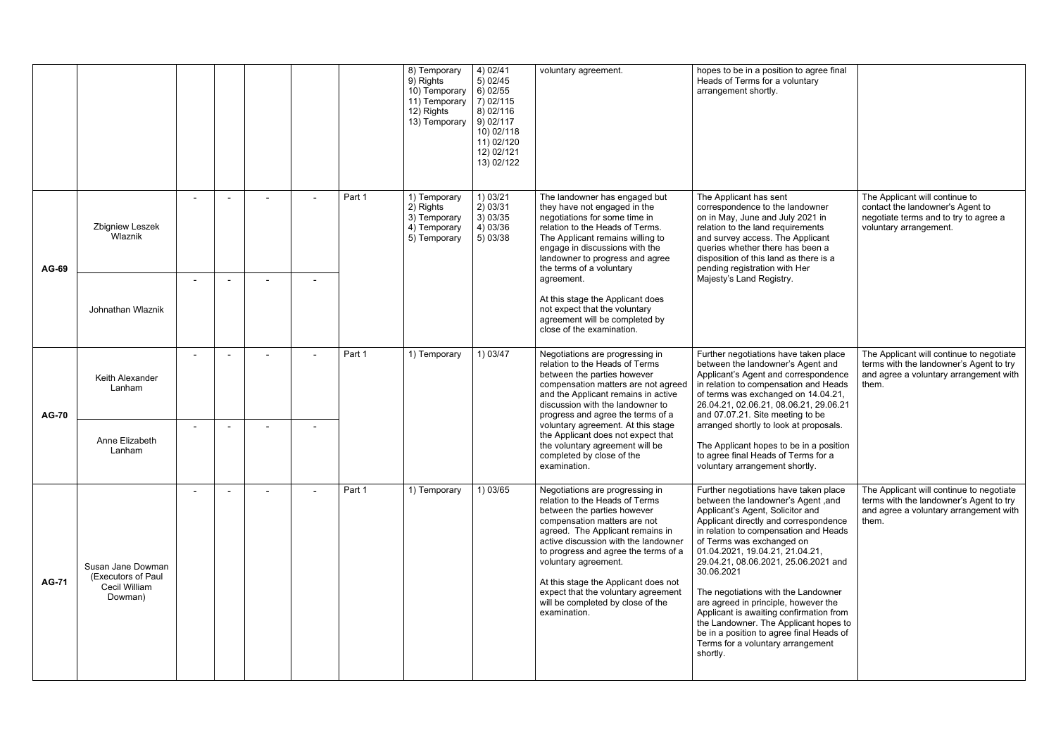| | | | | | | | | | | | |
|---|---|---|---|---|---|---|---|---|---|---|---|
| | | | | | | | 8) Temporary<br>9) Rights<br>10) Temporary<br>11) Temporary<br>12) Rights<br>13) Temporary | 4) 02/41<br>5) 02/45<br>6) 02/55<br>7) 02/115<br>8) 02/116<br>9) 02/117<br>10) 02/118<br>11) 02/120<br>12) 02/121<br>13) 02/122 | voluntary agreement. | hopes to be in a position to agree final Heads of Terms for a voluntary arrangement shortly. | |
| AG-69 | Zbigniew Leszek Wlaznik | - | - | - | - | Part 1 | 1) Temporary<br>2) Rights<br>3) Temporary<br>4) Temporary<br>5) Temporary | 1) 03/21<br>2) 03/31<br>3) 03/35<br>4) 03/36<br>5) 03/38 | The landowner has engaged but they have not engaged in the negotiations for some time in relation to the Heads of Terms. The Applicant remains willing to engage in discussions with the landowner to progress and agree the terms of a voluntary agreement.<br><br>At this stage the Applicant does not expect that the voluntary agreement will be completed by close of the examination. | The Applicant has sent correspondence to the landowner on in May, June and July 2021 in relation to the land requirements and survey access. The Applicant queries whether there has been a disposition of this land as there is a pending registration with Her Majesty's Land Registry. | The Applicant will continue to contact the landowner's Agent to negotiate terms and to try to agree a voluntary arrangement. |
| | Johnathan Wlaznik | - | - | - | - | | | | | | |
| AG-70 | Keith Alexander Lanham | - | - | - | - | Part 1 | 1) Temporary | 1) 03/47 | Negotiations are progressing in relation to the Heads of Terms between the parties however compensation matters are not agreed and the Applicant remains in active discussion with the landowner to progress and agree the terms of a voluntary agreement. At this stage the Applicant does not expect that the voluntary agreement will be completed by close of the examination. | Further negotiations have taken place between the landowner's Agent and Applicant's Agent and correspondence in relation to compensation and Heads of terms was exchanged on 14.04.21, 26.04.21, 02.06.21, 08.06.21, 29.06.21 and 07.07.21. Site meeting to be arranged shortly to look at proposals.<br><br>The Applicant hopes to be in a position to agree final Heads of Terms for a voluntary arrangement shortly. | The Applicant will continue to negotiate terms with the landowner's Agent to try and agree a voluntary arrangement with them. |
| | Anne Elizabeth Lanham | - | - | - | - | | | | | | |
| AG-71 | Susan Jane Dowman (Executors of Paul Cecil William Dowman) | - | - | - | - | Part 1 | 1) Temporary | 1) 03/65 | Negotiations are progressing in relation to the Heads of Terms between the parties however compensation matters are not agreed. The Applicant remains in active discussion with the landowner to progress and agree the terms of a voluntary agreement.<br><br>At this stage the Applicant does not expect that the voluntary agreement will be completed by close of the examination. | Further negotiations have taken place between the landowner's Agent ,and Applicant's Agent, Solicitor and Applicant directly and correspondence in relation to compensation and Heads of Terms was exchanged on 01.04.2021, 19.04.21, 21.04.21, 29.04.21, 08.06.2021, 25.06.2021 and 30.06.2021<br><br>The negotiations with the Landowner are agreed in principle, however the Applicant is awaiting confirmation from the Landowner. The Applicant hopes to be in a position to agree final Heads of Terms for a voluntary arrangement shortly. | The Applicant will continue to negotiate terms with the landowner's Agent to try and agree a voluntary arrangement with them. |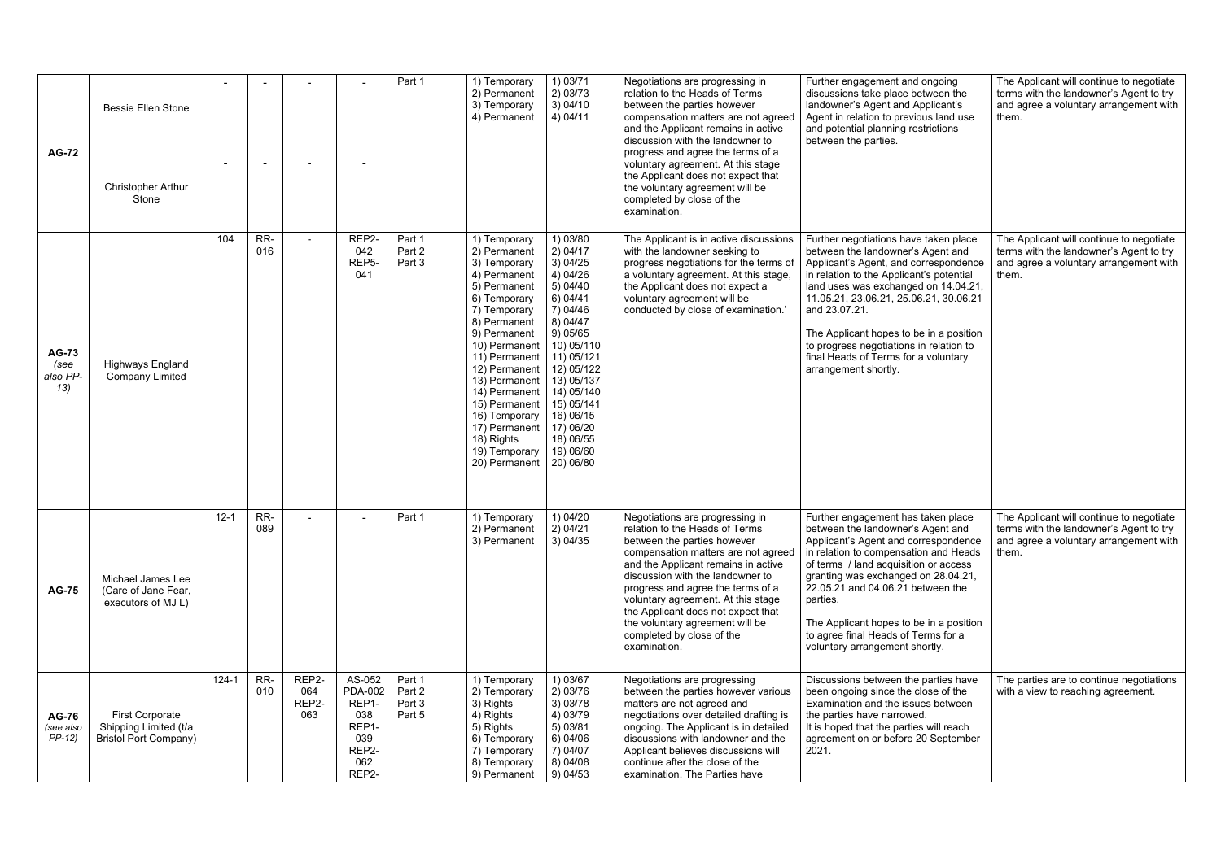| AG-72 | Bessie Ellen Stone | - | - | - | - | Part 1 | 1) Temporary<br>2) Permanent<br>3) Temporary<br>4) Permanent | 1) 03/71<br>2) 03/73<br>3) 04/10<br>4) 04/11 | Negotiations are progressing in relation to the Heads of Terms between the parties however compensation matters are not agreed and the Applicant remains in active discussion with the landowner to progress and agree the terms of a voluntary agreement. At this stage the Applicant does not expect that the voluntary agreement will be completed by close of the examination. | Further engagement and ongoing discussions take place between the landowner's Agent and Applicant's Agent in relation to previous land use and potential planning restrictions between the parties. | The Applicant will continue to negotiate terms with the landowner's Agent to try and agree a voluntary arrangement with them. |
|---|---|---|---|---|---|---|---|---|---|---|---|
| | Christopher Arthur Stone | - | - | - | - | | | | | | |
| AG-73 *(see also PP-13)* | Highways England Company Limited | 104 | RR-016 | - | REP2-042<br>REP5-041 | Part 1<br>Part 2<br>Part 3 | 1) Temporary<br>2) Permanent<br>3) Temporary<br>4) Permanent<br>5) Permanent<br>6) Temporary<br>7) Temporary<br>8) Permanent<br>9) Permanent<br>10) Permanent<br>11) Permanent<br>12) Permanent<br>13) Permanent<br>14) Permanent<br>15) Permanent<br>16) Temporary<br>17) Permanent<br>18) Rights<br>19) Temporary<br>20) Permanent | 1) 03/80<br>2) 04/17<br>3) 04/25<br>4) 04/26<br>5) 04/40<br>6) 04/41<br>7) 04/46<br>8) 04/47<br>9) 05/65<br>10) 05/110<br>11) 05/121<br>12) 05/122<br>13) 05/137<br>14) 05/140<br>15) 05/141<br>16) 06/15<br>17) 06/20<br>18) 06/55<br>19) 06/60<br>20) 06/80 | The Applicant is in active discussions with the landowner seeking to progress negotiations for the terms of a voluntary agreement. At this stage, the Applicant does not expect a voluntary agreement will be conducted by close of examination.' | Further negotiations have taken place between the landowner's Agent and Applicant's Agent, and correspondence in relation to the Applicant's potential land uses was exchanged on 14.04.21, 11.05.21, 23.06.21, 25.06.21, 30.06.21 and 23.07.21.<br><br>The Applicant hopes to be in a position to progress negotiations in relation to final Heads of Terms for a voluntary arrangement shortly. | The Applicant will continue to negotiate terms with the landowner's Agent to try and agree a voluntary arrangement with them. |
| AG-75 | Michael James Lee (Care of Jane Fear, executors of MJ L) | 12-1 | RR-089 | - | - | Part 1 | 1) Temporary<br>2) Permanent<br>3) Permanent | 1) 04/20<br>2) 04/21<br>3) 04/35 | Negotiations are progressing in relation to the Heads of Terms between the parties however compensation matters are not agreed and the Applicant remains in active discussion with the landowner to progress and agree the terms of a voluntary agreement. At this stage the Applicant does not expect that the voluntary agreement will be completed by close of the examination. | Further engagement has taken place between the landowner's Agent and Applicant's Agent and correspondence in relation to compensation and Heads of terms / land acquisition or access granting was exchanged on 28.04.21, 22.05.21 and 04.06.21 between the parties.<br><br>The Applicant hopes to be in a position to agree final Heads of Terms for a voluntary arrangement shortly. | The Applicant will continue to negotiate terms with the landowner's Agent to try and agree a voluntary arrangement with them. |
| AG-76 *(see also PP-12)* | First Corporate Shipping Limited (t/a Bristol Port Company) | 124-1 | RR-010 | REP2-064<br>REP2-063 | AS-052<br>PDA-002<br>REP1-038<br>REP1-039<br>REP2-062<br>REP2- | Part 1<br>Part 2<br>Part 3<br>Part 5 | 1) Temporary<br>2) Temporary<br>3) Rights<br>4) Rights<br>5) Rights<br>6) Temporary<br>7) Temporary<br>8) Temporary<br>9) Permanent | 1) 03/67<br>2) 03/76<br>3) 03/78<br>4) 03/79<br>5) 03/81<br>6) 04/06<br>7) 04/07<br>8) 04/08<br>9) 04/53 | Negotiations are progressing between the parties however various matters are not agreed and negotiations over detailed drafting is ongoing. The Applicant is in detailed discussions with landowner and the Applicant believes discussions will continue after the close of the examination. The Parties have | Discussions between the parties have been ongoing since the close of the Examination and the issues between the parties have narrowed.<br>It is hoped that the parties will reach agreement on or before 20 September 2021. | The parties are to continue negotiations with a view to reaching agreement. |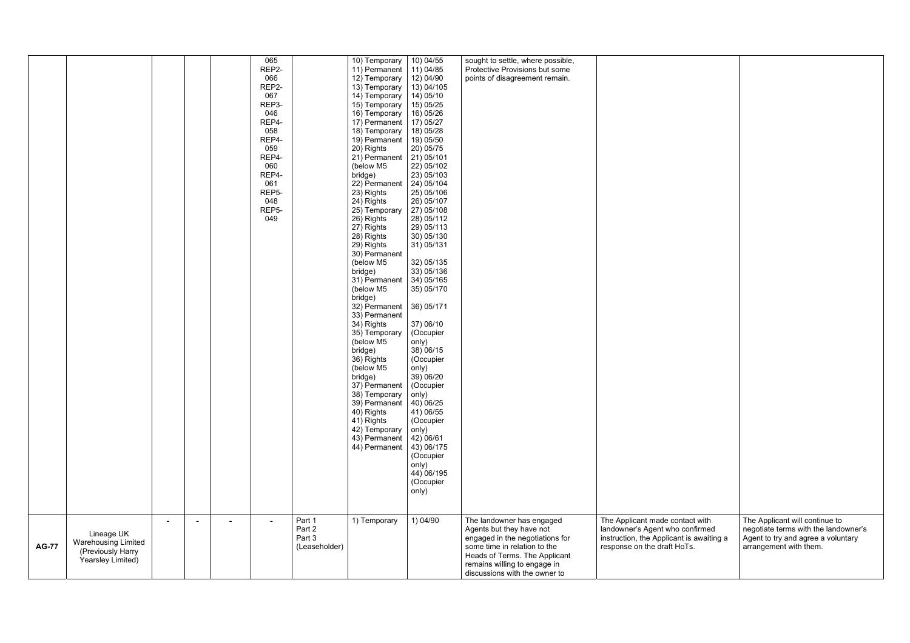| | | | | | | | | | | | |
|---|---|---|---|---|---|---|---|---|---|---|---|
| | | | | | 065 REP2-066 REP2-067 REP3-046 REP4-058 REP4-059 REP4-060 REP4-061 REP5-048 REP5-049 | | 10) Temporary 11) Permanent 12) Temporary 13) Temporary 14) Temporary 15) Temporary 16) Temporary 17) Permanent 18) Temporary 19) Permanent 20) Rights 21) Permanent (below M5 bridge) 22) Permanent 23) Rights 24) Rights 25) Temporary 26) Rights 27) Rights 28) Rights 29) Rights 30) Permanent (below M5 bridge) 31) Permanent (below M5 bridge) 32) Permanent 33) Permanent 34) Rights 35) Temporary (below M5 bridge) 36) Rights (below M5 bridge) 37) Permanent 38) Temporary 39) Permanent 40) Rights 41) Rights 42) Temporary 43) Permanent 44) Permanent | 10) 04/55 11) 04/85 12) 04/90 13) 04/105 14) 05/10 15) 05/25 16) 05/26 17) 05/27 18) 05/28 19) 05/50 20) 05/75 21) 05/101 22) 05/102 23) 05/103 24) 05/104 25) 05/106 26) 05/107 27) 05/108 28) 05/112 29) 05/113 30) 05/130 31) 05/131 32) 05/135 33) 05/136 34) 05/165 35) 05/170 36) 05/171 37) 06/10 (Occupier only) 38) 06/15 (Occupier only) 39) 06/20 (Occupier only) 40) 06/25 41) 06/55 (Occupier only) 42) 06/61 43) 06/175 (Occupier only) 44) 06/195 (Occupier only) | sought to settle, where possible, Protective Provisions but some points of disagreement remain. | | |
| **AG-77** | Lineage UK Warehousing Limited (Previously Harry Yearsley Limited) | - | - | - | - | Part 1 Part 2 Part 3 (Leaseholder) | 1) Temporary | 1) 04/90 | The landowner has engaged Agents but they have not engaged in the negotiations for some time in relation to the Heads of Terms. The Applicant remains willing to engage in discussions with the owner to | The Applicant made contact with landowner's Agent who confirmed instruction, the Applicant is awaiting a response on the draft HoTs. | The Applicant will continue to negotiate terms with the landowner's Agent to try and agree a voluntary arrangement with them. |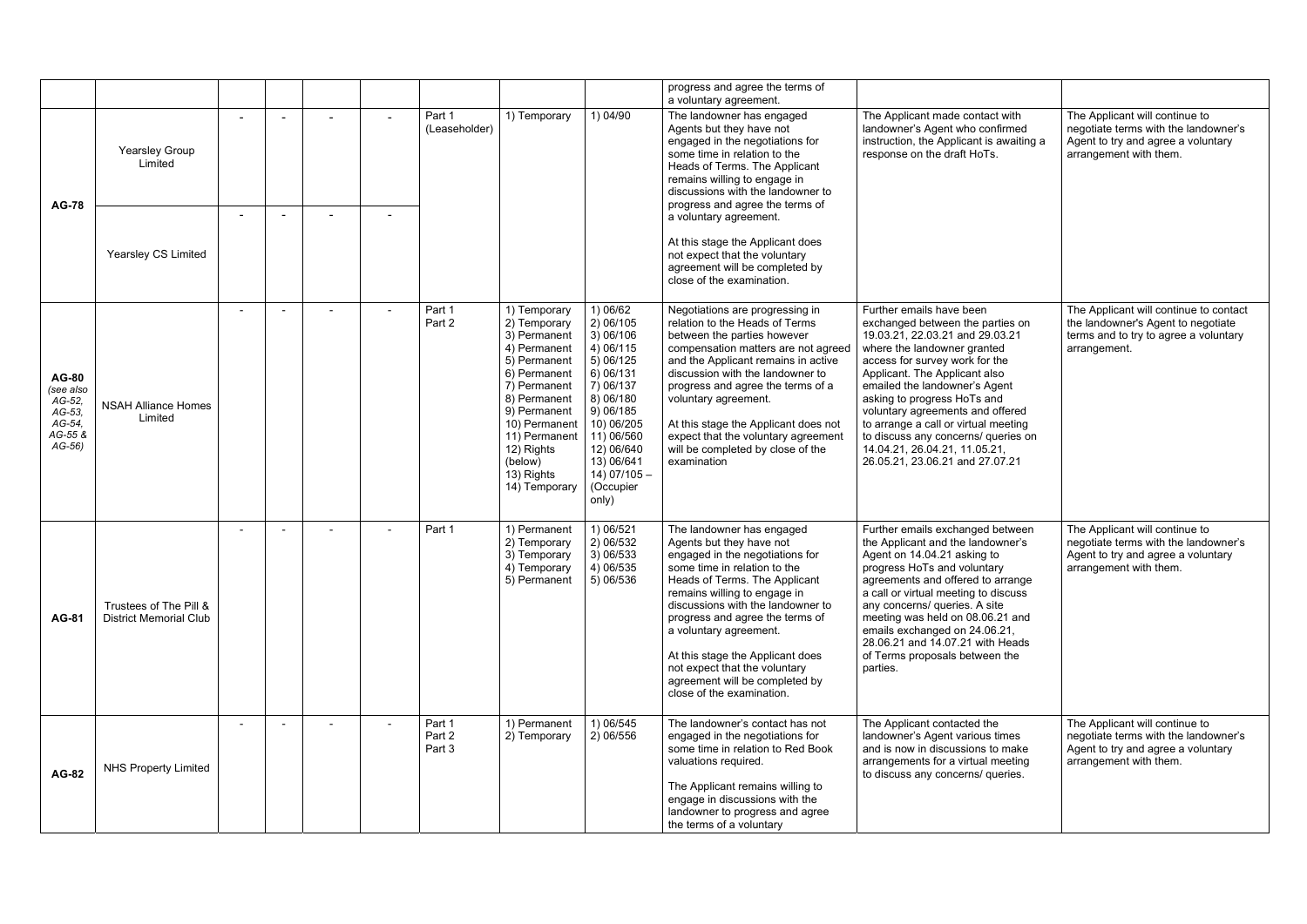| | | | | | | | | | progress and agree the terms of a voluntary agreement. | | |
|---|---|---|---|---|---|---|---|---|---|---|---|
| **AG-78** | Yearsley Group Limited | - | - | - | - | Part 1 (Leaseholder) | 1) Temporary | 1) 04/90 | The landowner has engaged Agents but they have not engaged in the negotiations for some time in relation to the Heads of Terms. The Applicant remains willing to engage in discussions with the landowner to progress and agree the terms of a voluntary agreement.<br><br>At this stage the Applicant does not expect that the voluntary agreement will be completed by close of the examination. | The Applicant made contact with landowner's Agent who confirmed instruction, the Applicant is awaiting a response on the draft HoTs. | The Applicant will continue to negotiate terms with the landowner's Agent to try and agree a voluntary arrangement with them. |
| | Yearsley CS Limited | - | - | - | - | | | | | | |
| **AG-80** *(see also AG-52, AG-53, AG-54, AG-55 & AG-56)* | NSAH Alliance Homes Limited | - | - | - | - | Part 1<br>Part 2 | 1) Temporary<br>2) Temporary<br>3) Permanent<br>4) Permanent<br>5) Permanent<br>6) Permanent<br>7) Permanent<br>8) Permanent<br>9) Permanent<br>10) Permanent<br>11) Permanent<br>12) Rights (below)<br>13) Rights<br>14) Temporary | 1) 06/62<br>2) 06/105<br>3) 06/106<br>4) 06/115<br>5) 06/125<br>6) 06/131<br>7) 06/137<br>8) 06/180<br>9) 06/185<br>10) 06/205<br>11) 06/560<br>12) 06/640<br>13) 06/641<br>14) 07/105 – (Occupier only) | Negotiations are progressing in relation to the Heads of Terms between the parties however compensation matters are not agreed and the Applicant remains in active discussion with the landowner to progress and agree the terms of a voluntary agreement.<br><br>At this stage the Applicant does not expect that the voluntary agreement will be completed by close of the examination | Further emails have been exchanged between the parties on 19.03.21, 22.03.21 and 29.03.21 where the landowner granted access for survey work for the Applicant. The Applicant also emailed the landowner's Agent asking to progress HoTs and voluntary agreements and offered to arrange a call or virtual meeting to discuss any concerns/ queries on 14.04.21, 26.04.21, 11.05.21, 26.05.21, 23.06.21 and 27.07.21 | The Applicant will continue to contact the landowner's Agent to negotiate terms and to try to agree a voluntary arrangement. |
| **AG-81** | Trustees of The Pill & District Memorial Club | - | - | - | - | Part 1 | 1) Permanent<br>2) Temporary<br>3) Temporary<br>4) Temporary<br>5) Permanent | 1) 06/521<br>2) 06/532<br>3) 06/533<br>4) 06/535<br>5) 06/536 | The landowner has engaged Agents but they have not engaged in the negotiations for some time in relation to the Heads of Terms. The Applicant remains willing to engage in discussions with the landowner to progress and agree the terms of a voluntary agreement.<br><br>At this stage the Applicant does not expect that the voluntary agreement will be completed by close of the examination. | Further emails exchanged between the Applicant and the landowner's Agent on 14.04.21 asking to progress HoTs and voluntary agreements and offered to arrange a call or virtual meeting to discuss any concerns/ queries. A site meeting was held on 08.06.21 and emails exchanged on 24.06.21, 28.06.21 and 14.07.21 with Heads of Terms proposals between the parties. | The Applicant will continue to negotiate terms with the landowner's Agent to try and agree a voluntary arrangement with them. |
| **AG-82** | NHS Property Limited | - | - | - | - | Part 1<br>Part 2<br>Part 3 | 1) Permanent<br>2) Temporary | 1) 06/545<br>2) 06/556 | The landowner's contact has not engaged in the negotiations for some time in relation to Red Book valuations required.<br><br>The Applicant remains willing to engage in discussions with the landowner to progress and agree the terms of a voluntary | The Applicant contacted the landowner's Agent various times and is now in discussions to make arrangements for a virtual meeting to discuss any concerns/ queries. | The Applicant will continue to negotiate terms with the landowner's Agent to try and agree a voluntary arrangement with them. |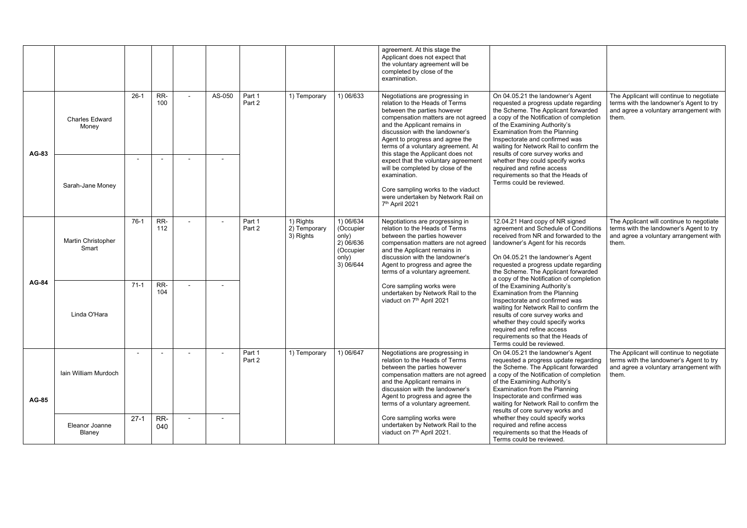| | | | | | | | | | | | |
|---|---|---|---|---|---|---|---|---|---|---|---|
| | | | | | | | | | agreement. At this stage the Applicant does not expect that the voluntary agreement will be completed by close of the examination. | | |
| AG-83 | Charles Edward Money | 26-1 | RR-100 | - | AS-050 | Part 1 Part 2 | 1) Temporary | 1) 06/633 | Negotiations are progressing in relation to the Heads of Terms between the parties however compensation matters are not agreed and the Applicant remains in discussion with the landowner's Agent to progress and agree the terms of a voluntary agreement. At this stage the Applicant does not expect that the voluntary agreement will be completed by close of the examination.<br><br>Core sampling works to the viaduct were undertaken by Network Rail on 7th April 2021 | On 04.05.21 the landowner's Agent requested a progress update regarding the Scheme. The Applicant forwarded a copy of the Notification of completion of the Examining Authority's Examination from the Planning Inspectorate and confirmed was waiting for Network Rail to confirm the results of core survey works and whether they could specify works required and refine access requirements so that the Heads of Terms could be reviewed. | The Applicant will continue to negotiate terms with the landowner's Agent to try and agree a voluntary arrangement with them. |
| | Sarah-Jane Money | - | - | - | - | | | | | | |
| AG-84 | Martin Christopher Smart | 76-1 | RR-112 | - | - | Part 1 Part 2 | 1) Rights 2) Temporary 3) Rights | 1) 06/634 (Occupier only) 2) 06/636 (Occupier only) 3) 06/644 | Negotiations are progressing in relation to the Heads of Terms between the parties however compensation matters are not agreed and the Applicant remains in discussion with the landowner's Agent to progress and agree the terms of a voluntary agreement.<br><br>Core sampling works were undertaken by Network Rail to the viaduct on 7th April 2021 | 12.04.21 Hard copy of NR signed agreement and Schedule of Conditions received from NR and forwarded to the landowner's Agent for his records<br><br>On 04.05.21 the landowner's Agent requested a progress update regarding the Scheme. The Applicant forwarded a copy of the Notification of completion of the Examining Authority's Examination from the Planning Inspectorate and confirmed was waiting for Network Rail to confirm the results of core survey works and whether they could specify works required and refine access requirements so that the Heads of Terms could be reviewed. | The Applicant will continue to negotiate terms with the landowner's Agent to try and agree a voluntary arrangement with them. |
| | Linda O'Hara | 71-1 | RR-104 | - | - | | | | | | |
| AG-85 | Iain William Murdoch | - | - | - | - | Part 1 Part 2 | 1) Temporary | 1) 06/647 | Negotiations are progressing in relation to the Heads of Terms between the parties however compensation matters are not agreed and the Applicant remains in discussion with the landowner's Agent to progress and agree the terms of a voluntary agreement.<br><br>Core sampling works were undertaken by Network Rail to the viaduct on 7th April 2021. | On 04.05.21 the landowner's Agent requested a progress update regarding the Scheme. The Applicant forwarded a copy of the Notification of completion of the Examining Authority's Examination from the Planning Inspectorate and confirmed was waiting for Network Rail to confirm the results of core survey works and whether they could specify works required and refine access requirements so that the Heads of Terms could be reviewed. | The Applicant will continue to negotiate terms with the landowner's Agent to try and agree a voluntary arrangement with them. |
| | Eleanor Joanne Blaney | 27-1 | RR-040 | - | - | | | | | | |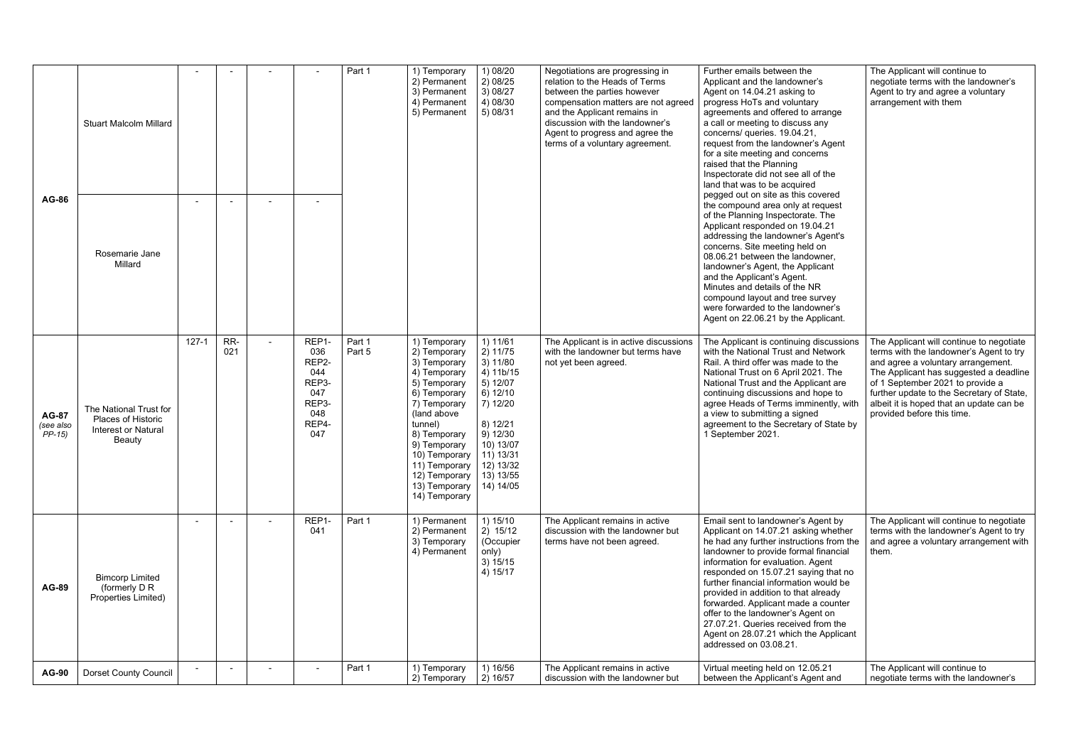| | | | | | | | | | | | |
|---|---|---|---|---|---|---|---|---|---|---|---|
| **AG-86** | Stuart Malcolm Millard | - | - | - | - | Part 1 | 1) Temporary<br>2) Permanent<br>3) Permanent<br>4) Permanent<br>5) Permanent | 1) 08/20<br>2) 08/25<br>3) 08/27<br>4) 08/30<br>5) 08/31 | Negotiations are progressing in relation to the Heads of Terms between the parties however compensation matters are not agreed and the Applicant remains in discussion with the landowner's Agent to progress and agree the terms of a voluntary agreement. | Further emails between the Applicant and the landowner's Agent on 14.04.21 asking to progress HoTs and voluntary agreements and offered to arrange a call or meeting to discuss any concerns/ queries. 19.04.21, request from the landowner's Agent for a site meeting and concerns raised that the Planning Inspectorate did not see all of the land that was to be acquired pegged out on site as this covered the compound area only at request of the Planning Inspectorate. The Applicant responded on 19.04.21 addressing the landowner's Agent's concerns. Site meeting held on 08.06.21 between the landowner, landowner's Agent, the Applicant and the Applicant's Agent. Minutes and details of the NR compound layout and tree survey were forwarded to the landowner's Agent on 22.06.21 by the Applicant. | The Applicant will continue to negotiate terms with the landowner's Agent to try and agree a voluntary arrangement with them |
| | Rosemarie Jane Millard | - | - | - | - | | | | | | |
| **AG-87** *(see also PP-15)* | The National Trust for Places of Historic Interest or Natural Beauty | 127-1 | RR-021 | - | REP1-036<br>REP2-044<br>REP3-047<br>REP3-048<br>REP4-047 | Part 1<br>Part 5 | 1) Temporary<br>2) Temporary<br>3) Temporary<br>4) Temporary<br>5) Temporary<br>6) Temporary<br>7) Temporary (land above tunnel)<br>8) Temporary<br>9) Temporary<br>10) Temporary<br>11) Temporary<br>12) Temporary<br>13) Temporary<br>14) Temporary | 1) 11/61<br>2) 11/75<br>3) 11/80<br>4) 11b/15<br>5) 12/07<br>6) 12/10<br>7) 12/20<br>8) 12/21<br>9) 12/30<br>10) 13/07<br>11) 13/31<br>12) 13/32<br>13) 13/55<br>14) 14/05 | The Applicant is in active discussions with the landowner but terms have not yet been agreed. | The Applicant is continuing discussions with the National Trust and Network Rail. A third offer was made to the National Trust on 6 April 2021. The National Trust and the Applicant are continuing discussions and hope to agree Heads of Terms imminently, with a view to submitting a signed agreement to the Secretary of State by 1 September 2021. | The Applicant will continue to negotiate terms with the landowner's Agent to try and agree a voluntary arrangement. The Applicant has suggested a deadline of 1 September 2021 to provide a further update to the Secretary of State, albeit it is hoped that an update can be provided before this time. |
| **AG-89** | Bimcorp Limited (formerly D R Properties Limited) | - | - | - | REP1-041 | Part 1 | 1) Permanent<br>2) Permanent<br>3) Temporary<br>4) Permanent | 1) 15/10<br>2) 15/12 (Occupier only)<br>3) 15/15<br>4) 15/17 | The Applicant remains in active discussion with the landowner but terms have not been agreed. | Email sent to landowner's Agent by Applicant on 14.07.21 asking whether he had any further instructions from the landowner to provide formal financial information for evaluation. Agent responded on 15.07.21 saying that no further financial information would be provided in addition to that already forwarded. Applicant made a counter offer to the landowner's Agent on 27.07.21. Queries received from the Agent on 28.07.21 which the Applicant addressed on 03.08.21. | The Applicant will continue to negotiate terms with the landowner's Agent to try and agree a voluntary arrangement with them. |
| **AG-90** | Dorset County Council | - | - | - | - | Part 1 | 1) Temporary<br>2) Temporary | 1) 16/56<br>2) 16/57 | The Applicant remains in active discussion with the landowner but | Virtual meeting held on 12.05.21 between the Applicant's Agent and | The Applicant will continue to negotiate terms with the landowner's |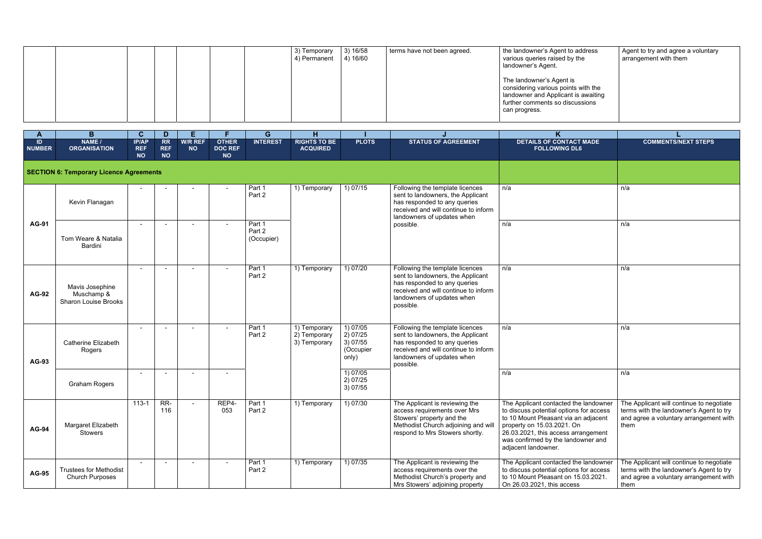| A | B | C | D | E | F | G | H | I | J | K | L |
|---|---|---|---|---|---|---|---|---|---|---|---|
| | | | | | | | 3) Temporary<br>4) Permanent | 3) 16/58<br>4) 16/60 | terms have not been agreed. | the landowner's Agent to address various queries raised by the landowner's Agent.<br><br>The landowner's Agent is considering various points with the landowner and Applicant is awaiting further comments so discussions can progress. | Agent to try and agree a voluntary arrangement with them |

| A<br>ID NUMBER | B<br>NAME / ORGANISATION | C<br>IP/AP REF NO | D<br>RR REF NO | E<br>W/R REF NO | F<br>OTHER DOC REF NO | G<br>INTEREST | H<br>RIGHTS TO BE ACQUIRED | I<br>PLOTS | J<br>STATUS OF AGREEMENT | K<br>DETAILS OF CONTACT MADE FOLLOWING DL6 | L<br>COMMENTS/NEXT STEPS |
|---|---|---|---|---|---|---|---|---|---|---|---|
| **SECTION 6: Temporary Licence Agreements** | | | | | | | | | | | |
| AG-91 | Kevin Flanagan | - | - | - | - | Part 1<br>Part 2 | 1) Temporary | 1) 07/15 | Following the template licences sent to landowners, the Applicant has responded to any queries received and will continue to inform landowners of updates when possible. | n/a | n/a |
| | Tom Weare & Natalia Bardini | - | - | - | - | Part 1<br>Part 2<br>(Occupier) | | | | n/a | n/a |
| AG-92 | Mavis Josephine Muschamp & Sharon Louise Brooks | - | - | - | - | Part 1<br>Part 2 | 1) Temporary | 1) 07/20 | Following the template licences sent to landowners, the Applicant has responded to any queries received and will continue to inform landowners of updates when possible. | n/a | n/a |
| AG-93 | Catherine Elizabeth Rogers | - | - | - | - | Part 1<br>Part 2 | 1) Temporary<br>2) Temporary<br>3) Temporary | 1) 07/05<br>2) 07/25<br>3) 07/55<br>(Occupier only) | Following the template licences sent to landowners, the Applicant has responded to any queries received and will continue to inform landowners of updates when possible. | n/a | n/a |
| | Graham Rogers | - | - | - | - | | | 1) 07/05<br>2) 07/25<br>3) 07/55 | | n/a | n/a |
| AG-94 | Margaret Elizabeth Stowers | 113-1 | RR-116 | - | REP4-053 | Part 1<br>Part 2 | 1) Temporary | 1) 07/30 | The Applicant is reviewing the access requirements over Mrs Stowers' property and the Methodist Church adjoining and will respond to Mrs Stowers shortly. | The Applicant contacted the landowner to discuss potential options for access to 10 Mount Pleasant via an adjacent property on 15.03.2021. On 26.03.2021, this access arrangement was confirmed by the landowner and adjacent landowner. | The Applicant will continue to negotiate terms with the landowner's Agent to try and agree a voluntary arrangement with them |
| AG-95 | Trustees for Methodist Church Purposes | - | - | - | - | Part 1<br>Part 2 | 1) Temporary | 1) 07/35 | The Applicant is reviewing the access requirements over the Methodist Church's property and Mrs Stowers' adjoining property | The Applicant contacted the landowner to discuss potential options for access to 10 Mount Pleasant on 15.03.2021. On 26.03.2021, this access | The Applicant will continue to negotiate terms with the landowner's Agent to try and agree a voluntary arrangement with them |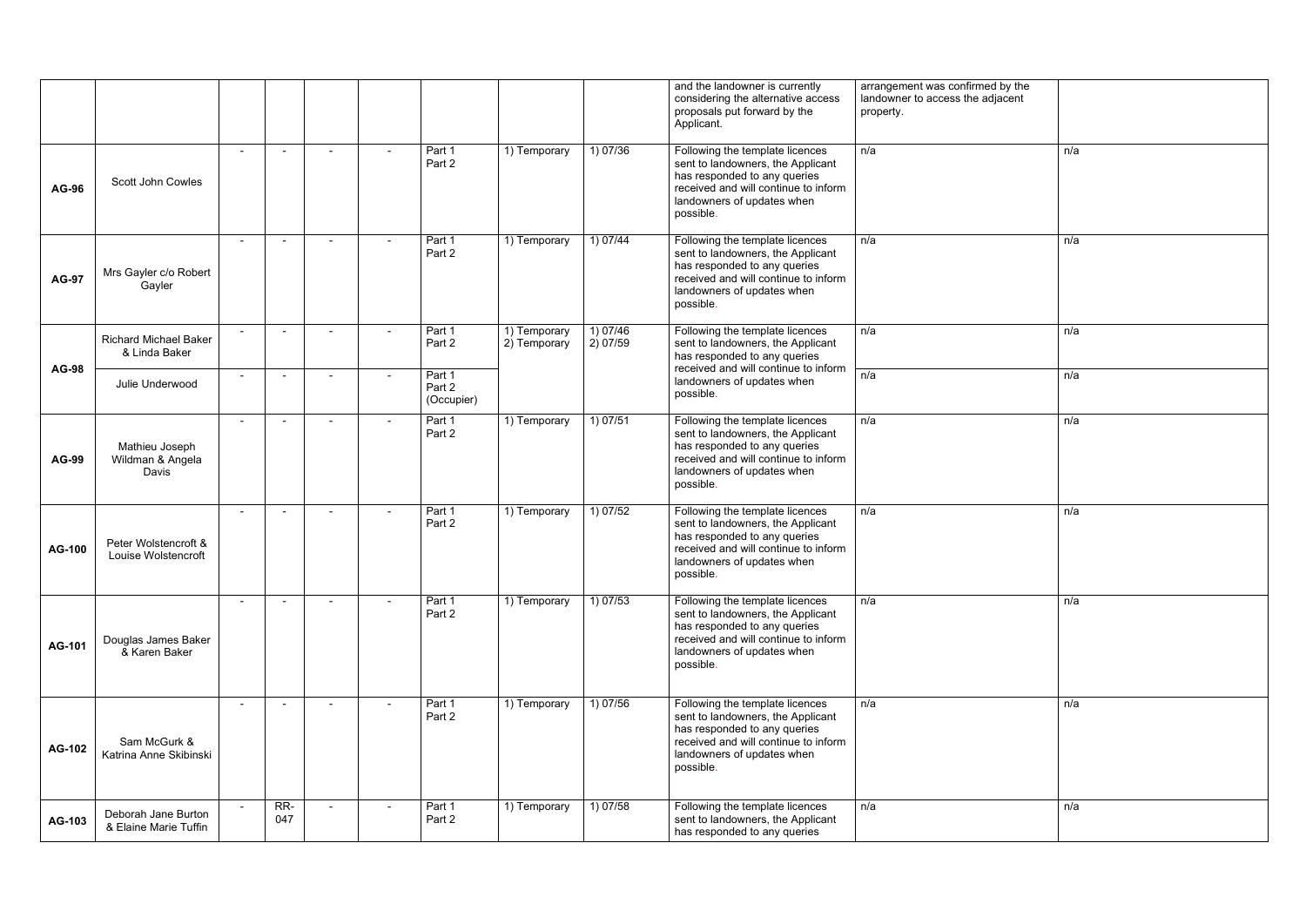|  |  |  |  |  |  |  |  |  | and the landowner is currently considering the alternative access proposals put forward by the Applicant. | arrangement was confirmed by the landowner to access the adjacent property. |  |
|---|---|---|---|---|---|---|---|---|---|---|---|
| **AG-96** | Scott John Cowles | - | - | - | - | Part 1 Part 2 | 1) Temporary | 1) 07/36 | Following the template licences sent to landowners, the Applicant has responded to any queries received and will continue to inform landowners of updates when possible. | n/a | n/a |
| **AG-97** | Mrs Gayler c/o Robert Gayler | - | - | - | - | Part 1 Part 2 | 1) Temporary | 1) 07/44 | Following the template licences sent to landowners, the Applicant has responded to any queries received and will continue to inform landowners of updates when possible. | n/a | n/a |
| **AG-98** | Richard Michael Baker & Linda Baker | - | - | - | - | Part 1 Part 2 | 1) Temporary 2) Temporary | 1) 07/46 2) 07/59 | Following the template licences sent to landowners, the Applicant has responded to any queries received and will continue to inform landowners of updates when possible. | n/a | n/a |
|  | Julie Underwood | - | - | - | - | Part 1 Part 2 (Occupier) |  |  |  | n/a | n/a |
| **AG-99** | Mathieu Joseph Wildman & Angela Davis | - | - | - | - | Part 1 Part 2 | 1) Temporary | 1) 07/51 | Following the template licences sent to landowners, the Applicant has responded to any queries received and will continue to inform landowners of updates when possible. | n/a | n/a |
| **AG-100** | Peter Wolstencroft & Louise Wolstencroft | - | - | - | - | Part 1 Part 2 | 1) Temporary | 1) 07/52 | Following the template licences sent to landowners, the Applicant has responded to any queries received and will continue to inform landowners of updates when possible. | n/a | n/a |
| **AG-101** | Douglas James Baker & Karen Baker | - | - | - | - | Part 1 Part 2 | 1) Temporary | 1) 07/53 | Following the template licences sent to landowners, the Applicant has responded to any queries received and will continue to inform landowners of updates when possible. | n/a | n/a |
| **AG-102** | Sam McGurk & Katrina Anne Skibinski | - | - | - | - | Part 1 Part 2 | 1) Temporary | 1) 07/56 | Following the template licences sent to landowners, the Applicant has responded to any queries received and will continue to inform landowners of updates when possible. | n/a | n/a |
| **AG-103** | Deborah Jane Burton & Elaine Marie Tuffin | - | RR-047 | - | - | Part 1 Part 2 | 1) Temporary | 1) 07/58 | Following the template licences sent to landowners, the Applicant has responded to any queries | n/a | n/a |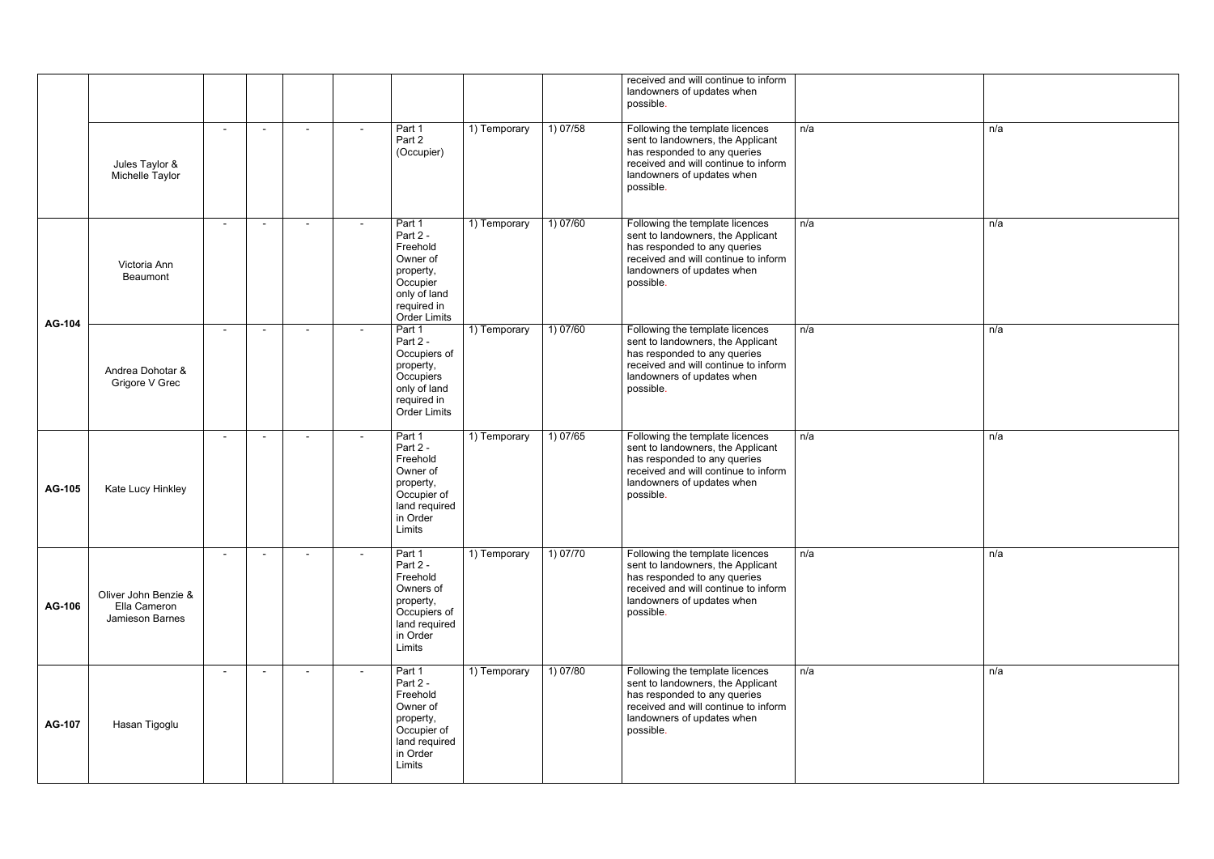| | | | | | | | | | | | |
|---|---|---|---|---|---|---|---|---|---|---|---|
| | | | | | | | | | received and will continue to inform landowners of updates when possible. | | |
| | Jules Taylor & Michelle Taylor | - | - | - | - | Part 1 Part 2 (Occupier) | 1) Temporary | 1) 07/58 | Following the template licences sent to landowners, the Applicant has responded to any queries received and will continue to inform landowners of updates when possible. | n/a | n/a |
| **AG-104** | Victoria Ann Beaumont | - | - | - | - | Part 1 Part 2 - Freehold Owner of property, Occupier only of land required in Order Limits | 1) Temporary | 1) 07/60 | Following the template licences sent to landowners, the Applicant has responded to any queries received and will continue to inform landowners of updates when possible. | n/a | n/a |
| | Andrea Dohotar & Grigore V Grec | - | - | - | - | Part 1 Part 2 - Occupiers of property, Occupiers only of land required in Order Limits | 1) Temporary | 1) 07/60 | Following the template licences sent to landowners, the Applicant has responded to any queries received and will continue to inform landowners of updates when possible. | n/a | n/a |
| **AG-105** | Kate Lucy Hinkley | - | - | - | - | Part 1 Part 2 - Freehold Owner of property, Occupier of land required in Order Limits | 1) Temporary | 1) 07/65 | Following the template licences sent to landowners, the Applicant has responded to any queries received and will continue to inform landowners of updates when possible. | n/a | n/a |
| **AG-106** | Oliver John Benzie & Ella Cameron Jamieson Barnes | - | - | - | - | Part 1 Part 2 - Freehold Owners of property, Occupiers of land required in Order Limits | 1) Temporary | 1) 07/70 | Following the template licences sent to landowners, the Applicant has responded to any queries received and will continue to inform landowners of updates when possible. | n/a | n/a |
| **AG-107** | Hasan Tigoglu | - | - | - | - | Part 1 Part 2 - Freehold Owner of property, Occupier of land required in Order Limits | 1) Temporary | 1) 07/80 | Following the template licences sent to landowners, the Applicant has responded to any queries received and will continue to inform landowners of updates when possible. | n/a | n/a |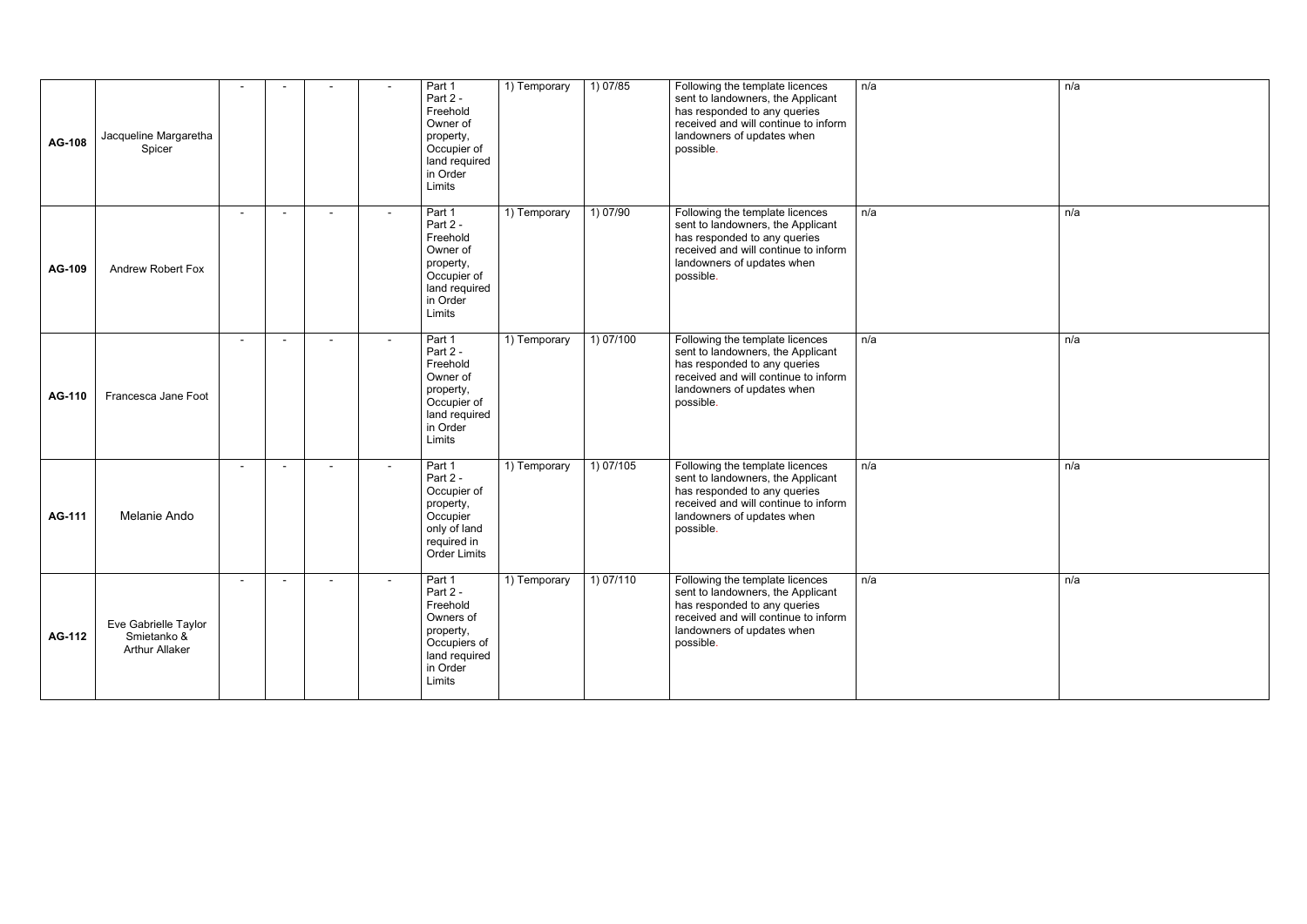| | | | | | | | | | | | |
|---|---|---|---|---|---|---|---|---|---|---|---|
| **AG-108** | Jacqueline Margaretha Spicer | - | - | - | - | Part 1<br>Part 2 - Freehold Owner of property, Occupier of land required in Order Limits | 1) Temporary | 1) 07/85 | Following the template licences sent to landowners, the Applicant has responded to any queries received and will continue to inform landowners of updates when possible. | n/a | n/a |
| **AG-109** | Andrew Robert Fox | - | - | - | - | Part 1<br>Part 2 - Freehold Owner of property, Occupier of land required in Order Limits | 1) Temporary | 1) 07/90 | Following the template licences sent to landowners, the Applicant has responded to any queries received and will continue to inform landowners of updates when possible. | n/a | n/a |
| **AG-110** | Francesca Jane Foot | - | - | - | - | Part 1<br>Part 2 - Freehold Owner of property, Occupier of land required in Order Limits | 1) Temporary | 1) 07/100 | Following the template licences sent to landowners, the Applicant has responded to any queries received and will continue to inform landowners of updates when possible. | n/a | n/a |
| **AG-111** | Melanie Ando | - | - | - | - | Part 1<br>Part 2 - Occupier of property, Occupier only of land required in Order Limits | 1) Temporary | 1) 07/105 | Following the template licences sent to landowners, the Applicant has responded to any queries received and will continue to inform landowners of updates when possible. | n/a | n/a |
| **AG-112** | Eve Gabrielle Taylor Smietanko & Arthur Allaker | - | - | - | - | Part 1<br>Part 2 - Freehold Owners of property, Occupiers of land required in Order Limits | 1) Temporary | 1) 07/110 | Following the template licences sent to landowners, the Applicant has responded to any queries received and will continue to inform landowners of updates when possible. | n/a | n/a |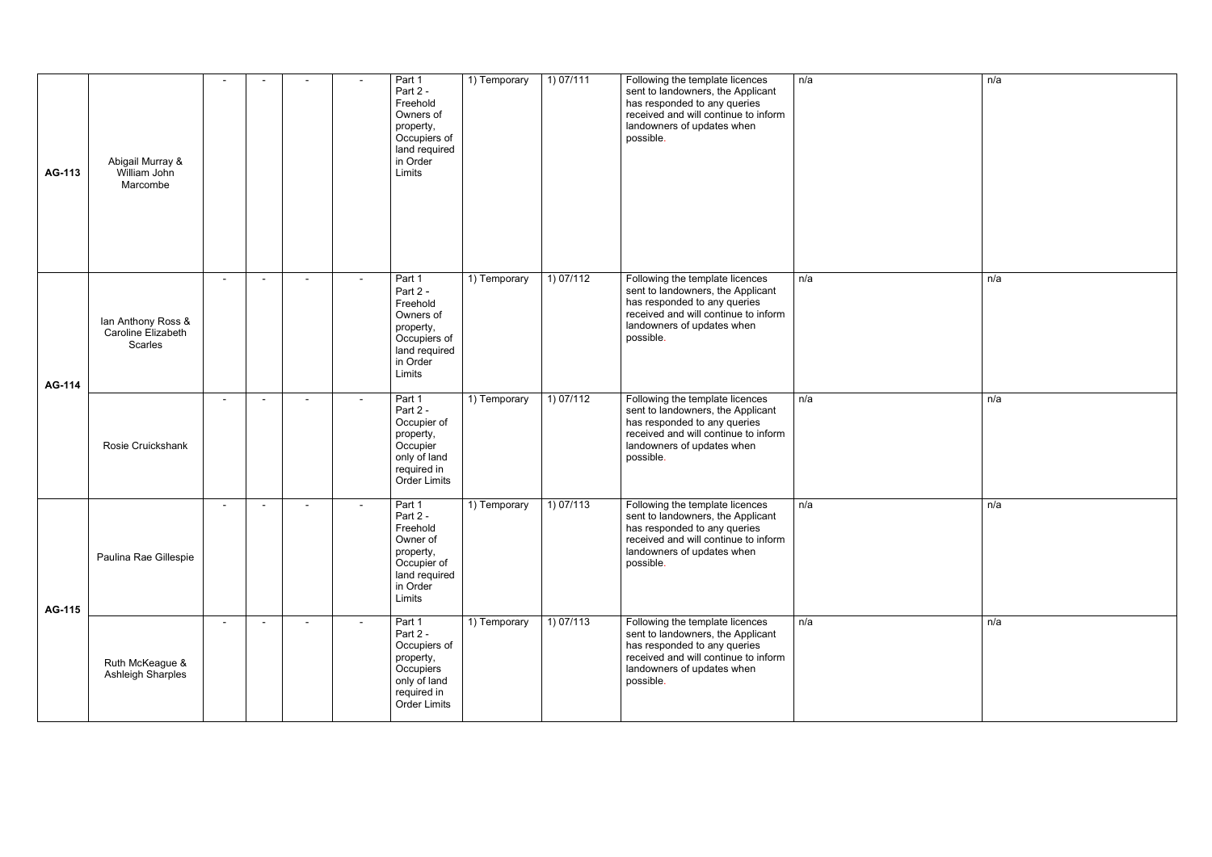| | | | | | | | | | | | |
|---|---|---|---|---|---|---|---|---|---|---|---|
| AG-113 | Abigail Murray & William John Marcombe | - | - | - | - | Part 1 Part 2 - Freehold Owners of property, Occupiers of land required in Order Limits | 1) Temporary | 1) 07/111 | Following the template licences sent to landowners, the Applicant has responded to any queries received and will continue to inform landowners of updates when possible. | n/a | n/a |
| AG-114 | Ian Anthony Ross & Caroline Elizabeth Scarles | - | - | - | - | Part 1 Part 2 - Freehold Owners of property, Occupiers of land required in Order Limits | 1) Temporary | 1) 07/112 | Following the template licences sent to landowners, the Applicant has responded to any queries received and will continue to inform landowners of updates when possible. | n/a | n/a |
| | Rosie Cruickshank | - | - | - | - | Part 1 Part 2 - Occupier of property, Occupier only of land required in Order Limits | 1) Temporary | 1) 07/112 | Following the template licences sent to landowners, the Applicant has responded to any queries received and will continue to inform landowners of updates when possible. | n/a | n/a |
| AG-115 | Paulina Rae Gillespie | - | - | - | - | Part 1 Part 2 - Freehold Owner of property, Occupier of land required in Order Limits | 1) Temporary | 1) 07/113 | Following the template licences sent to landowners, the Applicant has responded to any queries received and will continue to inform landowners of updates when possible. | n/a | n/a |
| | Ruth McKeague & Ashleigh Sharples | - | - | - | - | Part 1 Part 2 - Occupiers of property, Occupiers only of land required in Order Limits | 1) Temporary | 1) 07/113 | Following the template licences sent to landowners, the Applicant has responded to any queries received and will continue to inform landowners of updates when possible. | n/a | n/a |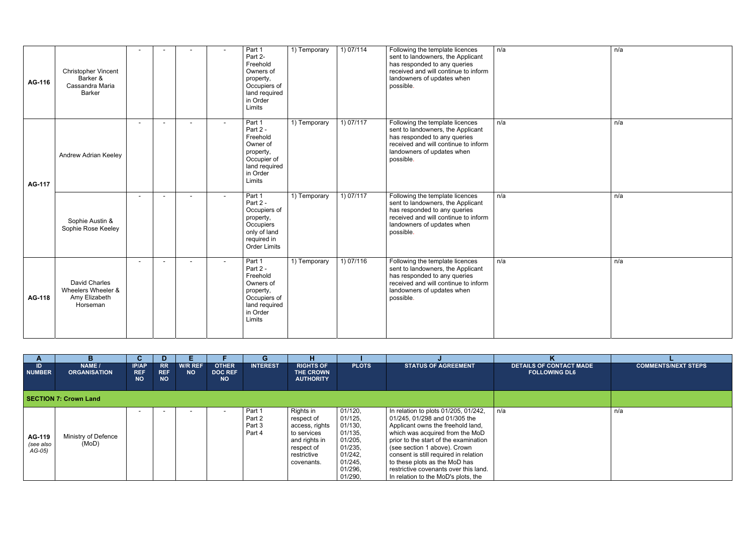| ID NUMBER | NAME / ORGANISATION | IP/AP REF NO | RR REF NO | W/R REF NO | OTHER DOC REF NO | INTEREST | RIGHTS OF THE CROWN AUTHORITY | PLOTS | STATUS OF AGREEMENT | DETAILS OF CONTACT MADE FOLLOWING DL6 | COMMENTS/NEXT STEPS |
|---|---|---|---|---|---|---|---|---|---|---|---|
| AG-116 | Christopher Vincent Barker & Cassandra Maria Barker | - | - | - | - | Part 1 Part 2- Freehold Owners of property, Occupiers of land required in Order Limits | 1) Temporary | 1) 07/114 | Following the template licences sent to landowners, the Applicant has responded to any queries received and will continue to inform landowners of updates when possible. | n/a | n/a |
| AG-117 | Andrew Adrian Keeley | - | - | - | - | Part 1 Part 2 - Freehold Owner of property, Occupier of land required in Order Limits | 1) Temporary | 1) 07/117 | Following the template licences sent to landowners, the Applicant has responded to any queries received and will continue to inform landowners of updates when possible. | n/a | n/a |
| | Sophie Austin & Sophie Rose Keeley | - | - | - | - | Part 1 Part 2 - Occupiers of property, Occupiers only of land required in Order Limits | 1) Temporary | 1) 07/117 | Following the template licences sent to landowners, the Applicant has responded to any queries received and will continue to inform landowners of updates when possible. | n/a | n/a |
| AG-118 | David Charles Wheelers Wheeler & Amy Elizabeth Horseman | - | - | - | - | Part 1 Part 2 - Freehold Owners of property, Occupiers of land required in Order Limits | 1) Temporary | 1) 07/116 | Following the template licences sent to landowners, the Applicant has responded to any queries received and will continue to inform landowners of updates when possible. | n/a | n/a |

| A | B | C | D | E | F | G | H | I | J | K | L |
|---|---|---|---|---|---|---|---|---|---|---|---|
| ID NUMBER | NAME / ORGANISATION | IP/AP REF NO | RR REF NO | W/R REF NO | OTHER DOC REF NO | INTEREST | RIGHTS OF THE CROWN AUTHORITY | PLOTS | STATUS OF AGREEMENT | DETAILS OF CONTACT MADE FOLLOWING DL6 | COMMENTS/NEXT STEPS |
| **SECTION 7: Crown Land** | | | | | | | | | | | |
| AG-119 *(see also AG-05)* | Ministry of Defence (MoD) | - | - | - | - | Part 1 Part 2 Part 3 Part 4 | Rights in respect of access, rights to services and rights in respect of restrictive covenants. | 01/120, 01/125, 01/130, 01/135, 01/205, 01/235, 01/242, 01/245, 01/296, 01/290, | In relation to plots 01/205, 01/242, 01/245, 01/298 and 01/305 the Applicant owns the freehold land, which was acquired from the MoD prior to the start of the examination (see section 1 above). Crown consent is still required in relation to these plots as the MoD has restrictive covenants over this land. In relation to the MoD's plots, the | n/a | n/a |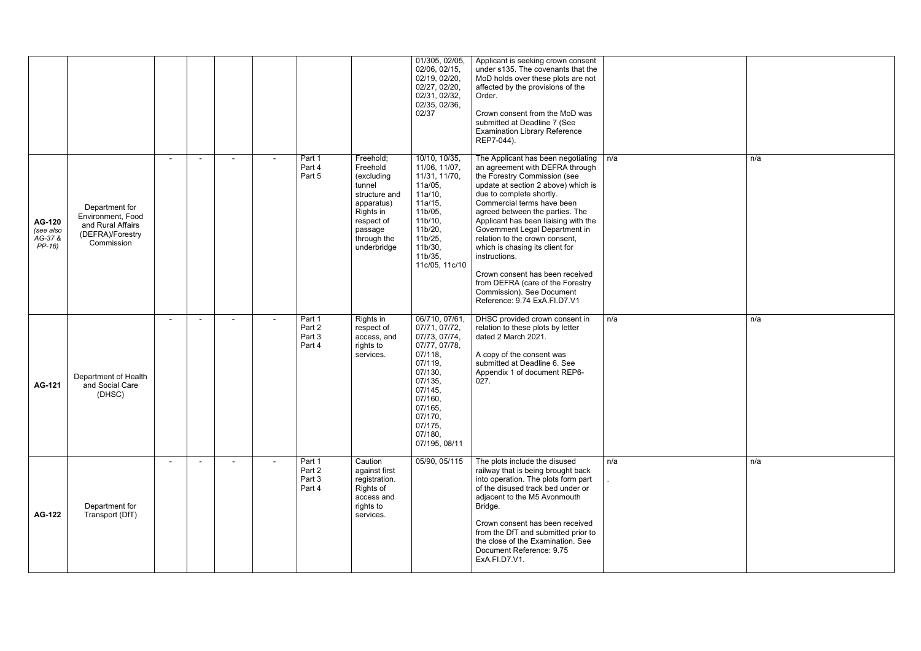| | | | | | | | | | | | |
|---|---|---|---|---|---|---|---|---|---|---|---|
| | | | | | | | | 01/305, 02/05, 02/06, 02/15, 02/19, 02/20, 02/27, 02/20, 02/31, 02/32, 02/35, 02/36, 02/37 | Applicant is seeking crown consent under s135. The covenants that the MoD holds over these plots are not affected by the provisions of the Order.<br><br>Crown consent from the MoD was submitted at Deadline 7 (See Examination Library Reference REP7-044). | | |
| **AG-120** *(see also AG-37 & PP-16)* | Department for Environment, Food and Rural Affairs (DEFRA)/Forestry Commission | - | - | - | - | Part 1 Part 4 Part 5 | Freehold; Freehold (excluding tunnel structure and apparatus) Rights in respect of passage through the underbridge | 10/10, 10/35, 11/06, 11/07, 11/31, 11/70, 11a/05, 11a/10, 11a/15, 11b/05, 11b/10, 11b/20, 11b/25, 11b/30, 11b/35, 11c/05, 11c/10 | The Applicant has been negotiating an agreement with DEFRA through the Forestry Commission (see update at section 2 above) which is due to complete shortly. Commercial terms have been agreed between the parties. The Applicant has been liaising with the Government Legal Department in relation to the crown consent, which is chasing its client for instructions.<br><br>Crown consent has been received from DEFRA (care of the Forestry Commission). See Document Reference: 9.74 ExA.FI.D7.V1 | n/a | n/a |
| **AG-121** | Department of Health and Social Care (DHSC) | - | - | - | - | Part 1 Part 2 Part 3 Part 4 | Rights in respect of access, and rights to services. | 06/710, 07/61, 07/71, 07/72, 07/73, 07/74, 07/77, 07/78, 07/118, 07/119, 07/130, 07/135, 07/145, 07/160, 07/165, 07/170, 07/175, 07/180, 07/195, 08/11 | DHSC provided crown consent in relation to these plots by letter dated 2 March 2021.<br><br>A copy of the consent was submitted at Deadline 6. See Appendix 1 of document REP6-027. | n/a | n/a |
| **AG-122** | Department for Transport (DfT) | - | - | - | - | Part 1 Part 2 Part 3 Part 4 | Caution against first registration. Rights of access and rights to services. | 05/90, 05/115 | The plots include the disused railway that is being brought back into operation. The plots form part of the disused track bed under or adjacent to the M5 Avonmouth Bridge.<br><br>Crown consent has been received from the DfT and submitted prior to the close of the Examination. See Document Reference: 9.75 ExA.FI.D7.V1. | n/a<br>. | n/a |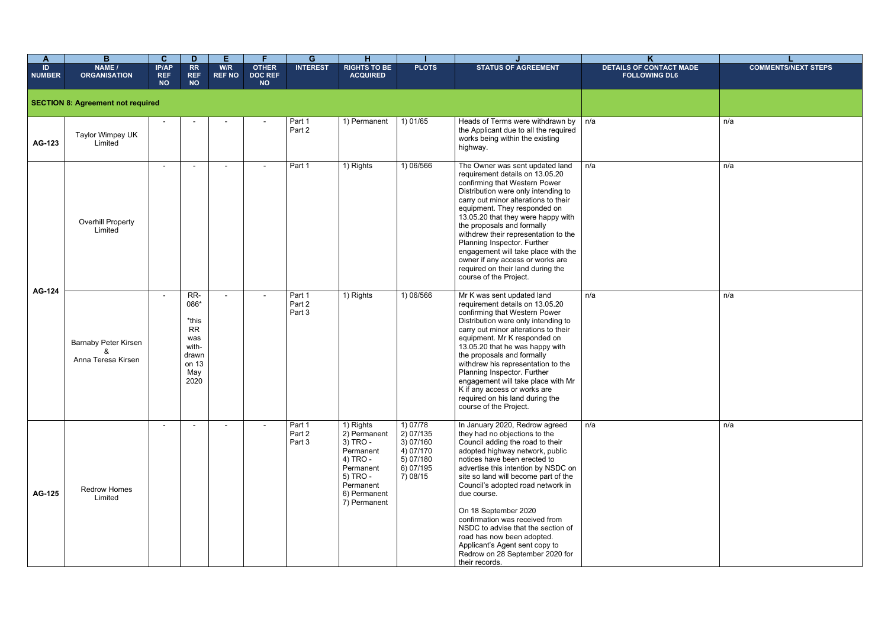| A | B | C | D | E | F | G | H | I | J | K | L |
|---|---|---|---|---|---|---|---|---|---|---|---|
| ID NUMBER | NAME / ORGANISATION | IP/AP REF NO | RR REF NO | W/R REF NO | OTHER DOC REF NO | INTEREST | RIGHTS TO BE ACQUIRED | PLOTS | STATUS OF AGREEMENT | DETAILS OF CONTACT MADE FOLLOWING DL6 | COMMENTS/NEXT STEPS |
| **SECTION 8: Agreement not required** | | | | | | | | | | | |
| AG-123 | Taylor Wimpey UK Limited | - | - | - | - | Part 1<br>Part 2 | 1) Permanent | 1) 01/65 | Heads of Terms were withdrawn by the Applicant due to all the required works being within the existing highway. | n/a | n/a |
| AG-124 | Overhill Property Limited | - | - | - | - | Part 1 | 1) Rights | 1) 06/566 | The Owner was sent updated land requirement details on 13.05.20 confirming that Western Power Distribution were only intending to carry out minor alterations to their equipment. They responded on 13.05.20 that they were happy with the proposals and formally withdrew their representation to the Planning Inspector. Further engagement will take place with the owner if any access or works are required on their land during the course of the Project. | n/a | n/a |
| AG-124 | Barnaby Peter Kirsen & Anna Teresa Kirsen | - | RR-086*<br><br>*this RR was with-drawn on 13 May 2020 | - | - | Part 1<br>Part 2<br>Part 3 | 1) Rights | 1) 06/566 | Mr K was sent updated land requirement details on 13.05.20 confirming that Western Power Distribution were only intending to carry out minor alterations to their equipment. Mr K responded on 13.05.20 that he was happy with the proposals and formally withdrew his representation to the Planning Inspector. Further engagement will take place with Mr K if any access or works are required on his land during the course of the Project. | n/a | n/a |
| AG-125 | Redrow Homes Limited | - | - | - | - | Part 1<br>Part 2<br>Part 3 | 1) Rights<br>2) Permanent<br>3) TRO - Permanent<br>4) TRO - Permanent<br>5) TRO - Permanent<br>6) Permanent<br>7) Permanent | 1) 07/78<br>2) 07/135<br>3) 07/160<br>4) 07/170<br>5) 07/180<br>6) 07/195<br>7) 08/15 | In January 2020, Redrow agreed they had no objections to the Council adding the road to their adopted highway network, public notices have been erected to advertise this intention by NSDC on site so land will become part of the Council's adopted road network in due course.<br><br>On 18 September 2020 confirmation was received from NSDC to advise that the section of road has now been adopted. Applicant's Agent sent copy to Redrow on 28 September 2020 for their records. | n/a | n/a |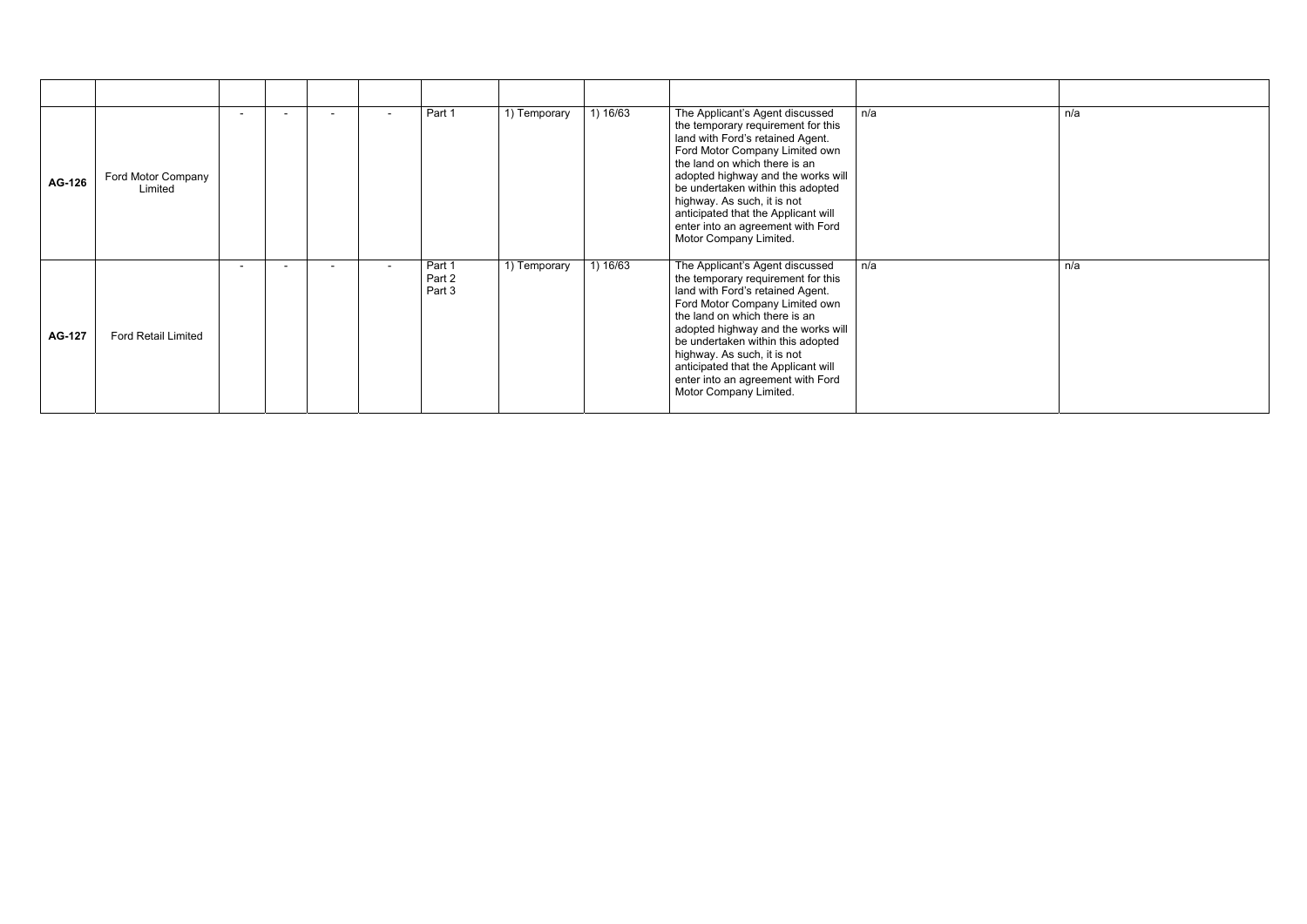| | | | | | | | | | | | |
|---|---|---|---|---|---|---|---|---|---|---|---|
| **AG-126** | Ford Motor Company Limited | - | - | - | - | Part 1 | 1) Temporary | 1) 16/63 | The Applicant's Agent discussed the temporary requirement for this land with Ford's retained Agent. Ford Motor Company Limited own the land on which there is an adopted highway and the works will be undertaken within this adopted highway. As such, it is not anticipated that the Applicant will enter into an agreement with Ford Motor Company Limited. | n/a | n/a |
| **AG-127** | Ford Retail Limited | - | - | - | - | Part 1<br>Part 2<br>Part 3 | 1) Temporary | 1) 16/63 | The Applicant's Agent discussed the temporary requirement for this land with Ford's retained Agent. Ford Motor Company Limited own the land on which there is an adopted highway and the works will be undertaken within this adopted highway. As such, it is not anticipated that the Applicant will enter into an agreement with Ford Motor Company Limited. | n/a | n/a |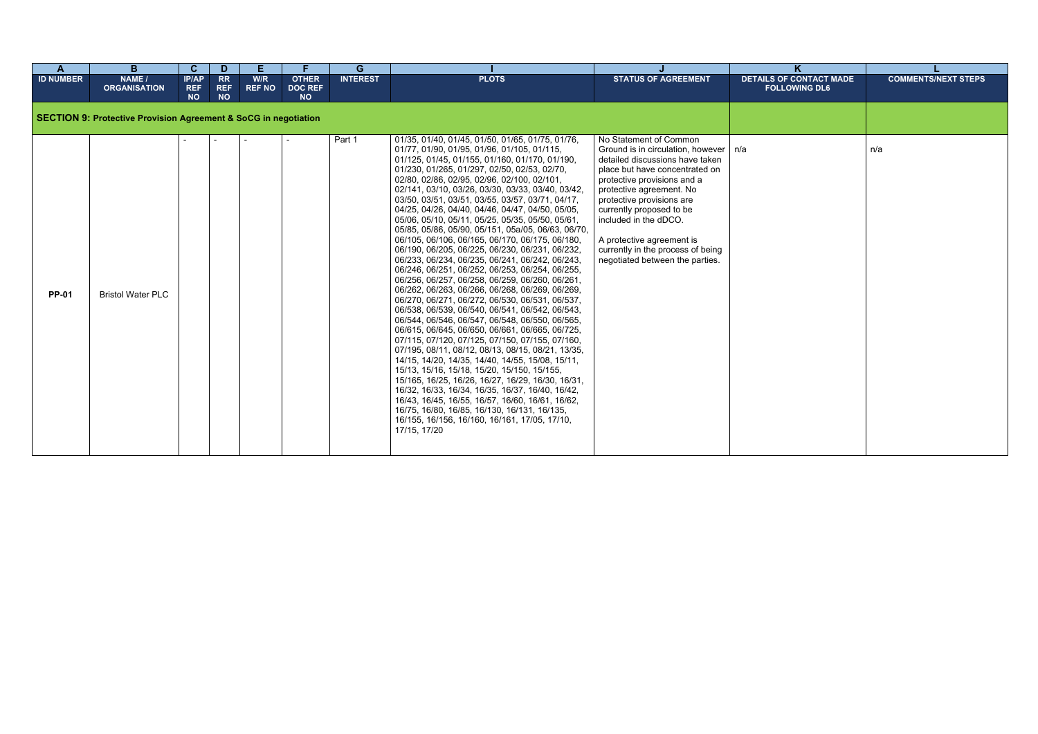| A | B | C | D | E | F | G | I | J | K | L |
|---|---|---|---|---|---|---|---|---|---|---|
| **ID NUMBER** | **NAME / ORGANISATION** | **IP/AP REF NO** | **RR REF NO** | **W/R REF NO** | **OTHER DOC REF NO** | **INTEREST** | **PLOTS** | **STATUS OF AGREEMENT** | **DETAILS OF CONTACT MADE FOLLOWING DL6** | **COMMENTS/NEXT STEPS** |
| **SECTION 9: Protective Provision Agreement & SoCG in negotiation** | | | | | | | | | | |
| **PP-01** | Bristol Water PLC | - | - | - | - | Part 1 | 01/35, 01/40, 01/45, 01/50, 01/65, 01/75, 01/76, 01/77, 01/90, 01/95, 01/96, 01/105, 01/115, 01/125, 01/145, 01/155, 01/160, 01/170, 01/190, 01/230, 01/265, 01/297, 02/50, 02/53, 02/70, 02/80, 02/86, 02/95, 02/96, 02/100, 02/101, 02/141, 03/10, 03/26, 03/30, 03/33, 03/40, 03/42, 03/50, 03/51, 03/55, 03/57, 03/71, 04/17, 04/25, 04/26, 04/40, 04/46, 04/47, 04/50, 05/05, 05/06, 05/10, 05/11, 05/25, 05/35, 05/50, 05/61, 05/85, 05/86, 05/90, 05/151, 05a/05, 06/63, 06/70, 06/105, 06/106, 06/165, 06/170, 06/175, 06/180, 06/190, 06/205, 06/225, 06/230, 06/231, 06/232, 06/233, 06/234, 06/235, 06/241, 06/242, 06/243, 06/246, 06/251, 06/252, 06/253, 06/254, 06/255, 06/256, 06/257, 06/258, 06/259, 06/260, 06/261, 06/262, 06/263, 06/266, 06/268, 06/269, 06/269, 06/270, 06/271, 06/272, 06/530, 06/531, 06/537, 06/538, 06/539, 06/540, 06/541, 06/542, 06/543, 06/544, 06/546, 06/547, 06/548, 06/550, 06/565, 06/615, 06/645, 06/650, 06/661, 06/665, 06/725, 07/115, 07/120, 07/125, 07/150, 07/155, 07/160, 07/195, 08/11, 08/12, 08/13, 08/15, 08/21, 13/35, 14/15, 14/20, 14/35, 14/40, 14/55, 15/08, 15/11, 15/13, 15/16, 15/18, 15/20, 15/150, 15/155, 15/165, 16/25, 16/26, 16/27, 16/29, 16/30, 16/31, 16/32, 16/33, 16/34, 16/35, 16/37, 16/40, 16/42, 16/43, 16/45, 16/55, 16/57, 16/60, 16/61, 16/62, 16/75, 16/80, 16/85, 16/130, 16/131, 16/135, 16/155, 16/156, 16/160, 16/161, 17/05, 17/10, 17/15, 17/20 | No Statement of Common Ground is in circulation, however detailed discussions have taken place but have concentrated on protective provisions and a protective agreement. No protective provisions are currently proposed to be included in the dDCO.<br><br>A protective agreement is currently in the process of being negotiated between the parties. | n/a | n/a |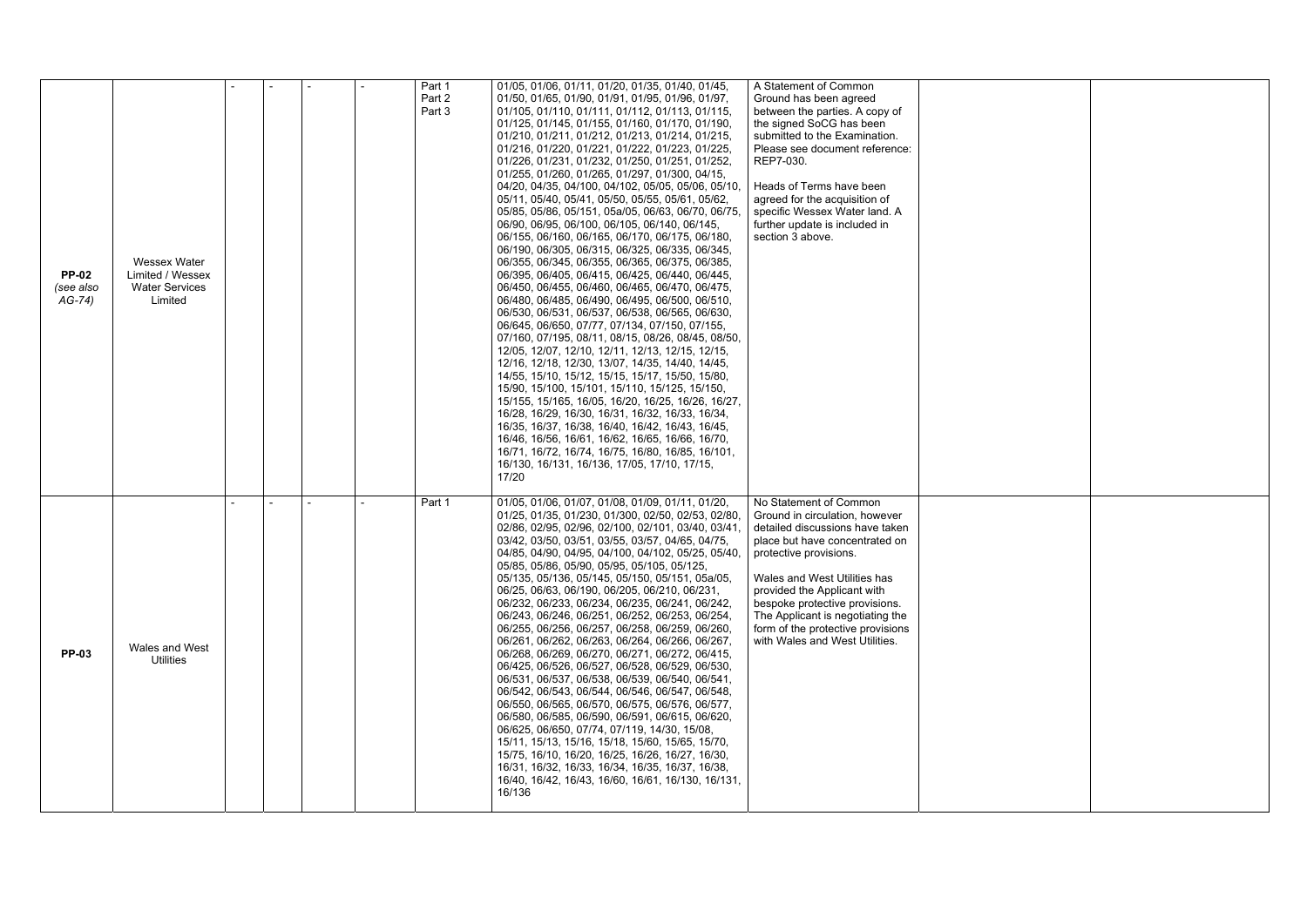| | | | | | | | | | | |
|---|---|---|---|---|---|---|---|---|---|---|
| **PP-02** *(see also AG-74)* | Wessex Water Limited / Wessex Water Services Limited | - | - | - | - | Part 1 Part 2 Part 3 | 01/05, 01/06, 01/11, 01/20, 01/35, 01/40, 01/45, 01/50, 01/65, 01/90, 01/91, 01/95, 01/96, 01/97, 01/105, 01/110, 01/111, 01/112, 01/113, 01/115, 01/125, 01/145, 01/155, 01/160, 01/170, 01/190, 01/210, 01/211, 01/212, 01/213, 01/214, 01/215, 01/216, 01/220, 01/221, 01/222, 01/223, 01/225, 01/226, 01/231, 01/232, 01/250, 01/251, 01/252, 01/255, 01/260, 01/265, 01/297, 01/300, 04/15, 04/20, 04/35, 04/100, 04/102, 05/05, 05/06, 05/10, 05/11, 05/40, 05/41, 05/50, 05/55, 05/61, 05/62, 05/85, 05/86, 05/151, 05a/05, 06/63, 06/70, 06/75, 06/90, 06/95, 06/100, 06/105, 06/140, 06/145, 06/155, 06/160, 06/165, 06/170, 06/175, 06/180, 06/190, 06/305, 06/315, 06/325, 06/335, 06/345, 06/355, 06/345, 06/355, 06/365, 06/375, 06/385, 06/395, 06/405, 06/415, 06/425, 06/440, 06/445, 06/450, 06/455, 06/460, 06/465, 06/470, 06/475, 06/480, 06/485, 06/490, 06/495, 06/500, 06/510, 06/530, 06/531, 06/537, 06/538, 06/565, 06/630, 06/645, 06/650, 07/77, 07/134, 07/150, 07/155, 07/160, 07/195, 08/11, 08/15, 08/26, 08/45, 08/50, 12/05, 12/07, 12/10, 12/11, 12/13, 12/15, 12/15, 12/16, 12/18, 12/30, 13/07, 14/35, 14/40, 14/45, 14/55, 15/10, 15/12, 15/15, 15/17, 15/50, 15/80, 15/90, 15/100, 15/101, 15/110, 15/125, 15/150, 15/155, 15/165, 16/05, 16/20, 16/25, 16/26, 16/27, 16/28, 16/29, 16/30, 16/31, 16/32, 16/33, 16/34, 16/35, 16/37, 16/38, 16/40, 16/42, 16/43, 16/45, 16/46, 16/56, 16/61, 16/62, 16/65, 16/66, 16/70, 16/71, 16/72, 16/74, 16/75, 16/80, 16/85, 16/101, 16/130, 16/131, 16/136, 17/05, 17/10, 17/15, 17/20 | A Statement of Common Ground has been agreed between the parties. A copy of the signed SoCG has been submitted to the Examination. Please see document reference: REP7-030.<br><br>Heads of Terms have been agreed for the acquisition of specific Wessex Water land. A further update is included in section 3 above. | | |
| **PP-03** | Wales and West Utilities | - | - | - | - | Part 1 | 01/05, 01/06, 01/07, 01/08, 01/09, 01/11, 01/20, 01/25, 01/35, 01/230, 01/300, 02/50, 02/53, 02/80, 02/86, 02/95, 02/96, 02/100, 02/101, 03/40, 03/41, 03/42, 03/50, 03/51, 03/55, 03/57, 04/65, 04/75, 04/85, 04/90, 04/95, 04/100, 04/102, 05/25, 05/40, 05/85, 05/86, 05/90, 05/95, 05/105, 05/125, 05/135, 05/136, 05/145, 05/150, 05/151, 05a/05, 06/25, 06/63, 06/190, 06/205, 06/210, 06/231, 06/232, 06/233, 06/234, 06/235, 06/241, 06/242, 06/243, 06/246, 06/251, 06/252, 06/253, 06/254, 06/255, 06/256, 06/257, 06/258, 06/259, 06/260, 06/261, 06/262, 06/263, 06/264, 06/266, 06/267, 06/268, 06/269, 06/270, 06/271, 06/272, 06/415, 06/425, 06/526, 06/527, 06/528, 06/529, 06/530, 06/531, 06/537, 06/538, 06/539, 06/540, 06/541, 06/542, 06/543, 06/544, 06/546, 06/547, 06/548, 06/550, 06/565, 06/570, 06/575, 06/576, 06/577, 06/580, 06/585, 06/590, 06/591, 06/615, 06/620, 06/625, 06/650, 07/74, 07/119, 14/30, 15/08, 15/11, 15/13, 15/16, 15/18, 15/60, 15/65, 15/70, 15/75, 16/10, 16/20, 16/25, 16/26, 16/27, 16/30, 16/31, 16/32, 16/33, 16/34, 16/35, 16/37, 16/38, 16/40, 16/42, 16/43, 16/60, 16/61, 16/130, 16/131, 16/136 | No Statement of Common Ground in circulation, however detailed discussions have taken place but have concentrated on protective provisions.<br><br>Wales and West Utilities has provided the Applicant with bespoke protective provisions. The Applicant is negotiating the form of the protective provisions with Wales and West Utilities. | | |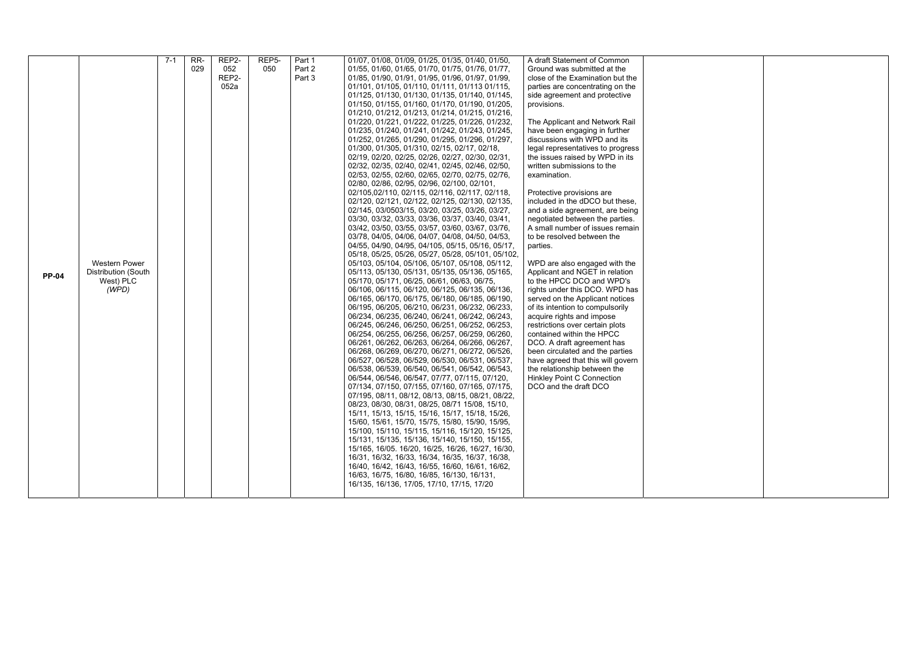| PP-04 | Western Power Distribution (South West) PLC *(WPD)* | 7-1 | RR-029 | REP2-052 REP2-052a | REP5-050 | Part 1 Part 2 Part 3 | 01/07, 01/08, 01/09, 01/25, 01/35, 01/40, 01/50, 01/55, 01/60, 01/65, 01/70, 01/75, 01/76, 01/77, 01/85, 01/90, 01/91, 01/95, 01/96, 01/97, 01/99, 01/101, 01/105, 01/110, 01/111, 01/113 01/115, 01/125, 01/130, 01/130, 01/135, 01/140, 01/145, 01/150, 01/155, 01/160, 01/170, 01/190, 01/205, 01/210, 01/212, 01/213, 01/214, 01/215, 01/216, 01/220, 01/221, 01/222, 01/225, 01/226, 01/232, 01/235, 01/240, 01/241, 01/242, 01/243, 01/245, 01/252, 01/265, 01/290, 01/295, 01/296, 01/297, 01/300, 01/305, 01/310, 02/15, 02/17, 02/18, 02/19, 02/20, 02/25, 02/26, 02/27, 02/30, 02/31, 02/32, 02/35, 02/40, 02/41, 02/45, 02/46, 02/50, 02/53, 02/55, 02/60, 02/65, 02/70, 02/75, 02/76, 02/80, 02/86, 02/95, 02/96, 02/100, 02/101, 02/105,02/110, 02/115, 02/116, 02/117, 02/118, 02/120, 02/121, 02/122, 02/125, 02/130, 02/135, 02/145, 03/0503/15, 03/20, 03/25, 03/26, 03/27, 03/30, 03/32, 03/33, 03/36, 03/37, 03/40, 03/41, 03/42, 03/50, 03/55, 03/57, 03/60, 03/67, 03/76, 03/78, 04/05, 04/06, 04/07, 04/08, 04/50, 04/53, 04/55, 04/90, 04/95, 04/105, 05/15, 05/16, 05/17, 05/18, 05/25, 05/26, 05/27, 05/28, 05/101, 05/102, 05/103, 05/104, 05/106, 05/107, 05/108, 05/112, 05/113, 05/130, 05/131, 05/135, 05/136, 05/165, 05/170, 05/171, 06/25, 06/61, 06/63, 06/75, 06/106, 06/115, 06/120, 06/125, 06/135, 06/136, 06/165, 06/170, 06/175, 06/180, 06/185, 06/190, 06/195, 06/205, 06/210, 06/231, 06/232, 06/233, 06/234, 06/235, 06/240, 06/241, 06/242, 06/243, 06/245, 06/246, 06/250, 06/251, 06/252, 06/253, 06/254, 06/255, 06/256, 06/257, 06/259, 06/260, 06/261, 06/262, 06/263, 06/264, 06/266, 06/267, 06/268, 06/269, 06/270, 06/271, 06/272, 06/526, 06/527, 06/528, 06/529, 06/530, 06/531, 06/537, 06/538, 06/539, 06/540, 06/541, 06/542, 06/543, 06/544, 06/546, 06/547, 07/77, 07/115, 07/120, 07/134, 07/150, 07/155, 07/160, 07/165, 07/175, 07/195, 08/11, 08/12, 08/13, 08/15, 08/21, 08/22, 08/23, 08/30, 08/31, 08/25, 08/71 15/08, 15/10, 15/11, 15/13, 15/15, 15/16, 15/17, 15/18, 15/26, 15/60, 15/61, 15/70, 15/75, 15/80, 15/90, 15/95, 15/100, 15/110, 15/115, 15/116, 15/120, 15/125, 15/131, 15/135, 15/136, 15/140, 15/150, 15/155, 15/165, 16/05. 16/20, 16/25, 16/26, 16/27, 16/30, 16/31, 16/32, 16/33, 16/34, 16/35, 16/37, 16/38, 16/40, 16/42, 16/43, 16/55, 16/60, 16/61, 16/62, 16/63, 16/75, 16/80, 16/85, 16/130, 16/131, 16/135, 16/136, 17/05, 17/10, 17/15, 17/20 | A draft Statement of Common Ground was submitted at the close of the Examination but the parties are concentrating on the side agreement and protective provisions.<br><br>The Applicant and Network Rail have been engaging in further discussions with WPD and its legal representatives to progress the issues raised by WPD in its written submissions to the examination.<br><br>Protective provisions are included in the dDCO but these, and a side agreement, are being negotiated between the parties. A small number of issues remain to be resolved between the parties.<br><br>WPD are also engaged with the Applicant and NGET in relation to the HPCC DCO and WPD's rights under this DCO. WPD has served on the Applicant notices of its intention to compulsorily acquire rights and impose restrictions over certain plots contained within the HPCC DCO. A draft agreement has been circulated and the parties have agreed that this will govern the relationship between the Hinkley Point C Connection DCO and the draft DCO | | |
|---|---|---|---|---|---|---|---|---|---|---|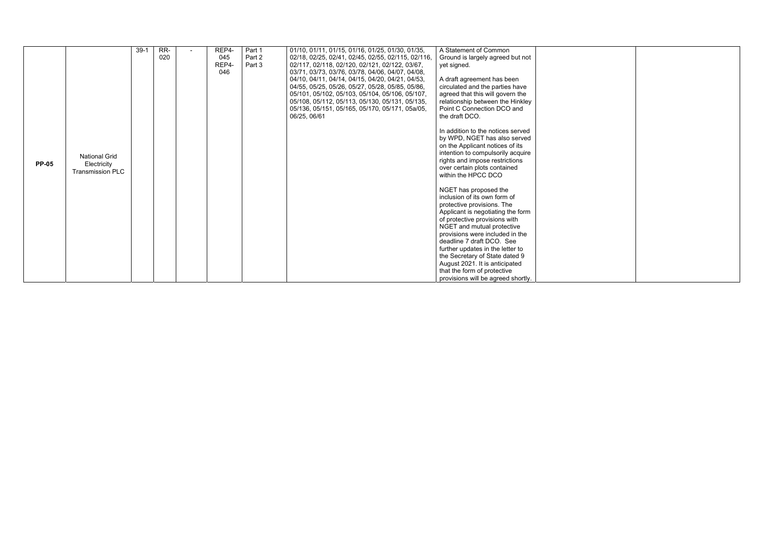| | | | | | | | | | | |
|---|---|---|---|---|---|---|---|---|---|---|
| **PP-05** | National Grid Electricity Transmission PLC | 39-1 | RR-020 | - | REP4-045 REP4-046 | Part 1 Part 2 Part 3 | 01/10, 01/11, 01/15, 01/16, 01/25, 01/30, 01/35, 02/18, 02/25, 02/41, 02/45, 02/55, 02/115, 02/116, 02/117, 02/118, 02/120, 02/121, 02/122, 03/67, 03/71, 03/73, 03/76, 03/78, 04/06, 04/07, 04/08, 04/10, 04/11, 04/14, 04/15, 04/20, 04/21, 04/53, 04/55, 05/25, 05/26, 05/27, 05/28, 05/85, 05/86, 05/101, 05/102, 05/103, 05/104, 05/106, 05/107, 05/108, 05/112, 05/113, 05/130, 05/131, 05/135, 05/136, 05/151, 05/165, 05/170, 05/171, 05a/05, 06/25, 06/61 | A Statement of Common Ground is largely agreed but not yet signed.<br><br>A draft agreement has been circulated and the parties have agreed that this will govern the relationship between the Hinkley Point C Connection DCO and the draft DCO.<br><br>In addition to the notices served by WPD, NGET has also served on the Applicant notices of its intention to compulsorily acquire rights and impose restrictions over certain plots contained within the HPCC DCO<br><br>NGET has proposed the inclusion of its own form of protective provisions. The Applicant is negotiating the form of protective provisions with NGET and mutual protective provisions were included in the deadline 7 draft DCO. See further updates in the letter to the Secretary of State dated 9 August 2021. It is anticipated that the form of protective provisions will be agreed shortly. | | |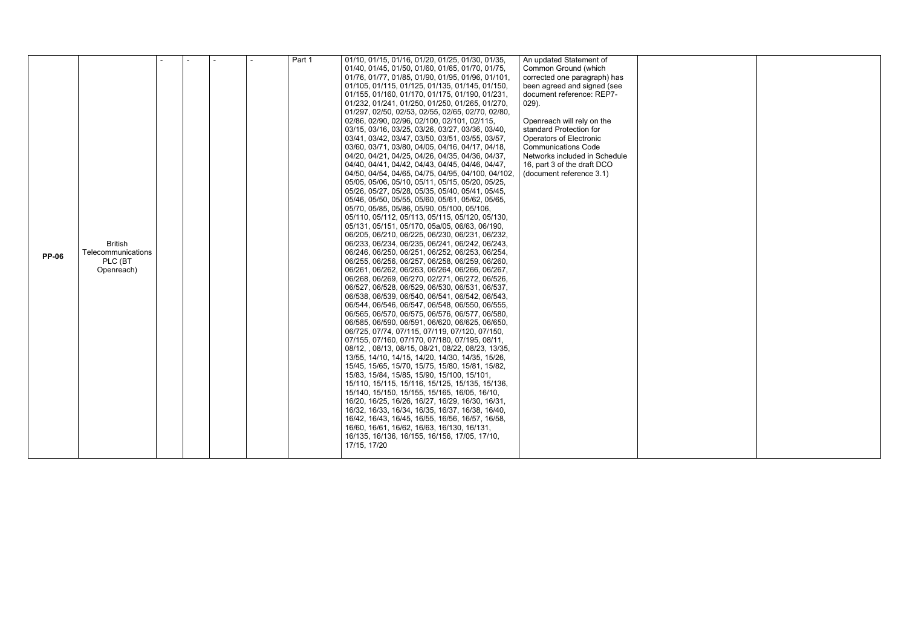| | | | | | | | | | | |
|---|---|---|---|---|---|---|---|---|---|---|
| **PP-06** | British Telecommunications PLC (BT Openreach) | - | - | - | - | Part 1 | 01/10, 01/15, 01/16, 01/20, 01/25, 01/30, 01/35, 01/40, 01/45, 01/50, 01/60, 01/65, 01/70, 01/75, 01/76, 01/77, 01/85, 01/90, 01/95, 01/96, 01/101, 01/105, 01/115, 01/125, 01/135, 01/145, 01/150, 01/155, 01/160, 01/170, 01/175, 01/190, 01/231, 01/232, 01/241, 01/250, 01/250, 01/265, 01/270, 01/297, 02/50, 02/53, 02/55, 02/65, 02/70, 02/80, 02/86, 02/90, 02/96, 02/100, 02/101, 02/115, 03/15, 03/16, 03/25, 03/26, 03/27, 03/36, 03/40, 03/41, 03/42, 03/47, 03/50, 03/51, 03/55, 03/57, 03/60, 03/71, 03/80, 04/05, 04/16, 04/17, 04/18, 04/20, 04/21, 04/25, 04/26, 04/35, 04/36, 04/37, 04/40, 04/41, 04/42, 04/43, 04/45, 04/46, 04/47, 04/50, 04/54, 04/65, 04/75, 04/95, 04/100, 04/102, 05/05, 05/06, 05/10, 05/11, 05/15, 05/20, 05/25, 05/26, 05/27, 05/28, 05/35, 05/40, 05/41, 05/45, 05/46, 05/50, 05/55, 05/60, 05/61, 05/62, 05/65, 05/70, 05/85, 05/86, 05/90, 05/100, 05/106, 05/110, 05/112, 05/113, 05/115, 05/120, 05/130, 05/131, 05/151, 05/170, 05a/05, 06/63, 06/190, 06/205, 06/210, 06/225, 06/230, 06/231, 06/232, 06/233, 06/234, 06/235, 06/241, 06/242, 06/243, 06/246, 06/250, 06/251, 06/252, 06/253, 06/254, 06/255, 06/256, 06/257, 06/258, 06/259, 06/260, 06/261, 06/262, 06/263, 06/264, 06/266, 06/267, 06/268, 06/269, 06/270, 02/271, 06/272, 06/526, 06/527, 06/528, 06/529, 06/530, 06/531, 06/537, 06/538, 06/539, 06/540, 06/541, 06/542, 06/543, 06/544, 06/546, 06/547, 06/548, 06/550, 06/555, 06/565, 06/570, 06/575, 06/576, 06/577, 06/580, 06/585, 06/590, 06/591, 06/620, 06/625, 06/650, 06/725, 07/74, 07/115, 07/119, 07/120, 07/150, 07/155, 07/160, 07/170, 07/180, 07/195, 08/11, 08/12, , 08/13, 08/15, 08/21, 08/22, 08/23, 13/35, 13/55, 14/10, 14/15, 14/20, 14/30, 14/35, 15/26, 15/45, 15/65, 15/70, 15/75, 15/80, 15/81, 15/82, 15/83, 15/84, 15/85, 15/90, 15/100, 15/101, 15/110, 15/115, 15/116, 15/125, 15/135, 15/136, 15/140, 15/150, 15/155, 15/165, 16/05, 16/10, 16/20, 16/25, 16/26, 16/27, 16/29, 16/30, 16/31, 16/32, 16/33, 16/34, 16/35, 16/37, 16/38, 16/40, 16/42, 16/43, 16/45, 16/55, 16/56, 16/57, 16/58, 16/60, 16/61, 16/62, 16/63, 16/130, 16/131, 16/135, 16/136, 16/155, 16/156, 17/05, 17/10, 17/15, 17/20 | An updated Statement of Common Ground (which corrected one paragraph) has been agreed and signed (see document reference: REP7-029).<br><br>Openreach will rely on the standard Protection for Operators of Electronic Communications Code Networks included in Schedule 16, part 3 of the draft DCO (document reference 3.1) | | |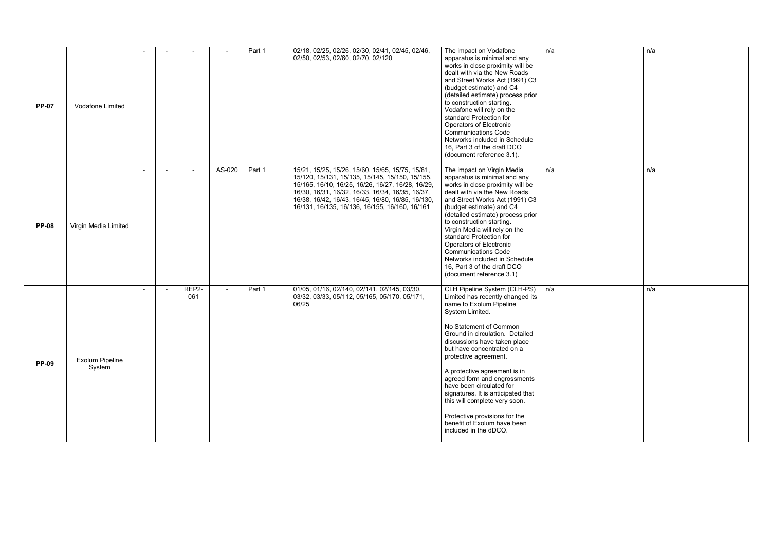| | | | | | | | | | | |
|---|---|---|---|---|---|---|---|---|---|---|
| **PP-07** | Vodafone Limited | - | - | - | - | Part 1 | 02/18, 02/25, 02/26, 02/30, 02/41, 02/45, 02/46, 02/50, 02/53, 02/60, 02/70, 02/120 | The impact on Vodafone apparatus is minimal and any works in close proximity will be dealt with via the New Roads and Street Works Act (1991) C3 (budget estimate) and C4 (detailed estimate) process prior to construction starting. Vodafone will rely on the standard Protection for Operators of Electronic Communications Code Networks included in Schedule 16, Part 3 of the draft DCO (document reference 3.1). | n/a | n/a |
| **PP-08** | Virgin Media Limited | - | - | - | AS-020 | Part 1 | 15/21, 15/25, 15/26, 15/60, 15/65, 15/75, 15/81, 15/120, 15/131, 15/135, 15/145, 15/150, 15/155, 15/165, 16/10, 16/25, 16/26, 16/27, 16/28, 16/29, 16/30, 16/31, 16/32, 16/33, 16/34, 16/35, 16/37, 16/38, 16/42, 16/43, 16/45, 16/80, 16/85, 16/130, 16/131, 16/135, 16/136, 16/155, 16/160, 16/161 | The impact on Virgin Media apparatus is minimal and any works in close proximity will be dealt with via the New Roads and Street Works Act (1991) C3 (budget estimate) and C4 (detailed estimate) process prior to construction starting. Virgin Media will rely on the standard Protection for Operators of Electronic Communications Code Networks included in Schedule 16, Part 3 of the draft DCO (document reference 3.1) | n/a | n/a |
| **PP-09** | Exolum Pipeline System | - | - | REP2-061 | - | Part 1 | 01/05, 01/16, 02/140, 02/141, 02/145, 03/30, 03/32, 03/33, 05/112, 05/165, 05/170, 05/171, 06/25 | CLH Pipeline System (CLH-PS) Limited has recently changed its name to Exolum Pipeline System Limited.<br><br>No Statement of Common Ground in circulation. Detailed discussions have taken place but have concentrated on a protective agreement.<br><br>A protective agreement is in agreed form and engrossments have been circulated for signatures. It is anticipated that this will complete very soon.<br><br>Protective provisions for the benefit of Exolum have been included in the dDCO. | n/a | n/a |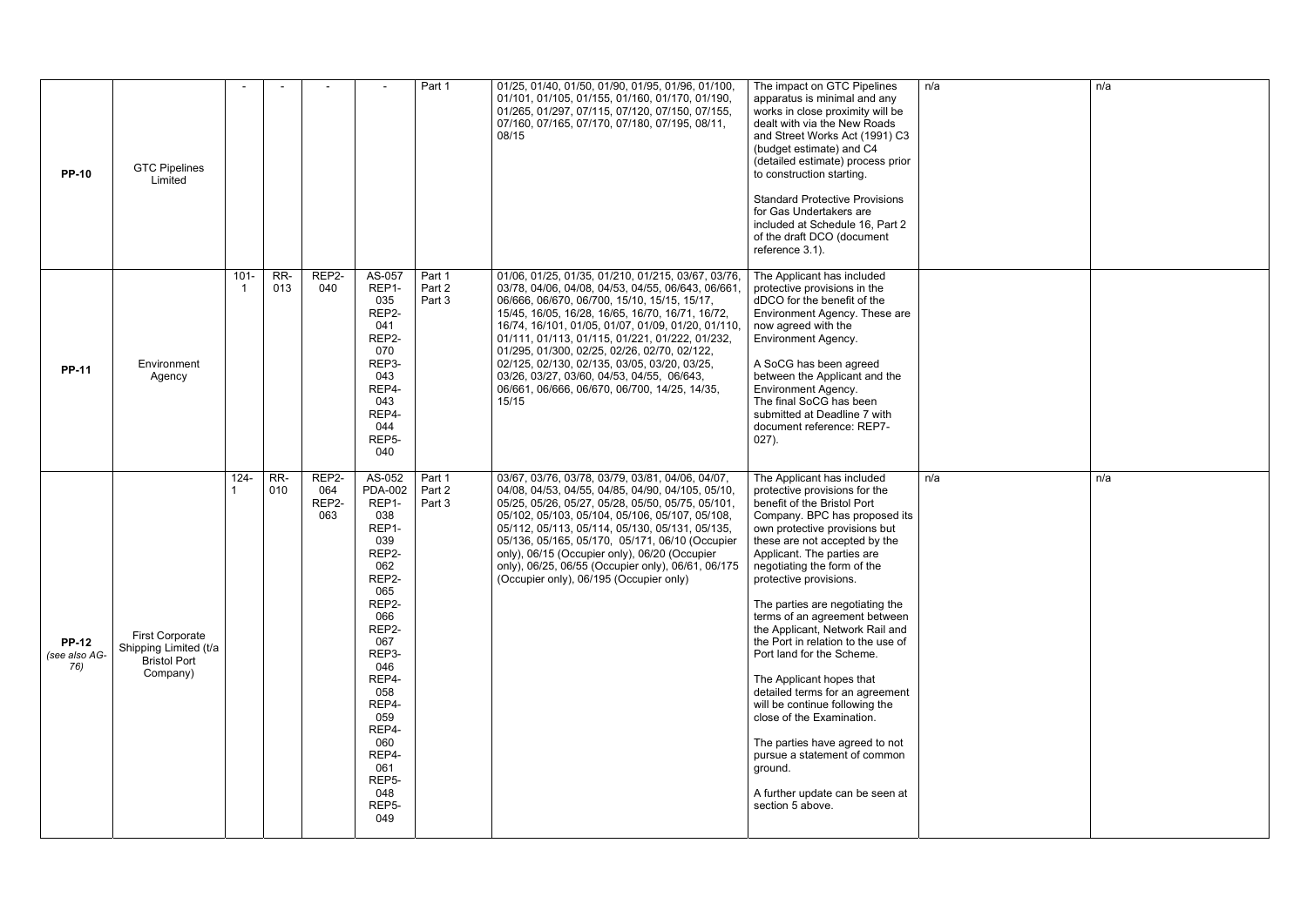| | | | | | | | | | | |
|---|---|---|---|---|---|---|---|---|---|---|
| **PP-10** | GTC Pipelines Limited | - | - | - | - | Part 1 | 01/25, 01/40, 01/50, 01/90, 01/95, 01/96, 01/100, 01/101, 01/105, 01/155, 01/160, 01/170, 01/190, 01/265, 01/297, 07/115, 07/120, 07/150, 07/155, 07/160, 07/165, 07/170, 07/180, 07/195, 08/11, 08/15 | The impact on GTC Pipelines apparatus is minimal and any works in close proximity will be dealt with via the New Roads and Street Works Act (1991) C3 (budget estimate) and C4 (detailed estimate) process prior to construction starting.<br><br>Standard Protective Provisions for Gas Undertakers are included at Schedule 16, Part 2 of the draft DCO (document reference 3.1). | n/a | n/a |
| **PP-11** | Environment Agency | 101-1 | RR-013 | REP2-040 | AS-057 REP1-035 REP2-041 REP2-070 REP3-043 REP4-043 REP4-044 REP5-040 | Part 1 Part 2 Part 3 | 01/06, 01/25, 01/35, 01/210, 01/215, 03/67, 03/76, 03/78, 04/06, 04/08, 04/53, 04/55, 06/643, 06/661, 06/666, 06/670, 06/700, 15/10, 15/15, 15/17, 15/45, 16/05, 16/28, 16/65, 16/70, 16/71, 16/72, 16/74, 16/101, 01/05, 01/07, 01/09, 01/20, 01/110, 01/111, 01/113, 01/115, 01/221, 01/222, 01/232, 01/295, 01/300, 02/25, 02/26, 02/70, 02/122, 02/125, 02/130, 02/135, 03/05, 03/20, 03/25, 03/26, 03/27, 03/60, 04/53, 04/55, 06/643, 06/661, 06/666, 06/670, 06/700, 14/25, 14/35, 15/15 | The Applicant has included protective provisions in the dDCO for the benefit of the Environment Agency. These are now agreed with the Environment Agency.<br><br>A SoCG has been agreed between the Applicant and the Environment Agency.<br>The final SoCG has been submitted at Deadline 7 with document reference: REP7-027). | | |
| **PP-12** *(see also AG-76)* | First Corporate Shipping Limited (t/a Bristol Port Company) | 124-1 | RR-010 | REP2-064 REP2-063 | AS-052 PDA-002 REP1-038 REP1-039 REP2-062 REP2-065 REP2-066 REP2-067 REP3-046 REP4-058 REP4-059 REP4-060 REP4-061 REP5-048 REP5-049 | Part 1 Part 2 Part 3 | 03/67, 03/76, 03/78, 03/79, 03/81, 04/06, 04/07, 04/08, 04/53, 04/55, 04/85, 04/90, 04/105, 05/10, 05/25, 05/26, 05/27, 05/28, 05/50, 05/75, 05/101, 05/102, 05/103, 05/104, 05/106, 05/107, 05/108, 05/112, 05/113, 05/114, 05/130, 05/131, 05/135, 05/136, 05/165, 05/170, 05/171, 06/10 (Occupier only), 06/15 (Occupier only), 06/20 (Occupier only), 06/25, 06/55 (Occupier only), 06/61, 06/175 (Occupier only), 06/195 (Occupier only) | The Applicant has included protective provisions for the benefit of the Bristol Port Company. BPC has proposed its own protective provisions but these are not accepted by the Applicant. The parties are negotiating the form of the protective provisions.<br><br>The parties are negotiating the terms of an agreement between the Applicant, Network Rail and the Port in relation to the use of Port land for the Scheme.<br><br>The Applicant hopes that detailed terms for an agreement will be continue following the close of the Examination.<br><br>The parties have agreed to not pursue a statement of common ground.<br><br>A further update can be seen at section 5 above. | n/a | n/a |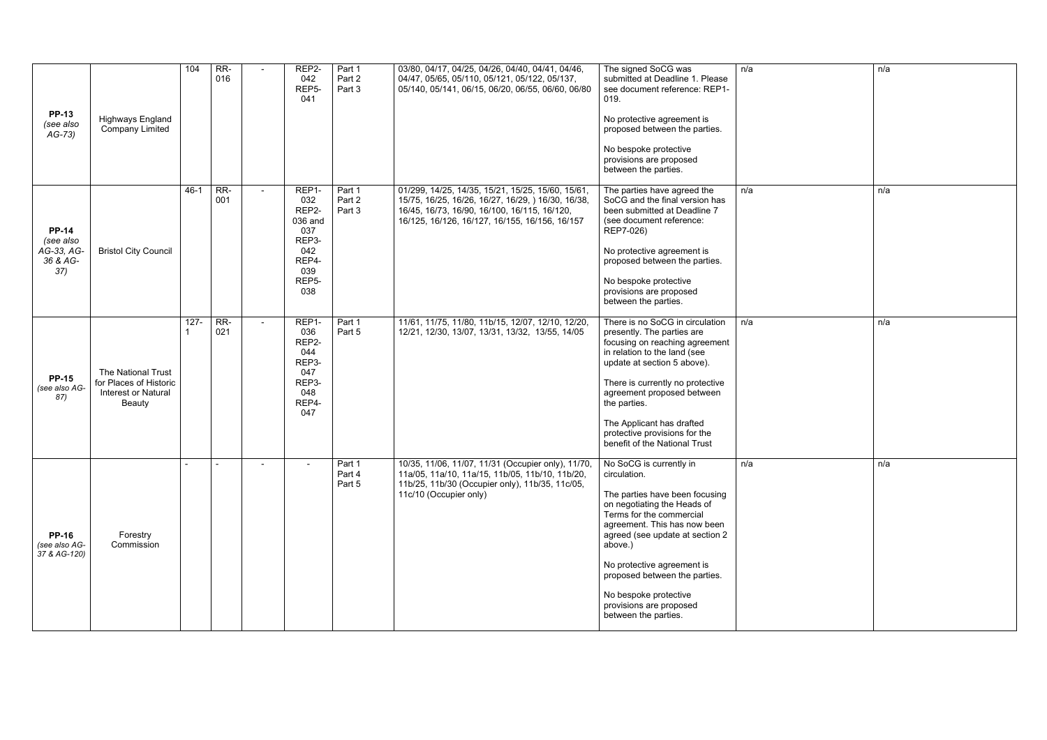| | | | | | | | | | | |
|---|---|---|---|---|---|---|---|---|---|---|
| **PP-13** *(see also AG-73)* | Highways England Company Limited | 104 | RR-016 | - | REP2-042 REP5-041 | Part 1 Part 2 Part 3 | 03/80, 04/17, 04/25, 04/26, 04/40, 04/41, 04/46, 04/47, 05/65, 05/110, 05/121, 05/122, 05/137, 05/140, 05/141, 06/15, 06/20, 06/55, 06/60, 06/80 | The signed SoCG was submitted at Deadline 1. Please see document reference: REP1-019.<br><br>No protective agreement is proposed between the parties.<br><br>No bespoke protective provisions are proposed between the parties. | n/a | n/a |
| **PP-14** *(see also AG-33, AG-36 & AG-37)* | Bristol City Council | 46-1 | RR-001 | - | REP1-032 REP2-036 and 037 REP3-042 REP4-039 REP5-038 | Part 1 Part 2 Part 3 | 01/299, 14/25, 14/35, 15/21, 15/25, 15/60, 15/61, 15/75, 16/25, 16/26, 16/27, 16/29, ) 16/30, 16/38, 16/45, 16/73, 16/90, 16/100, 16/115, 16/120, 16/125, 16/126, 16/127, 16/155, 16/156, 16/157 | The parties have agreed the SoCG and the final version has been submitted at Deadline 7 (see document reference: REP7-026)<br><br>No protective agreement is proposed between the parties.<br><br>No bespoke protective provisions are proposed between the parties. | n/a | n/a |
| **PP-15** *(see also AG-87)* | The National Trust for Places of Historic Interest or Natural Beauty | 127-1 | RR-021 | - | REP1-036 REP2-044 REP3-047 REP3-048 REP4-047 | Part 1 Part 5 | 11/61, 11/75, 11/80, 11b/15, 12/07, 12/10, 12/20, 12/21, 12/30, 13/07, 13/31, 13/32, 13/55, 14/05 | There is no SoCG in circulation presently. The parties are focusing on reaching agreement in relation to the land (see update at section 5 above).<br><br>There is currently no protective agreement proposed between the parties.<br><br>The Applicant has drafted protective provisions for the benefit of the National Trust | n/a | n/a |
| **PP-16** *(see also AG-37 & AG-120)* | Forestry Commission | - | - | - | - | Part 1 Part 4 Part 5 | 10/35, 11/06, 11/07, 11/31 (Occupier only), 11/70, 11a/05, 11a/10, 11a/15, 11b/05, 11b/10, 11b/20, 11b/25, 11b/30 (Occupier only), 11b/35, 11c/05, 11c/10 (Occupier only) | No SoCG is currently in circulation.<br><br>The parties have been focusing on negotiating the Heads of Terms for the commercial agreement. This has now been agreed (see update at section 2 above.)<br><br>No protective agreement is proposed between the parties.<br><br>No bespoke protective provisions are proposed between the parties. | n/a | n/a |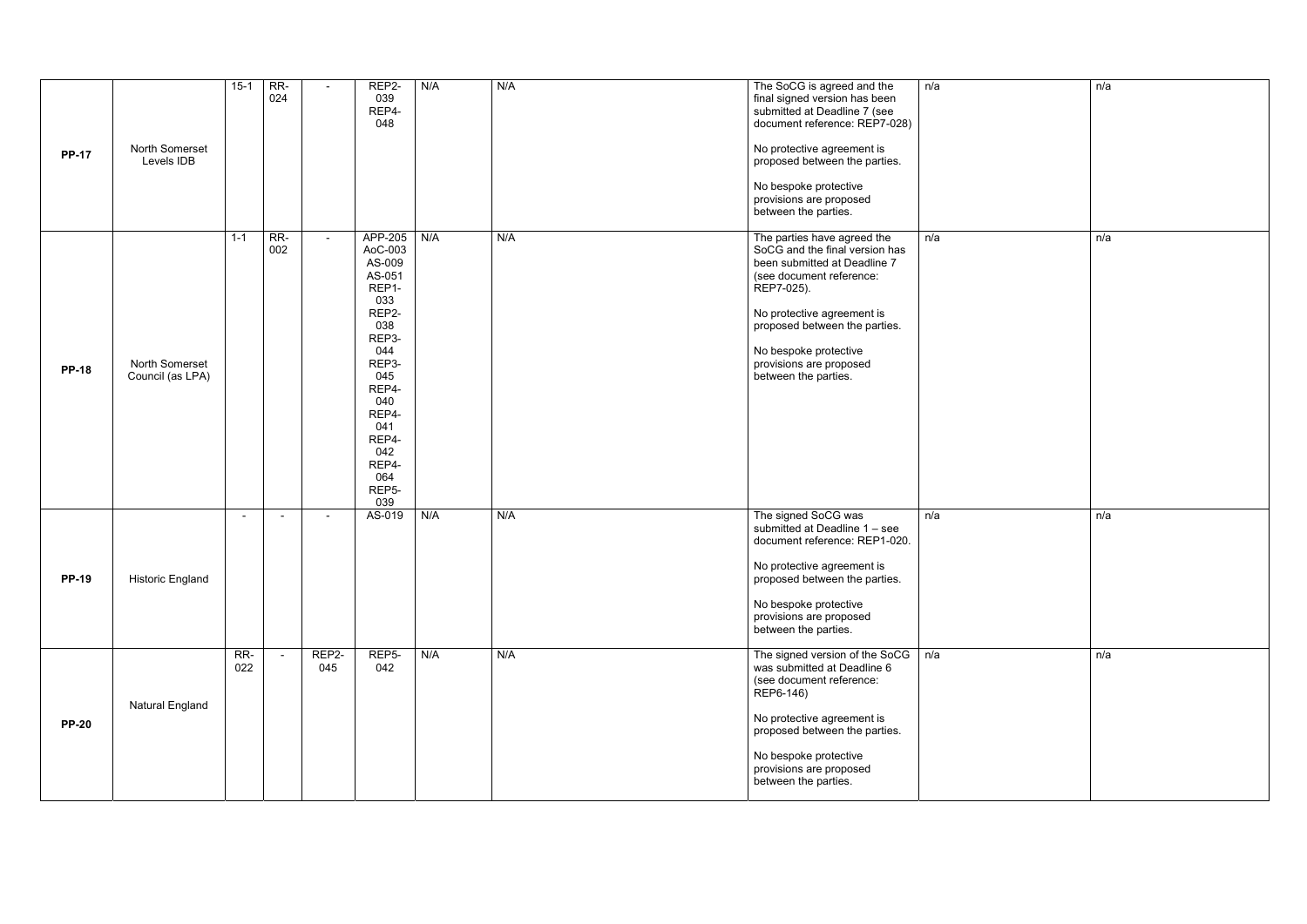| | | | | | | | | | | |
|---|---|---|---|---|---|---|---|---|---|---|
| **PP-17** | North Somerset Levels IDB | 15-1 | RR-024 | - | REP2-039 REP4-048 | N/A | N/A | The SoCG is agreed and the final signed version has been submitted at Deadline 7 (see document reference: REP7-028)<br><br>No protective agreement is proposed between the parties.<br><br>No bespoke protective provisions are proposed between the parties. | n/a | n/a |
| **PP-18** | North Somerset Council (as LPA) | 1-1 | RR-002 | - | APP-205 AoC-003 AS-009 AS-051 REP1-033 REP2-038 REP3-044 REP3-045 REP4-040 REP4-041 REP4-042 REP4-064 REP5-039 | N/A | N/A | The parties have agreed the SoCG and the final version has been submitted at Deadline 7 (see document reference: REP7-025).<br><br>No protective agreement is proposed between the parties.<br><br>No bespoke protective provisions are proposed between the parties. | n/a | n/a |
| **PP-19** | Historic England | - | - | - | AS-019 | N/A | N/A | The signed SoCG was submitted at Deadline 1 – see document reference: REP1-020.<br><br>No protective agreement is proposed between the parties.<br><br>No bespoke protective provisions are proposed between the parties. | n/a | n/a |
| **PP-20** | Natural England | RR-022 | - | REP2-045 | REP5-042 | N/A | N/A | The signed version of the SoCG was submitted at Deadline 6 (see document reference: REP6-146)<br><br>No protective agreement is proposed between the parties.<br><br>No bespoke protective provisions are proposed between the parties. | n/a | n/a |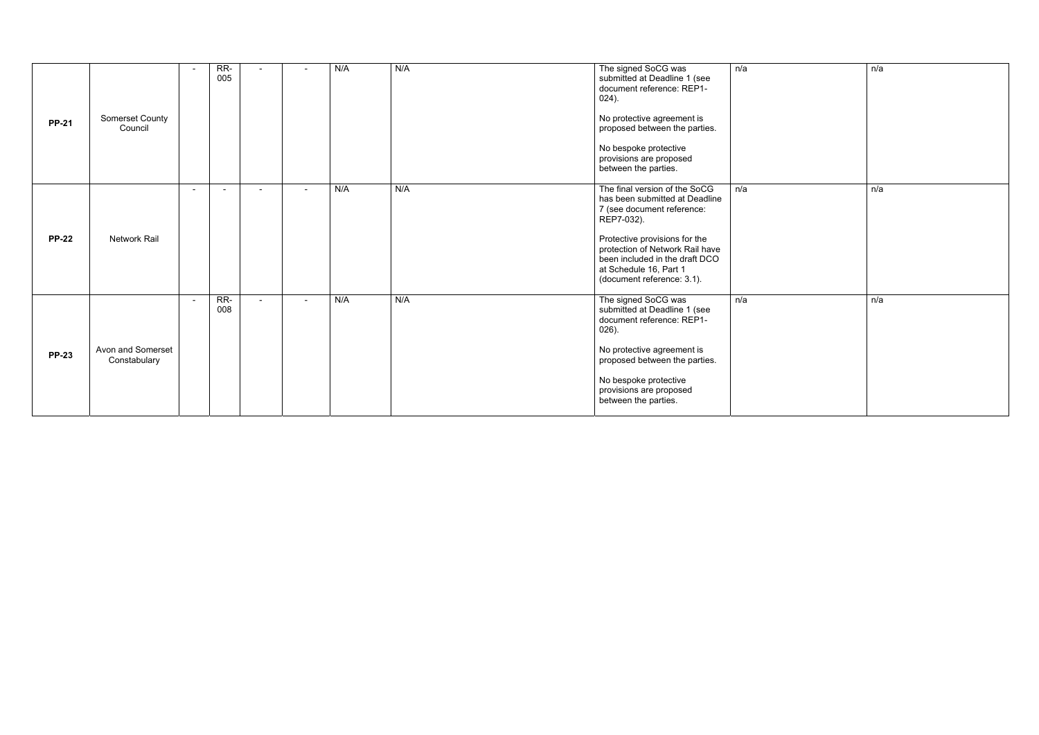| | | | | | | | | | | |
|---|---|---|---|---|---|---|---|---|---|---|
| **PP-21** | Somerset County Council | - | RR-005 | - | - | N/A | N/A | The signed SoCG was submitted at Deadline 1 (see document reference: REP1-024).<br><br>No protective agreement is proposed between the parties.<br><br>No bespoke protective provisions are proposed between the parties. | n/a | n/a |
| **PP-22** | Network Rail | - | - | - | - | N/A | N/A | The final version of the SoCG has been submitted at Deadline 7 (see document reference: REP7-032).<br><br>Protective provisions for the protection of Network Rail have been included in the draft DCO at Schedule 16, Part 1 (document reference: 3.1). | n/a | n/a |
| **PP-23** | Avon and Somerset Constabulary | - | RR-008 | - | - | N/A | N/A | The signed SoCG was submitted at Deadline 1 (see document reference: REP1-026).<br><br>No protective agreement is proposed between the parties.<br><br>No bespoke protective provisions are proposed between the parties. | n/a | n/a |